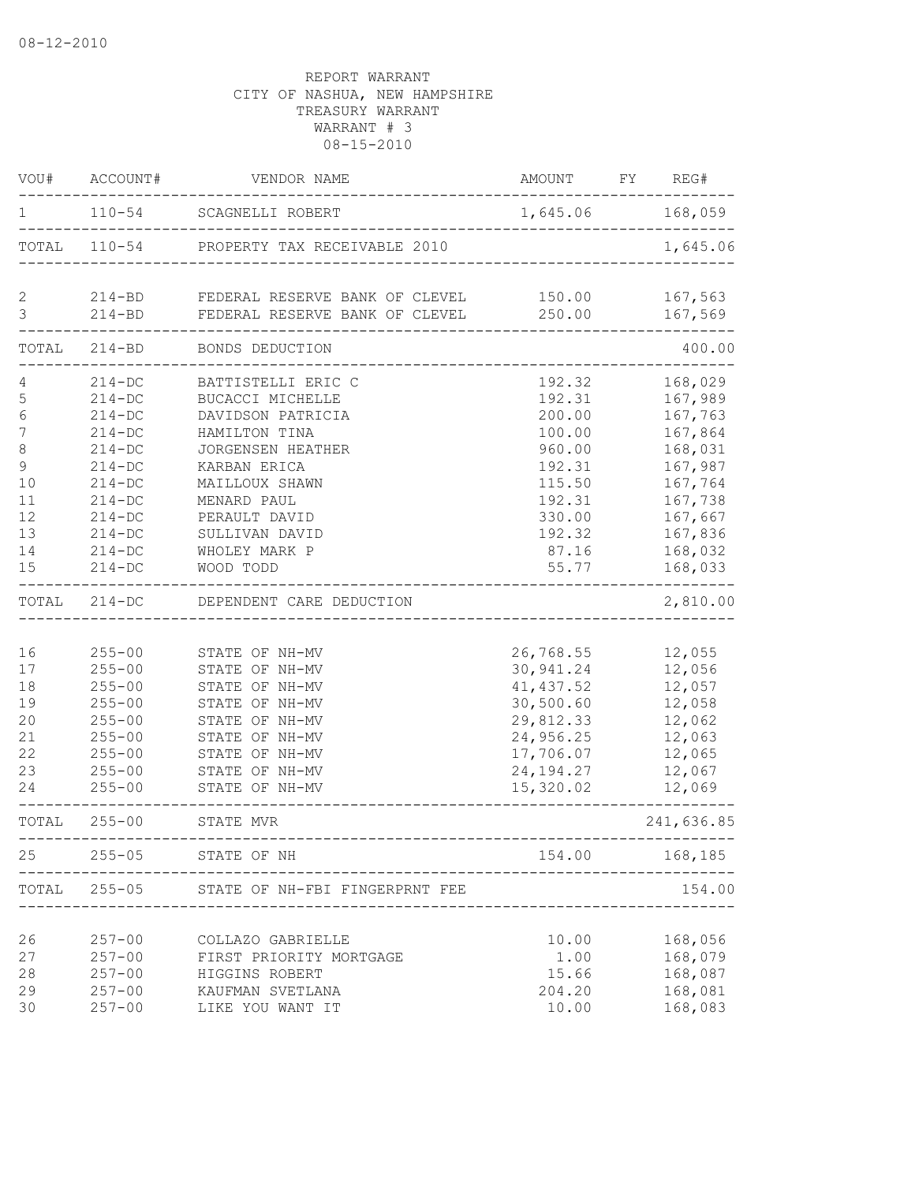08-12-2010

REPORT WARRANT
CITY OF NASHUA, NEW HAMPSHIRE
TREASURY WARRANT
WARRANT # 3
08-15-2010

| VOU# | ACCOUNT# | VENDOR NAME | AMOUNT | FY | REG# |
|---|---|---|---|---|---|
| 1 | 110-54 | SCAGNELLI ROBERT | 1,645.06 | | 168,059 |
| TOTAL | 110-54 | PROPERTY TAX RECEIVABLE 2010 | | | 1,645.06 |
| 2 | 214-BD | FEDERAL RESERVE BANK OF CLEVEL | 150.00 | | 167,563 |
| 3 | 214-BD | FEDERAL RESERVE BANK OF CLEVEL | 250.00 | | 167,569 |
| TOTAL | 214-BD | BONDS DEDUCTION | | | 400.00 |
| 4 | 214-DC | BATTISTELLI ERIC C | 192.32 | | 168,029 |
| 5 | 214-DC | BUCACCI MICHELLE | 192.31 | | 167,989 |
| 6 | 214-DC | DAVIDSON PATRICIA | 200.00 | | 167,763 |
| 7 | 214-DC | HAMILTON TINA | 100.00 | | 167,864 |
| 8 | 214-DC | JORGENSEN HEATHER | 960.00 | | 168,031 |
| 9 | 214-DC | KARBAN ERICA | 192.31 | | 167,987 |
| 10 | 214-DC | MAILLOUX SHAWN | 115.50 | | 167,764 |
| 11 | 214-DC | MENARD PAUL | 192.31 | | 167,738 |
| 12 | 214-DC | PERAULT DAVID | 330.00 | | 167,667 |
| 13 | 214-DC | SULLIVAN DAVID | 192.32 | | 167,836 |
| 14 | 214-DC | WHOLEY MARK P | 87.16 | | 168,032 |
| 15 | 214-DC | WOOD TODD | 55.77 | | 168,033 |
| TOTAL | 214-DC | DEPENDENT CARE DEDUCTION | | | 2,810.00 |
| 16 | 255-00 | STATE OF NH-MV | 26,768.55 | | 12,055 |
| 17 | 255-00 | STATE OF NH-MV | 30,941.24 | | 12,056 |
| 18 | 255-00 | STATE OF NH-MV | 41,437.52 | | 12,057 |
| 19 | 255-00 | STATE OF NH-MV | 30,500.60 | | 12,058 |
| 20 | 255-00 | STATE OF NH-MV | 29,812.33 | | 12,062 |
| 21 | 255-00 | STATE OF NH-MV | 24,956.25 | | 12,063 |
| 22 | 255-00 | STATE OF NH-MV | 17,706.07 | | 12,065 |
| 23 | 255-00 | STATE OF NH-MV | 24,194.27 | | 12,067 |
| 24 | 255-00 | STATE OF NH-MV | 15,320.02 | | 12,069 |
| TOTAL | 255-00 | STATE MVR | | | 241,636.85 |
| 25 | 255-05 | STATE OF NH | 154.00 | | 168,185 |
| TOTAL | 255-05 | STATE OF NH-FBI FINGERPRNT FEE | | | 154.00 |
| 26 | 257-00 | COLLAZO GABRIELLE | 10.00 | | 168,056 |
| 27 | 257-00 | FIRST PRIORITY MORTGAGE | 1.00 | | 168,079 |
| 28 | 257-00 | HIGGINS ROBERT | 15.66 | | 168,087 |
| 29 | 257-00 | KAUFMAN SVETLANA | 204.20 | | 168,081 |
| 30 | 257-00 | LIKE YOU WANT IT | 10.00 | | 168,083 |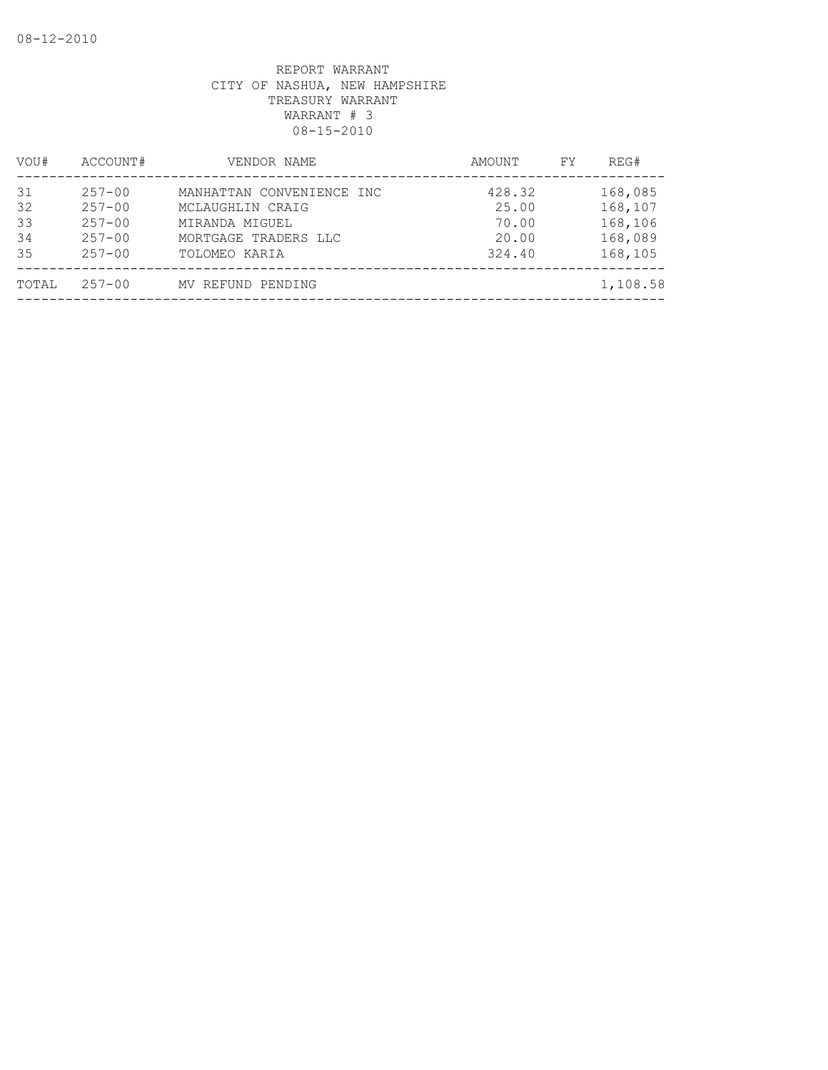REPORT WARRANT
CITY OF NASHUA, NEW HAMPSHIRE
TREASURY WARRANT
WARRANT # 3
08-15-2010

| VOU# | ACCOUNT# | VENDOR NAME | AMOUNT | FY | REG# |
|---|---|---|---|---|---|
| 31 | 257-00 | MANHATTAN CONVENIENCE INC | 428.32 | | 168,085 |
| 32 | 257-00 | MCLAUGHLIN CRAIG | 25.00 | | 168,107 |
| 33 | 257-00 | MIRANDA MIGUEL | 70.00 | | 168,106 |
| 34 | 257-00 | MORTGAGE TRADERS LLC | 20.00 | | 168,089 |
| 35 | 257-00 | TOLOMEO KARIA | 324.40 | | 168,105 |
| TOTAL | 257-00 | MV REFUND PENDING | | | 1,108.58 |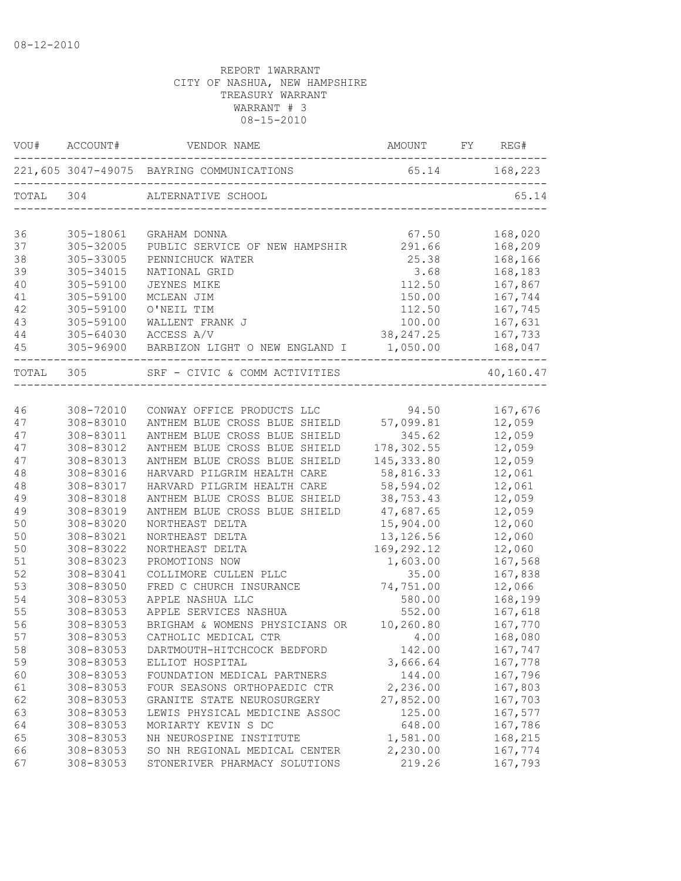08-12-2010

REPORT 1WARRANT
CITY OF NASHUA, NEW HAMPSHIRE
TREASURY WARRANT
WARRANT # 3
08-15-2010

| VOU# | ACCOUNT# | VENDOR NAME | AMOUNT | FY | REG# |
|---|---|---|---|---|---|
| 221,605 | 3047-49075 | BAYRING COMMUNICATIONS | 65.14 | | 168,223 |
| TOTAL | 304 | ALTERNATIVE SCHOOL | | | 65.14 |
| 36 | 305-18061 | GRAHAM DONNA | 67.50 | | 168,020 |
| 37 | 305-32005 | PUBLIC SERVICE OF NEW HAMPSHIR | 291.66 | | 168,209 |
| 38 | 305-33005 | PENNICHUCK WATER | 25.38 | | 168,166 |
| 39 | 305-34015 | NATIONAL GRID | 3.68 | | 168,183 |
| 40 | 305-59100 | JEYNES MIKE | 112.50 | | 167,867 |
| 41 | 305-59100 | MCLEAN JIM | 150.00 | | 167,744 |
| 42 | 305-59100 | O'NEIL TIM | 112.50 | | 167,745 |
| 43 | 305-59100 | WALLENT FRANK J | 100.00 | | 167,631 |
| 44 | 305-64030 | ACCESS A/V | 38,247.25 | | 167,733 |
| 45 | 305-96900 | BARBIZON LIGHT O NEW ENGLAND I | 1,050.00 | | 168,047 |
| TOTAL | 305 | SRF - CIVIC & COMM ACTIVITIES | | | 40,160.47 |
| 46 | 308-72010 | CONWAY OFFICE PRODUCTS LLC | 94.50 | | 167,676 |
| 47 | 308-83010 | ANTHEM BLUE CROSS BLUE SHIELD | 57,099.81 | | 12,059 |
| 47 | 308-83011 | ANTHEM BLUE CROSS BLUE SHIELD | 345.62 | | 12,059 |
| 47 | 308-83012 | ANTHEM BLUE CROSS BLUE SHIELD | 178,302.55 | | 12,059 |
| 47 | 308-83013 | ANTHEM BLUE CROSS BLUE SHIELD | 145,333.80 | | 12,059 |
| 48 | 308-83016 | HARVARD PILGRIM HEALTH CARE | 58,816.33 | | 12,061 |
| 48 | 308-83017 | HARVARD PILGRIM HEALTH CARE | 58,594.02 | | 12,061 |
| 49 | 308-83018 | ANTHEM BLUE CROSS BLUE SHIELD | 38,753.43 | | 12,059 |
| 49 | 308-83019 | ANTHEM BLUE CROSS BLUE SHIELD | 47,687.65 | | 12,059 |
| 50 | 308-83020 | NORTHEAST DELTA | 15,904.00 | | 12,060 |
| 50 | 308-83021 | NORTHEAST DELTA | 13,126.56 | | 12,060 |
| 50 | 308-83022 | NORTHEAST DELTA | 169,292.12 | | 12,060 |
| 51 | 308-83023 | PROMOTIONS NOW | 1,603.00 | | 167,568 |
| 52 | 308-83041 | COLLIMORE CULLEN PLLC | 35.00 | | 167,838 |
| 53 | 308-83050 | FRED C CHURCH INSURANCE | 74,751.00 | | 12,066 |
| 54 | 308-83053 | APPLE NASHUA LLC | 580.00 | | 168,199 |
| 55 | 308-83053 | APPLE SERVICES NASHUA | 552.00 | | 167,618 |
| 56 | 308-83053 | BRIGHAM & WOMENS PHYSICIANS OR | 10,260.80 | | 167,770 |
| 57 | 308-83053 | CATHOLIC MEDICAL CTR | 4.00 | | 168,080 |
| 58 | 308-83053 | DARTMOUTH-HITCHCOCK BEDFORD | 142.00 | | 167,747 |
| 59 | 308-83053 | ELLIOT HOSPITAL | 3,666.64 | | 167,778 |
| 60 | 308-83053 | FOUNDATION MEDICAL PARTNERS | 144.00 | | 167,796 |
| 61 | 308-83053 | FOUR SEASONS ORTHOPAEDIC CTR | 2,236.00 | | 167,803 |
| 62 | 308-83053 | GRANITE STATE NEUROSURGERY | 27,852.00 | | 167,703 |
| 63 | 308-83053 | LEWIS PHYSICAL MEDICINE ASSOC | 125.00 | | 167,577 |
| 64 | 308-83053 | MORIARTY KEVIN S DC | 648.00 | | 167,786 |
| 65 | 308-83053 | NH NEUROSPINE INSTITUTE | 1,581.00 | | 168,215 |
| 66 | 308-83053 | SO NH REGIONAL MEDICAL CENTER | 2,230.00 | | 167,774 |
| 67 | 308-83053 | STONERIVER PHARMACY SOLUTIONS | 219.26 | | 167,793 |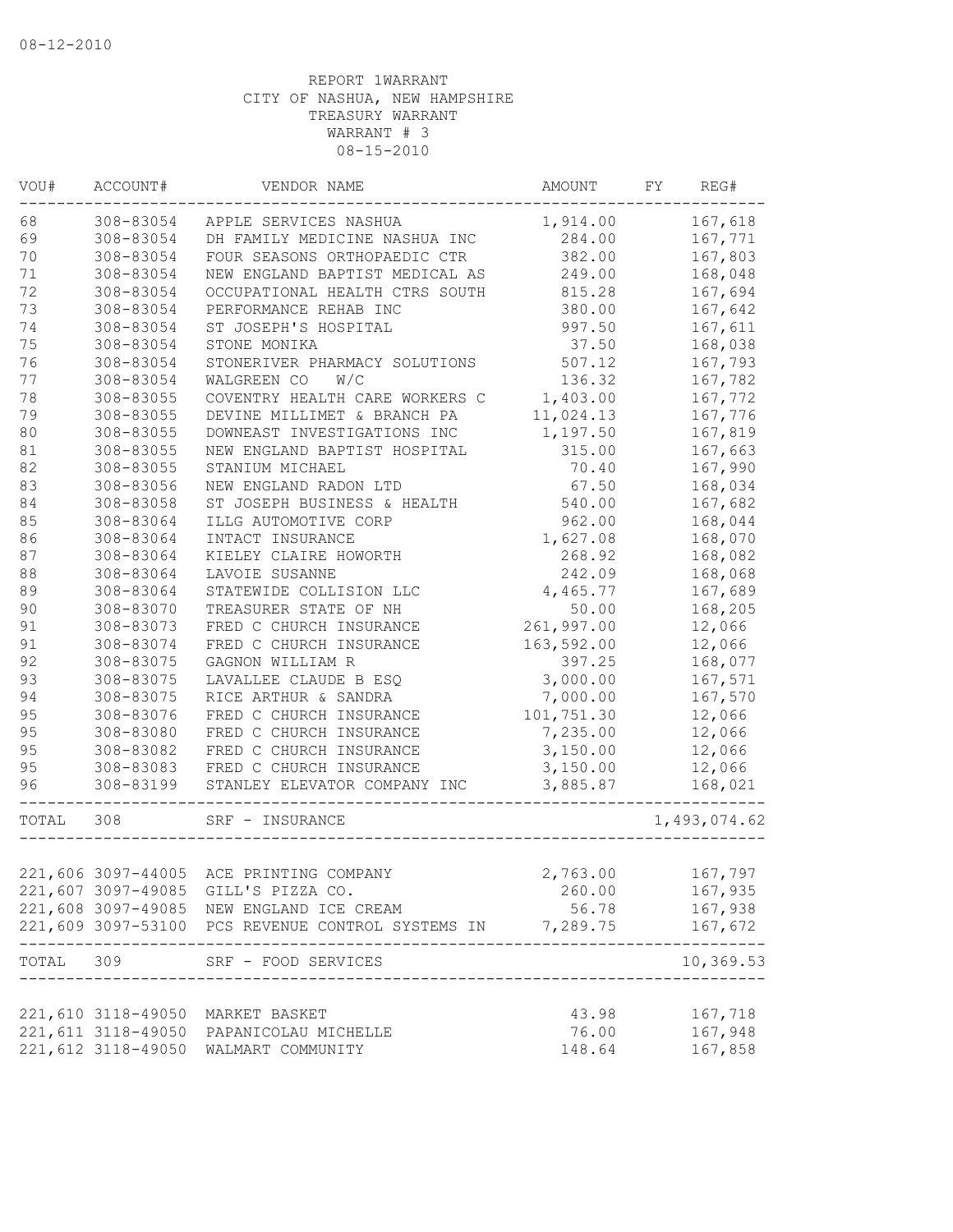08-12-2010

REPORT 1WARRANT
CITY OF NASHUA, NEW HAMPSHIRE
TREASURY WARRANT
WARRANT # 3
08-15-2010

| VOU# | ACCOUNT# | VENDOR NAME | AMOUNT | FY | REG# |
|---|---|---|---|---|---|
| 68 | 308-83054 | APPLE SERVICES NASHUA | 1,914.00 | | 167,618 |
| 69 | 308-83054 | DH FAMILY MEDICINE NASHUA INC | 284.00 | | 167,771 |
| 70 | 308-83054 | FOUR SEASONS ORTHOPAEDIC CTR | 382.00 | | 167,803 |
| 71 | 308-83054 | NEW ENGLAND BAPTIST MEDICAL AS | 249.00 | | 168,048 |
| 72 | 308-83054 | OCCUPATIONAL HEALTH CTRS SOUTH | 815.28 | | 167,694 |
| 73 | 308-83054 | PERFORMANCE REHAB INC | 380.00 | | 167,642 |
| 74 | 308-83054 | ST JOSEPH'S HOSPITAL | 997.50 | | 167,611 |
| 75 | 308-83054 | STONE MONIKA | 37.50 | | 168,038 |
| 76 | 308-83054 | STONERIVER PHARMACY SOLUTIONS | 507.12 | | 167,793 |
| 77 | 308-83054 | WALGREEN CO W/C | 136.32 | | 167,782 |
| 78 | 308-83055 | COVENTRY HEALTH CARE WORKERS C | 1,403.00 | | 167,772 |
| 79 | 308-83055 | DEVINE MILLIMET & BRANCH PA | 11,024.13 | | 167,776 |
| 80 | 308-83055 | DOWNEAST INVESTIGATIONS INC | 1,197.50 | | 167,819 |
| 81 | 308-83055 | NEW ENGLAND BAPTIST HOSPITAL | 315.00 | | 167,663 |
| 82 | 308-83055 | STANIUM MICHAEL | 70.40 | | 167,990 |
| 83 | 308-83056 | NEW ENGLAND RADON LTD | 67.50 | | 168,034 |
| 84 | 308-83058 | ST JOSEPH BUSINESS & HEALTH | 540.00 | | 167,682 |
| 85 | 308-83064 | ILLG AUTOMOTIVE CORP | 962.00 | | 168,044 |
| 86 | 308-83064 | INTACT INSURANCE | 1,627.08 | | 168,070 |
| 87 | 308-83064 | KIELEY CLAIRE HOWORTH | 268.92 | | 168,082 |
| 88 | 308-83064 | LAVOIE SUSANNE | 242.09 | | 168,068 |
| 89 | 308-83064 | STATEWIDE COLLISION LLC | 4,465.77 | | 167,689 |
| 90 | 308-83070 | TREASURER STATE OF NH | 50.00 | | 168,205 |
| 91 | 308-83073 | FRED C CHURCH INSURANCE | 261,997.00 | | 12,066 |
| 91 | 308-83074 | FRED C CHURCH INSURANCE | 163,592.00 | | 12,066 |
| 92 | 308-83075 | GAGNON WILLIAM R | 397.25 | | 168,077 |
| 93 | 308-83075 | LAVALLEE CLAUDE B ESQ | 3,000.00 | | 167,571 |
| 94 | 308-83075 | RICE ARTHUR & SANDRA | 7,000.00 | | 167,570 |
| 95 | 308-83076 | FRED C CHURCH INSURANCE | 101,751.30 | | 12,066 |
| 95 | 308-83080 | FRED C CHURCH INSURANCE | 7,235.00 | | 12,066 |
| 95 | 308-83082 | FRED C CHURCH INSURANCE | 3,150.00 | | 12,066 |
| 95 | 308-83083 | FRED C CHURCH INSURANCE | 3,150.00 | | 12,066 |
| 96 | 308-83199 | STANLEY ELEVATOR COMPANY INC | 3,885.87 | | 168,021 |
| TOTAL | 308 | SRF - INSURANCE | | | 1,493,074.62 |
| 221,606 | 3097-44005 | ACE PRINTING COMPANY | 2,763.00 | | 167,797 |
| 221,607 | 3097-49085 | GILL'S PIZZA CO. | 260.00 | | 167,935 |
| 221,608 | 3097-49085 | NEW ENGLAND ICE CREAM | 56.78 | | 167,938 |
| 221,609 | 3097-53100 | PCS REVENUE CONTROL SYSTEMS IN | 7,289.75 | | 167,672 |
| TOTAL | 309 | SRF - FOOD SERVICES | | | 10,369.53 |
| 221,610 | 3118-49050 | MARKET BASKET | 43.98 | | 167,718 |
| 221,611 | 3118-49050 | PAPANICOLAU MICHELLE | 76.00 | | 167,948 |
| 221,612 | 3118-49050 | WALMART COMMUNITY | 148.64 | | 167,858 |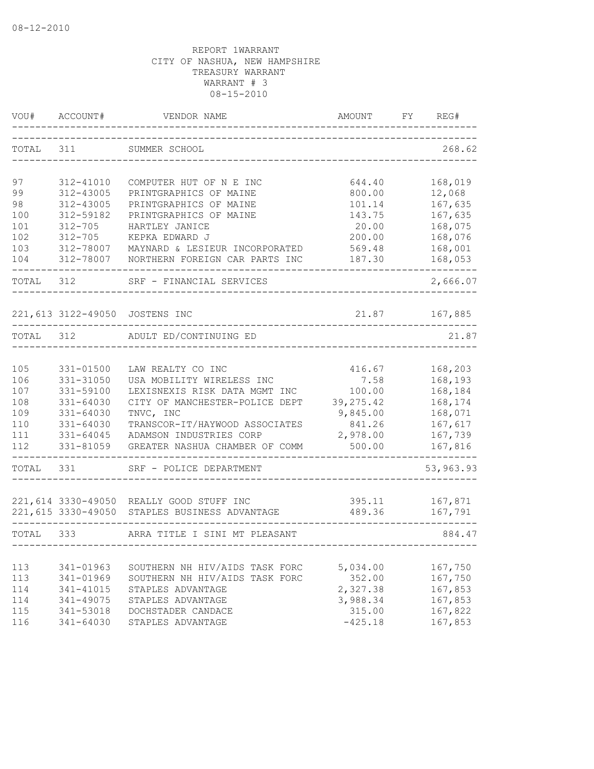08-12-2010

REPORT 1WARRANT
CITY OF NASHUA, NEW HAMPSHIRE
TREASURY WARRANT
WARRANT # 3
08-15-2010

| VOU# | ACCOUNT# | VENDOR NAME | AMOUNT | FY | REG# |
|---|---|---|---|---|---|
| TOTAL | 311 | SUMMER SCHOOL | | | 268.62 |
| 97 | 312-41010 | COMPUTER HUT OF N E INC | 644.40 | | 168,019 |
| 99 | 312-43005 | PRINTGRAPHICS OF MAINE | 800.00 | | 12,068 |
| 98 | 312-43005 | PRINTGRAPHICS OF MAINE | 101.14 | | 167,635 |
| 100 | 312-59182 | PRINTGRAPHICS OF MAINE | 143.75 | | 167,635 |
| 101 | 312-705 | HARTLEY JANICE | 20.00 | | 168,075 |
| 102 | 312-705 | KEPKA EDWARD J | 200.00 | | 168,076 |
| 103 | 312-78007 | MAYNARD & LESIEUR INCORPORATED | 569.48 | | 168,001 |
| 104 | 312-78007 | NORTHERN FOREIGN CAR PARTS INC | 187.30 | | 168,053 |
| TOTAL | 312 | SRF - FINANCIAL SERVICES | | | 2,666.07 |
| 221,613 | 3122-49050 | JOSTENS INC | 21.87 | | 167,885 |
| TOTAL | 312 | ADULT ED/CONTINUING ED | | | 21.87 |
| 105 | 331-01500 | LAW REALTY CO INC | 416.67 | | 168,203 |
| 106 | 331-31050 | USA MOBILITY WIRELESS INC | 7.58 | | 168,193 |
| 107 | 331-59100 | LEXISNEXIS RISK DATA MGMT INC | 100.00 | | 168,184 |
| 108 | 331-64030 | CITY OF MANCHESTER-POLICE DEPT | 39,275.42 | | 168,174 |
| 109 | 331-64030 | TNVC, INC | 9,845.00 | | 168,071 |
| 110 | 331-64030 | TRANSCOR-IT/HAYWOOD ASSOCIATES | 841.26 | | 167,617 |
| 111 | 331-64045 | ADAMSON INDUSTRIES CORP | 2,978.00 | | 167,739 |
| 112 | 331-81059 | GREATER NASHUA CHAMBER OF COMM | 500.00 | | 167,816 |
| TOTAL | 331 | SRF - POLICE DEPARTMENT | | | 53,963.93 |
| 221,614 | 3330-49050 | REALLY GOOD STUFF INC | 395.11 | | 167,871 |
| 221,615 | 3330-49050 | STAPLES BUSINESS ADVANTAGE | 489.36 | | 167,791 |
| TOTAL | 333 | ARRA TITLE I SINI MT PLEASANT | | | 884.47 |
| 113 | 341-01963 | SOUTHERN NH HIV/AIDS TASK FORC | 5,034.00 | | 167,750 |
| 113 | 341-01969 | SOUTHERN NH HIV/AIDS TASK FORC | 352.00 | | 167,750 |
| 114 | 341-41015 | STAPLES ADVANTAGE | 2,327.38 | | 167,853 |
| 114 | 341-49075 | STAPLES ADVANTAGE | 3,988.34 | | 167,853 |
| 115 | 341-53018 | DOCHSTADER CANDACE | 315.00 | | 167,822 |
| 116 | 341-64030 | STAPLES ADVANTAGE | -425.18 | | 167,853 |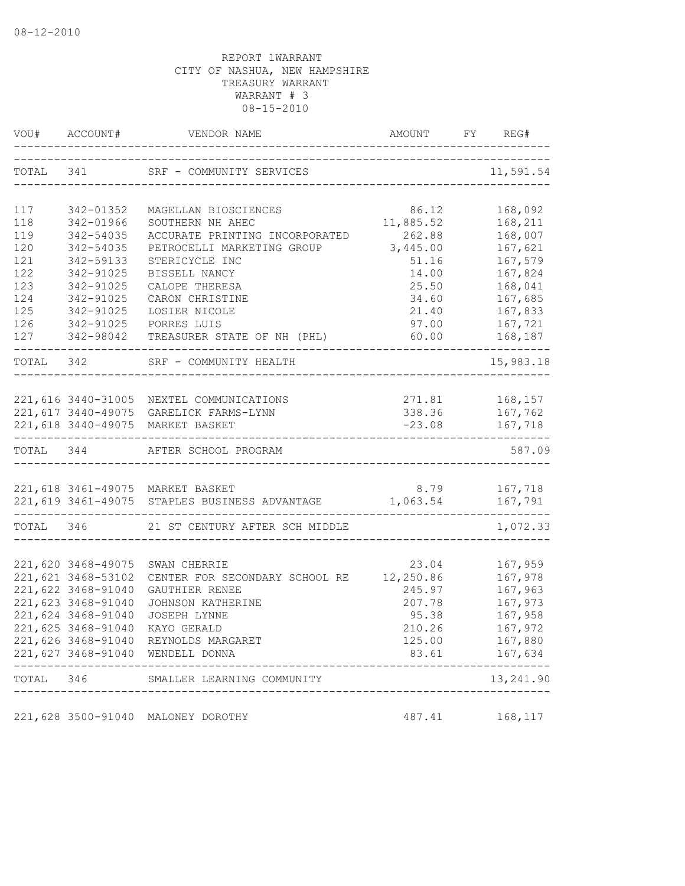08-12-2010

REPORT 1WARRANT
CITY OF NASHUA, NEW HAMPSHIRE
TREASURY WARRANT
WARRANT # 3
08-15-2010

| VOU# | ACCOUNT# | VENDOR NAME | AMOUNT | FY | REG# |
|---|---|---|---|---|---|
| TOTAL | 341 | SRF - COMMUNITY SERVICES | | | 11,591.54 |
| 117 | 342-01352 | MAGELLAN BIOSCIENCES | 86.12 | | 168,092 |
| 118 | 342-01966 | SOUTHERN NH AHEC | 11,885.52 | | 168,211 |
| 119 | 342-54035 | ACCURATE PRINTING INCORPORATED | 262.88 | | 168,007 |
| 120 | 342-54035 | PETROCELLI MARKETING GROUP | 3,445.00 | | 167,621 |
| 121 | 342-59133 | STERICYCLE INC | 51.16 | | 167,579 |
| 122 | 342-91025 | BISSELL NANCY | 14.00 | | 167,824 |
| 123 | 342-91025 | CALOPE THERESA | 25.50 | | 168,041 |
| 124 | 342-91025 | CARON CHRISTINE | 34.60 | | 167,685 |
| 125 | 342-91025 | LOSIER NICOLE | 21.40 | | 167,833 |
| 126 | 342-91025 | PORRES LUIS | 97.00 | | 167,721 |
| 127 | 342-98042 | TREASURER STATE OF NH (PHL) | 60.00 | | 168,187 |
| TOTAL | 342 | SRF - COMMUNITY HEALTH | | | 15,983.18 |
| 221,616 | 3440-31005 | NEXTEL COMMUNICATIONS | 271.81 | | 168,157 |
| 221,617 | 3440-49075 | GARELICK FARMS-LYNN | 338.36 | | 167,762 |
| 221,618 | 3440-49075 | MARKET BASKET | -23.08 | | 167,718 |
| TOTAL | 344 | AFTER SCHOOL PROGRAM | | | 587.09 |
| 221,618 | 3461-49075 | MARKET BASKET | 8.79 | | 167,718 |
| 221,619 | 3461-49075 | STAPLES BUSINESS ADVANTAGE | 1,063.54 | | 167,791 |
| TOTAL | 346 | 21 ST CENTURY AFTER SCH MIDDLE | | | 1,072.33 |
| 221,620 | 3468-49075 | SWAN CHERRIE | 23.04 | | 167,959 |
| 221,621 | 3468-53102 | CENTER FOR SECONDARY SCHOOL RE | 12,250.86 | | 167,978 |
| 221,622 | 3468-91040 | GAUTHIER RENEE | 245.97 | | 167,963 |
| 221,623 | 3468-91040 | JOHNSON KATHERINE | 207.78 | | 167,973 |
| 221,624 | 3468-91040 | JOSEPH LYNNE | 95.38 | | 167,958 |
| 221,625 | 3468-91040 | KAYO GERALD | 210.26 | | 167,972 |
| 221,626 | 3468-91040 | REYNOLDS MARGARET | 125.00 | | 167,880 |
| 221,627 | 3468-91040 | WENDELL DONNA | 83.61 | | 167,634 |
| TOTAL | 346 | SMALLER LEARNING COMMUNITY | | | 13,241.90 |
| 221,628 | 3500-91040 | MALONEY DOROTHY | 487.41 | | 168,117 |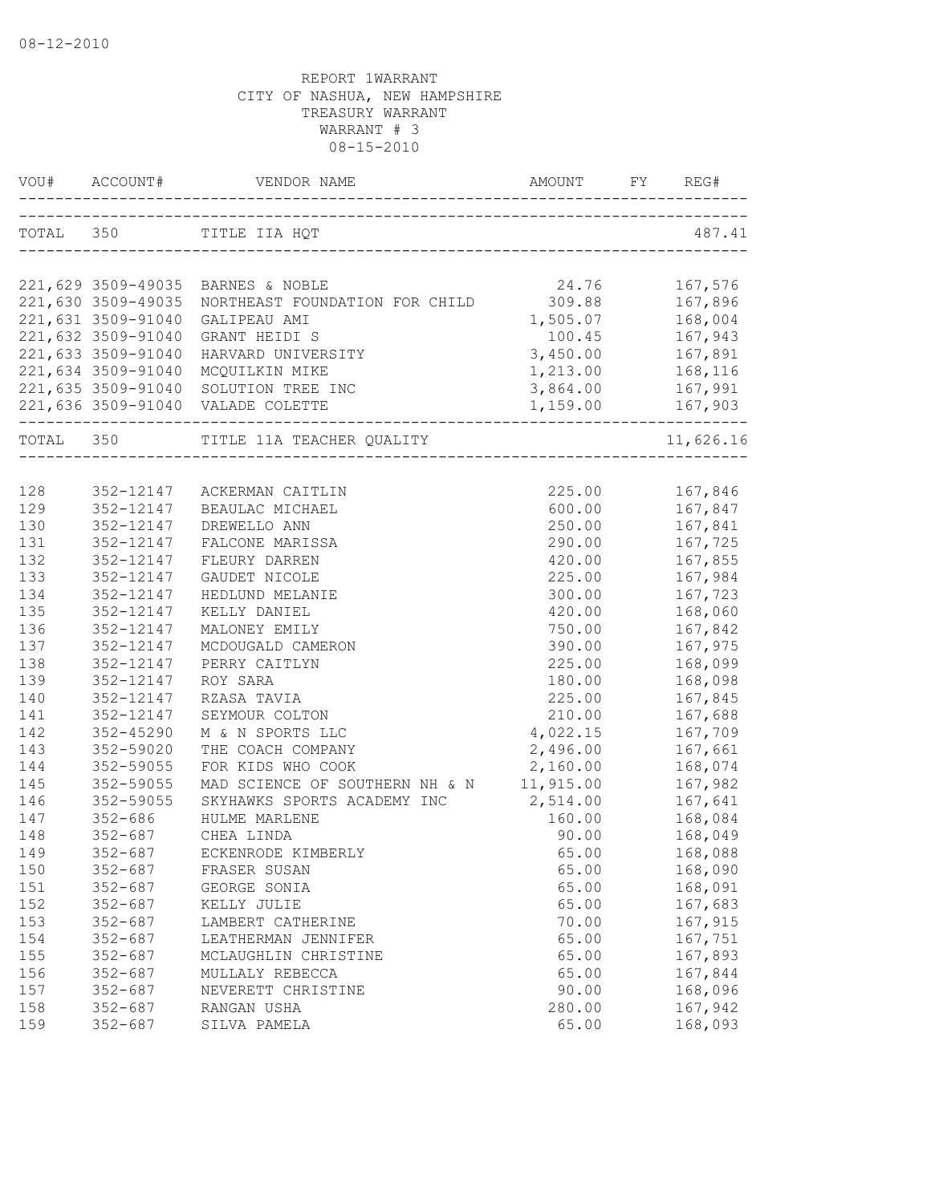08-12-2010

REPORT 1WARRANT
CITY OF NASHUA, NEW HAMPSHIRE
TREASURY WARRANT
WARRANT # 3
08-15-2010

| VOU# | ACCOUNT# | VENDOR NAME | AMOUNT | FY | REG# |
|---|---|---|---|---|---|
| TOTAL | 350 | TITLE IIA HQT | | | 487.41 |
| 221,629 | 3509-49035 | BARNES & NOBLE | 24.76 | | 167,576 |
| 221,630 | 3509-49035 | NORTHEAST FOUNDATION FOR CHILD | 309.88 | | 167,896 |
| 221,631 | 3509-91040 | GALIPEAU AMI | 1,505.07 | | 168,004 |
| 221,632 | 3509-91040 | GRANT HEIDI S | 100.45 | | 167,943 |
| 221,633 | 3509-91040 | HARVARD UNIVERSITY | 3,450.00 | | 167,891 |
| 221,634 | 3509-91040 | MCQUILKIN MIKE | 1,213.00 | | 168,116 |
| 221,635 | 3509-91040 | SOLUTION TREE INC | 3,864.00 | | 167,991 |
| 221,636 | 3509-91040 | VALADE COLETTE | 1,159.00 | | 167,903 |
| TOTAL | 350 | TITLE 11A TEACHER QUALITY | | | 11,626.16 |
| 128 | 352-12147 | ACKERMAN CAITLIN | 225.00 | | 167,846 |
| 129 | 352-12147 | BEAULAC MICHAEL | 600.00 | | 167,847 |
| 130 | 352-12147 | DREWELLO ANN | 250.00 | | 167,841 |
| 131 | 352-12147 | FALCONE MARISSA | 290.00 | | 167,725 |
| 132 | 352-12147 | FLEURY DARREN | 420.00 | | 167,855 |
| 133 | 352-12147 | GAUDET NICOLE | 225.00 | | 167,984 |
| 134 | 352-12147 | HEDLUND MELANIE | 300.00 | | 167,723 |
| 135 | 352-12147 | KELLY DANIEL | 420.00 | | 168,060 |
| 136 | 352-12147 | MALONEY EMILY | 750.00 | | 167,842 |
| 137 | 352-12147 | MCDOUGALD CAMERON | 390.00 | | 167,975 |
| 138 | 352-12147 | PERRY CAITLYN | 225.00 | | 168,099 |
| 139 | 352-12147 | ROY SARA | 180.00 | | 168,098 |
| 140 | 352-12147 | RZASA TAVIA | 225.00 | | 167,845 |
| 141 | 352-12147 | SEYMOUR COLTON | 210.00 | | 167,688 |
| 142 | 352-45290 | M & N SPORTS LLC | 4,022.15 | | 167,709 |
| 143 | 352-59020 | THE COACH COMPANY | 2,496.00 | | 167,661 |
| 144 | 352-59055 | FOR KIDS WHO COOK | 2,160.00 | | 168,074 |
| 145 | 352-59055 | MAD SCIENCE OF SOUTHERN NH & N | 11,915.00 | | 167,982 |
| 146 | 352-59055 | SKYHAWKS SPORTS ACADEMY INC | 2,514.00 | | 167,641 |
| 147 | 352-686 | HULME MARLENE | 160.00 | | 168,084 |
| 148 | 352-687 | CHEA LINDA | 90.00 | | 168,049 |
| 149 | 352-687 | ECKENRODE KIMBERLY | 65.00 | | 168,088 |
| 150 | 352-687 | FRASER SUSAN | 65.00 | | 168,090 |
| 151 | 352-687 | GEORGE SONIA | 65.00 | | 168,091 |
| 152 | 352-687 | KELLY JULIE | 65.00 | | 167,683 |
| 153 | 352-687 | LAMBERT CATHERINE | 70.00 | | 167,915 |
| 154 | 352-687 | LEATHERMAN JENNIFER | 65.00 | | 167,751 |
| 155 | 352-687 | MCLAUGHLIN CHRISTINE | 65.00 | | 167,893 |
| 156 | 352-687 | MULLALY REBECCA | 65.00 | | 167,844 |
| 157 | 352-687 | NEVERETT CHRISTINE | 90.00 | | 168,096 |
| 158 | 352-687 | RANGAN USHA | 280.00 | | 167,942 |
| 159 | 352-687 | SILVA PAMELA | 65.00 | | 168,093 |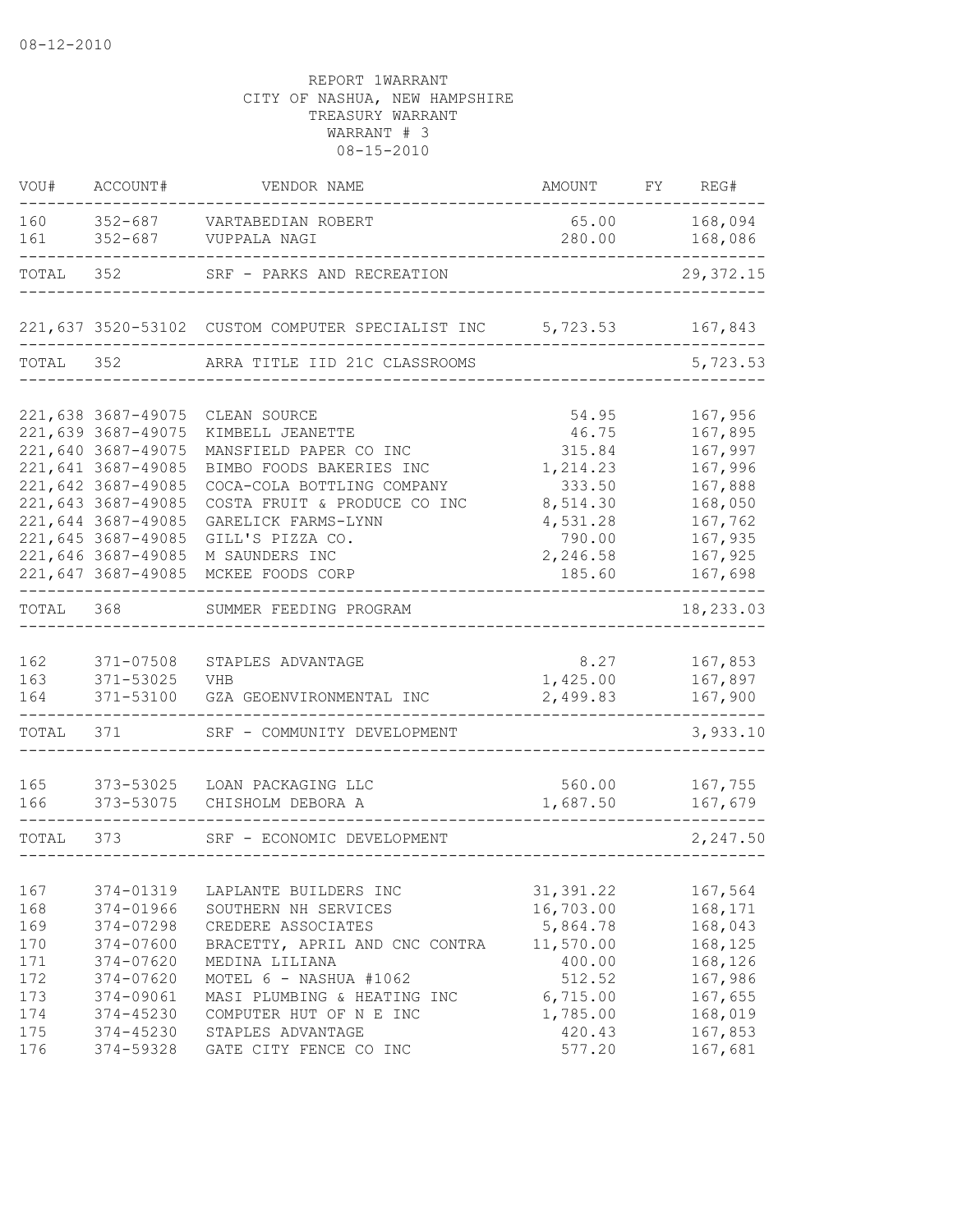08-12-2010

REPORT 1WARRANT
CITY OF NASHUA, NEW HAMPSHIRE
TREASURY WARRANT
WARRANT # 3
08-15-2010

| VOU# | ACCOUNT# | VENDOR NAME | AMOUNT | FY | REG# |
|---|---|---|---|---|---|
| 160 | 352-687 | VARTABEDIAN ROBERT | 65.00 | | 168,094 |
| 161 | 352-687 | VUPPALA NAGI | 280.00 | | 168,086 |
| TOTAL | 352 | SRF - PARKS AND RECREATION | | | 29,372.15 |
| 221,637 | 3520-53102 | CUSTOM COMPUTER SPECIALIST INC | 5,723.53 | | 167,843 |
| TOTAL | 352 | ARRA TITLE IID 21C CLASSROOMS | | | 5,723.53 |
| 221,638 | 3687-49075 | CLEAN SOURCE | 54.95 | | 167,956 |
| 221,639 | 3687-49075 | KIMBELL JEANETTE | 46.75 | | 167,895 |
| 221,640 | 3687-49075 | MANSFIELD PAPER CO INC | 315.84 | | 167,997 |
| 221,641 | 3687-49085 | BIMBO FOODS BAKERIES INC | 1,214.23 | | 167,996 |
| 221,642 | 3687-49085 | COCA-COLA BOTTLING COMPANY | 333.50 | | 167,888 |
| 221,643 | 3687-49085 | COSTA FRUIT & PRODUCE CO INC | 8,514.30 | | 168,050 |
| 221,644 | 3687-49085 | GARELICK FARMS-LYNN | 4,531.28 | | 167,762 |
| 221,645 | 3687-49085 | GILL'S PIZZA CO. | 790.00 | | 167,935 |
| 221,646 | 3687-49085 | M SAUNDERS INC | 2,246.58 | | 167,925 |
| 221,647 | 3687-49085 | MCKEE FOODS CORP | 185.60 | | 167,698 |
| TOTAL | 368 | SUMMER FEEDING PROGRAM | | | 18,233.03 |
| 162 | 371-07508 | STAPLES ADVANTAGE | 8.27 | | 167,853 |
| 163 | 371-53025 | VHB | 1,425.00 | | 167,897 |
| 164 | 371-53100 | GZA GEOENVIRONMENTAL INC | 2,499.83 | | 167,900 |
| TOTAL | 371 | SRF - COMMUNITY DEVELOPMENT | | | 3,933.10 |
| 165 | 373-53025 | LOAN PACKAGING LLC | 560.00 | | 167,755 |
| 166 | 373-53075 | CHISHOLM DEBORA A | 1,687.50 | | 167,679 |
| TOTAL | 373 | SRF - ECONOMIC DEVELOPMENT | | | 2,247.50 |
| 167 | 374-01319 | LAPLANTE BUILDERS INC | 31,391.22 | | 167,564 |
| 168 | 374-01966 | SOUTHERN NH SERVICES | 16,703.00 | | 168,171 |
| 169 | 374-07298 | CREDERE ASSOCIATES | 5,864.78 | | 168,043 |
| 170 | 374-07600 | BRACETTY, APRIL AND CNC CONTRA | 11,570.00 | | 168,125 |
| 171 | 374-07620 | MEDINA LILIANA | 400.00 | | 168,126 |
| 172 | 374-07620 | MOTEL 6 - NASHUA #1062 | 512.52 | | 167,986 |
| 173 | 374-09061 | MASI PLUMBING & HEATING INC | 6,715.00 | | 167,655 |
| 174 | 374-45230 | COMPUTER HUT OF N E INC | 1,785.00 | | 168,019 |
| 175 | 374-45230 | STAPLES ADVANTAGE | 420.43 | | 167,853 |
| 176 | 374-59328 | GATE CITY FENCE CO INC | 577.20 | | 167,681 |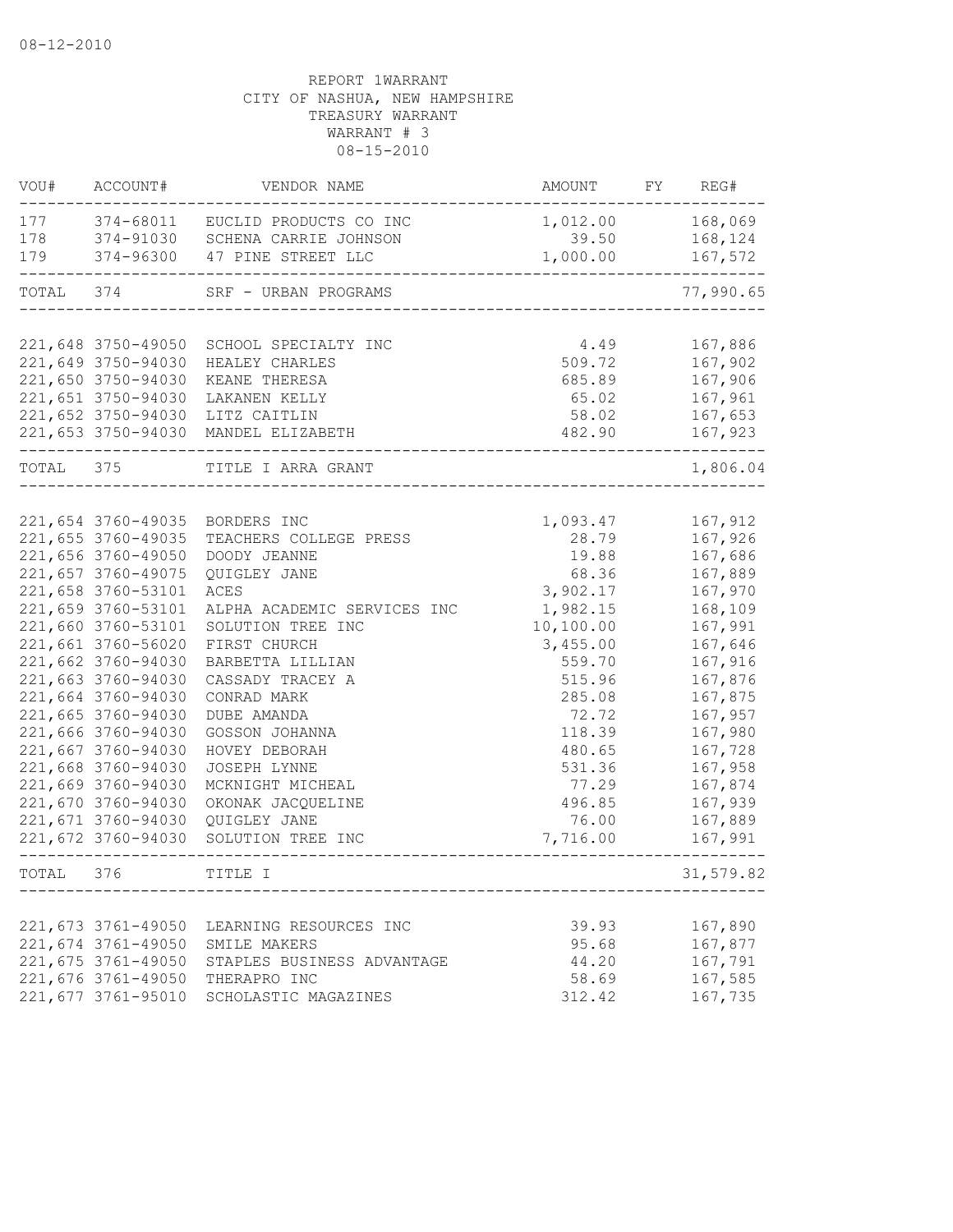08-12-2010

REPORT 1WARRANT
CITY OF NASHUA, NEW HAMPSHIRE
TREASURY WARRANT
WARRANT # 3
08-15-2010

| VOU# | ACCOUNT# | VENDOR NAME | AMOUNT | FY | REG# |
|---|---|---|---|---|---|
| 177 | 374-68011 | EUCLID PRODUCTS CO INC | 1,012.00 | | 168,069 |
| 178 | 374-91030 | SCHENA CARRIE JOHNSON | 39.50 | | 168,124 |
| 179 | 374-96300 | 47 PINE STREET LLC | 1,000.00 | | 167,572 |
| TOTAL | 374 | SRF - URBAN PROGRAMS | | | 77,990.65 |
| 221,648 | 3750-49050 | SCHOOL SPECIALTY INC | 4.49 | | 167,886 |
| 221,649 | 3750-94030 | HEALEY CHARLES | 509.72 | | 167,902 |
| 221,650 | 3750-94030 | KEANE THERESA | 685.89 | | 167,906 |
| 221,651 | 3750-94030 | LAKANEN KELLY | 65.02 | | 167,961 |
| 221,652 | 3750-94030 | LITZ CAITLIN | 58.02 | | 167,653 |
| 221,653 | 3750-94030 | MANDEL ELIZABETH | 482.90 | | 167,923 |
| TOTAL | 375 | TITLE I ARRA GRANT | | | 1,806.04 |
| 221,654 | 3760-49035 | BORDERS INC | 1,093.47 | | 167,912 |
| 221,655 | 3760-49035 | TEACHERS COLLEGE PRESS | 28.79 | | 167,926 |
| 221,656 | 3760-49050 | DOODY JEANNE | 19.88 | | 167,686 |
| 221,657 | 3760-49075 | QUIGLEY JANE | 68.36 | | 167,889 |
| 221,658 | 3760-53101 | ACES | 3,902.17 | | 167,970 |
| 221,659 | 3760-53101 | ALPHA ACADEMIC SERVICES INC | 1,982.15 | | 168,109 |
| 221,660 | 3760-53101 | SOLUTION TREE INC | 10,100.00 | | 167,991 |
| 221,661 | 3760-56020 | FIRST CHURCH | 3,455.00 | | 167,646 |
| 221,662 | 3760-94030 | BARBETTA LILLIAN | 559.70 | | 167,916 |
| 221,663 | 3760-94030 | CASSADY TRACEY A | 515.96 | | 167,876 |
| 221,664 | 3760-94030 | CONRAD MARK | 285.08 | | 167,875 |
| 221,665 | 3760-94030 | DUBE AMANDA | 72.72 | | 167,957 |
| 221,666 | 3760-94030 | GOSSON JOHANNA | 118.39 | | 167,980 |
| 221,667 | 3760-94030 | HOVEY DEBORAH | 480.65 | | 167,728 |
| 221,668 | 3760-94030 | JOSEPH LYNNE | 531.36 | | 167,958 |
| 221,669 | 3760-94030 | MCKNIGHT MICHEAL | 77.29 | | 167,874 |
| 221,670 | 3760-94030 | OKONAK JACQUELINE | 496.85 | | 167,939 |
| 221,671 | 3760-94030 | QUIGLEY JANE | 76.00 | | 167,889 |
| 221,672 | 3760-94030 | SOLUTION TREE INC | 7,716.00 | | 167,991 |
| TOTAL | 376 | TITLE I | | | 31,579.82 |
| 221,673 | 3761-49050 | LEARNING RESOURCES INC | 39.93 | | 167,890 |
| 221,674 | 3761-49050 | SMILE MAKERS | 95.68 | | 167,877 |
| 221,675 | 3761-49050 | STAPLES BUSINESS ADVANTAGE | 44.20 | | 167,791 |
| 221,676 | 3761-49050 | THERAPRO INC | 58.69 | | 167,585 |
| 221,677 | 3761-95010 | SCHOLASTIC MAGAZINES | 312.42 | | 167,735 |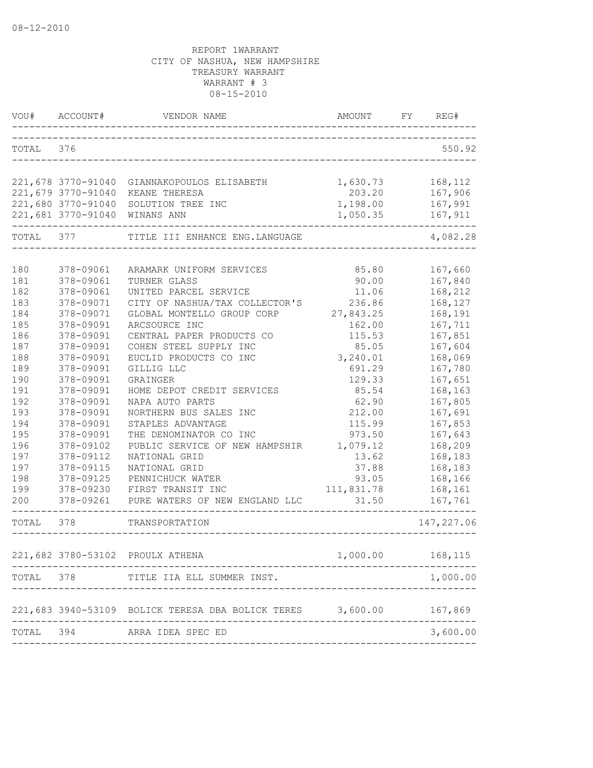REPORT 1WARRANT
CITY OF NASHUA, NEW HAMPSHIRE
TREASURY WARRANT
WARRANT # 3
08-15-2010

| VOU# | ACCOUNT# | VENDOR NAME | AMOUNT | FY | REG# |
|---|---|---|---|---|---|
| TOTAL 376 | | | | | 550.92 |
| 221,678 | 3770-91040 | GIANNAKOPOULOS ELISABETH | 1,630.73 | | 168,112 |
| 221,679 | 3770-91040 | KEANE THERESA | 203.20 | | 167,906 |
| 221,680 | 3770-91040 | SOLUTION TREE INC | 1,198.00 | | 167,991 |
| 221,681 | 3770-91040 | WINANS ANN | 1,050.35 | | 167,911 |
| TOTAL 377 | | TITLE III ENHANCE ENG.LANGUAGE | | | 4,082.28 |
| 180 | 378-09061 | ARAMARK UNIFORM SERVICES | 85.80 | | 167,660 |
| 181 | 378-09061 | TURNER GLASS | 90.00 | | 167,840 |
| 182 | 378-09061 | UNITED PARCEL SERVICE | 11.06 | | 168,212 |
| 183 | 378-09071 | CITY OF NASHUA/TAX COLLECTOR'S | 236.86 | | 168,127 |
| 184 | 378-09071 | GLOBAL MONTELLO GROUP CORP | 27,843.25 | | 168,191 |
| 185 | 378-09091 | ARCSOURCE INC | 162.00 | | 167,711 |
| 186 | 378-09091 | CENTRAL PAPER PRODUCTS CO | 115.53 | | 167,851 |
| 187 | 378-09091 | COHEN STEEL SUPPLY INC | 85.05 | | 167,604 |
| 188 | 378-09091 | EUCLID PRODUCTS CO INC | 3,240.01 | | 168,069 |
| 189 | 378-09091 | GILLIG LLC | 691.29 | | 167,780 |
| 190 | 378-09091 | GRAINGER | 129.33 | | 167,651 |
| 191 | 378-09091 | HOME DEPOT CREDIT SERVICES | 85.54 | | 168,163 |
| 192 | 378-09091 | NAPA AUTO PARTS | 62.90 | | 167,805 |
| 193 | 378-09091 | NORTHERN BUS SALES INC | 212.00 | | 167,691 |
| 194 | 378-09091 | STAPLES ADVANTAGE | 115.99 | | 167,853 |
| 195 | 378-09091 | THE DENOMINATOR CO INC | 973.50 | | 167,643 |
| 196 | 378-09102 | PUBLIC SERVICE OF NEW HAMPSHIR | 1,079.12 | | 168,209 |
| 197 | 378-09112 | NATIONAL GRID | 13.62 | | 168,183 |
| 197 | 378-09115 | NATIONAL GRID | 37.88 | | 168,183 |
| 198 | 378-09125 | PENNICHUCK WATER | 93.05 | | 168,166 |
| 199 | 378-09230 | FIRST TRANSIT INC | 111,831.78 | | 168,161 |
| 200 | 378-09261 | PURE WATERS OF NEW ENGLAND LLC | 31.50 | | 167,761 |
| TOTAL 378 | | TRANSPORTATION | | | 147,227.06 |
| 221,682 | 3780-53102 | PROULX ATHENA | 1,000.00 | | 168,115 |
| TOTAL 378 | | TITLE IIA ELL SUMMER INST. | | | 1,000.00 |
| 221,683 | 3940-53109 | BOLICK TERESA DBA BOLICK TERES | 3,600.00 | | 167,869 |
| TOTAL 394 | | ARRA IDEA SPEC ED | | | 3,600.00 |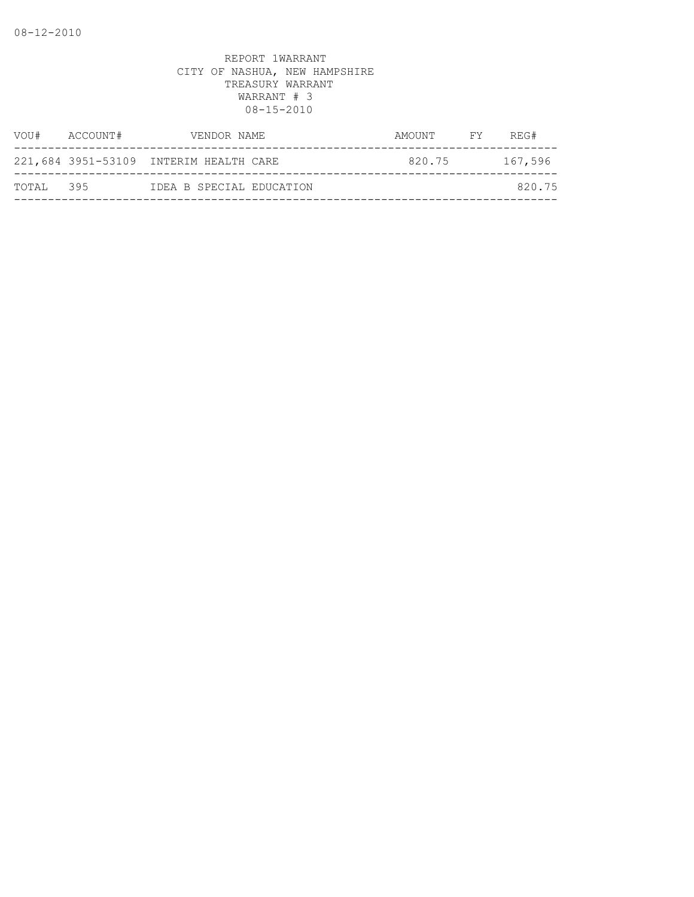08-12-2010

REPORT 1WARRANT
CITY OF NASHUA, NEW HAMPSHIRE
TREASURY WARRANT
WARRANT # 3
08-15-2010

| VOU# | ACCOUNT# | VENDOR NAME | AMOUNT | FY | REG# |
| --- | --- | --- | --- | --- | --- |
| 221,684 | 3951-53109 | INTERIM HEALTH CARE | 820.75 | | 167,596 |
| TOTAL | 395 | IDEA B SPECIAL EDUCATION | | | 820.75 |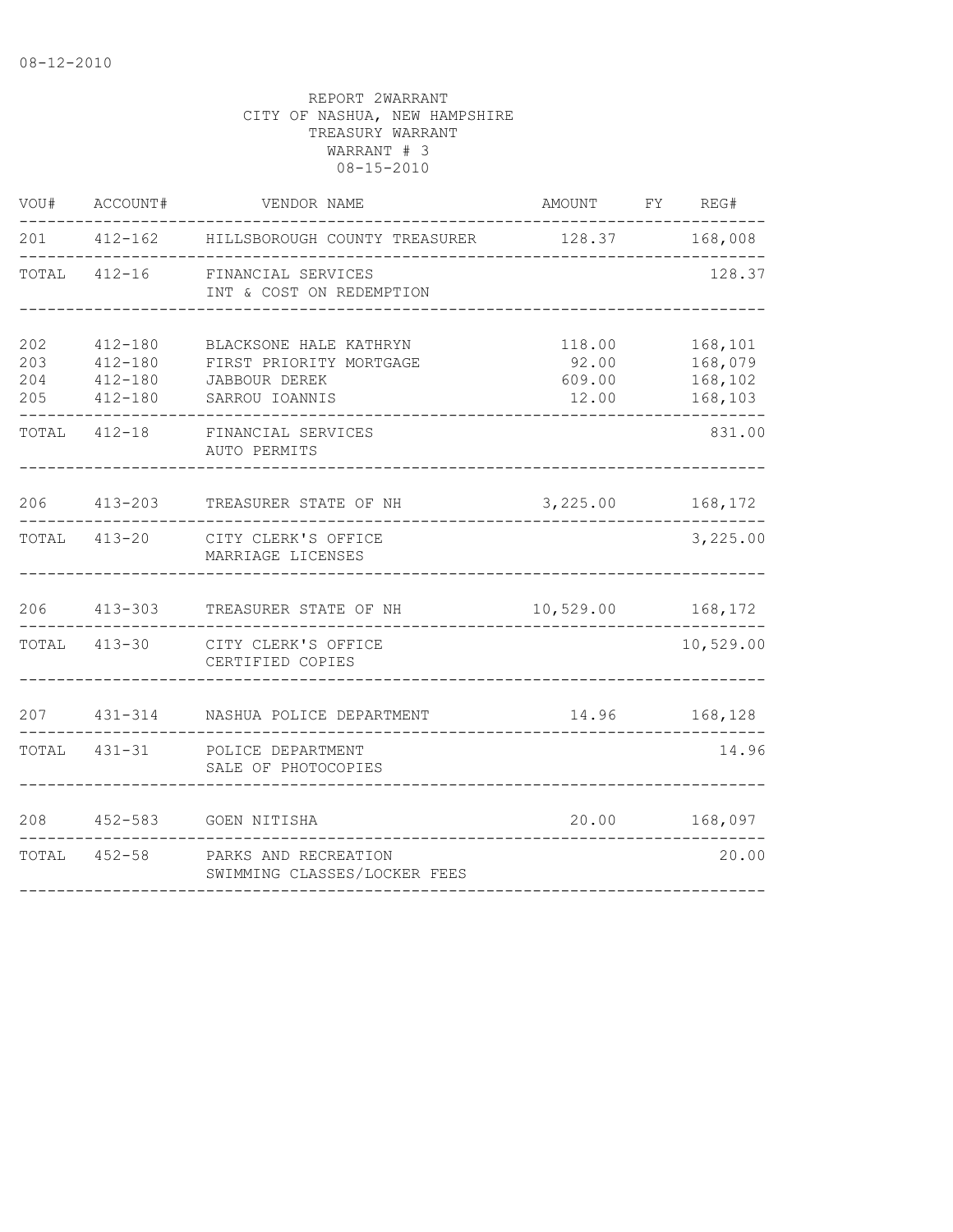08-12-2010

REPORT 2WARRANT
CITY OF NASHUA, NEW HAMPSHIRE
TREASURY WARRANT
WARRANT # 3
08-15-2010

| VOU# | ACCOUNT# | VENDOR NAME | AMOUNT | FY | REG# |
|---|---|---|---|---|---|
| 201 | 412-162 | HILLSBOROUGH COUNTY TREASURER | 128.37 | | 168,008 |
| TOTAL | 412-16 | FINANCIAL SERVICES INT & COST ON REDEMPTION | | | 128.37 |
| 202 | 412-180 | BLACKSONE HALE KATHRYN | 118.00 | | 168,101 |
| 203 | 412-180 | FIRST PRIORITY MORTGAGE | 92.00 | | 168,079 |
| 204 | 412-180 | JABBOUR DEREK | 609.00 | | 168,102 |
| 205 | 412-180 | SARROU IOANNIS | 12.00 | | 168,103 |
| TOTAL | 412-18 | FINANCIAL SERVICES AUTO PERMITS | | | 831.00 |
| 206 | 413-203 | TREASURER STATE OF NH | 3,225.00 | | 168,172 |
| TOTAL | 413-20 | CITY CLERK'S OFFICE MARRIAGE LICENSES | | | 3,225.00 |
| 206 | 413-303 | TREASURER STATE OF NH | 10,529.00 | | 168,172 |
| TOTAL | 413-30 | CITY CLERK'S OFFICE CERTIFIED COPIES | | | 10,529.00 |
| 207 | 431-314 | NASHUA POLICE DEPARTMENT | 14.96 | | 168,128 |
| TOTAL | 431-31 | POLICE DEPARTMENT SALE OF PHOTOCOPIES | | | 14.96 |
| 208 | 452-583 | GOEN NITISHA | 20.00 | | 168,097 |
| TOTAL | 452-58 | PARKS AND RECREATION SWIMMING CLASSES/LOCKER FEES | | | 20.00 |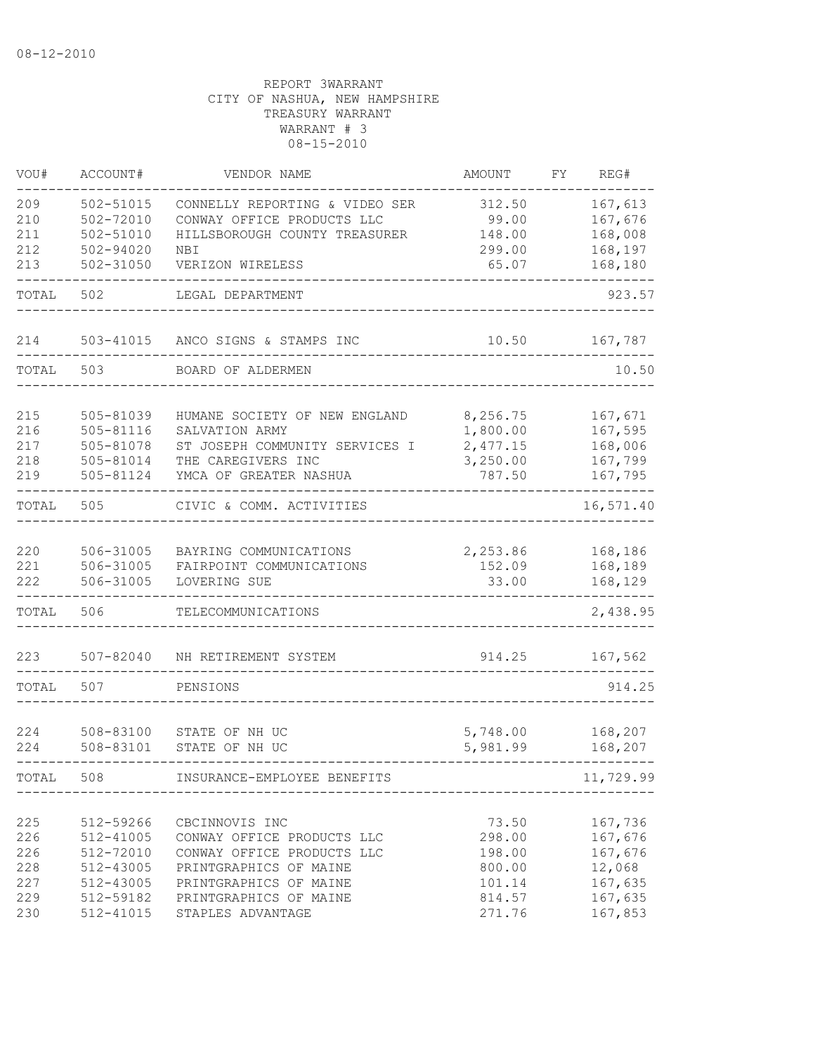08-12-2010

REPORT 3WARRANT
CITY OF NASHUA, NEW HAMPSHIRE
TREASURY WARRANT
WARRANT # 3
08-15-2010

| VOU# | ACCOUNT# | VENDOR NAME | AMOUNT | FY | REG# |
|---|---|---|---|---|---|
| 209 | 502-51015 | CONNELLY REPORTING & VIDEO SER | 312.50 | | 167,613 |
| 210 | 502-72010 | CONWAY OFFICE PRODUCTS LLC | 99.00 | | 167,676 |
| 211 | 502-51010 | HILLSBOROUGH COUNTY TREASURER | 148.00 | | 168,008 |
| 212 | 502-94020 | NBI | 299.00 | | 168,197 |
| 213 | 502-31050 | VERIZON WIRELESS | 65.07 | | 168,180 |
| TOTAL | 502 | LEGAL DEPARTMENT | | | 923.57 |
| 214 | 503-41015 | ANCO SIGNS & STAMPS INC | 10.50 | | 167,787 |
| TOTAL | 503 | BOARD OF ALDERMEN | | | 10.50 |
| 215 | 505-81039 | HUMANE SOCIETY OF NEW ENGLAND | 8,256.75 | | 167,671 |
| 216 | 505-81116 | SALVATION ARMY | 1,800.00 | | 167,595 |
| 217 | 505-81078 | ST JOSEPH COMMUNITY SERVICES I | 2,477.15 | | 168,006 |
| 218 | 505-81014 | THE CAREGIVERS INC | 3,250.00 | | 167,799 |
| 219 | 505-81124 | YMCA OF GREATER NASHUA | 787.50 | | 167,795 |
| TOTAL | 505 | CIVIC & COMM. ACTIVITIES | | | 16,571.40 |
| 220 | 506-31005 | BAYRING COMMUNICATIONS | 2,253.86 | | 168,186 |
| 221 | 506-31005 | FAIRPOINT COMMUNICATIONS | 152.09 | | 168,189 |
| 222 | 506-31005 | LOVERING SUE | 33.00 | | 168,129 |
| TOTAL | 506 | TELECOMMUNICATIONS | | | 2,438.95 |
| 223 | 507-82040 | NH RETIREMENT SYSTEM | 914.25 | | 167,562 |
| TOTAL | 507 | PENSIONS | | | 914.25 |
| 224 | 508-83100 | STATE OF NH UC | 5,748.00 | | 168,207 |
| 224 | 508-83101 | STATE OF NH UC | 5,981.99 | | 168,207 |
| TOTAL | 508 | INSURANCE-EMPLOYEE BENEFITS | | | 11,729.99 |
| 225 | 512-59266 | CBCINNOVIS INC | 73.50 | | 167,736 |
| 226 | 512-41005 | CONWAY OFFICE PRODUCTS LLC | 298.00 | | 167,676 |
| 226 | 512-72010 | CONWAY OFFICE PRODUCTS LLC | 198.00 | | 167,676 |
| 228 | 512-43005 | PRINTGRAPHICS OF MAINE | 800.00 | | 12,068 |
| 227 | 512-43005 | PRINTGRAPHICS OF MAINE | 101.14 | | 167,635 |
| 229 | 512-59182 | PRINTGRAPHICS OF MAINE | 814.57 | | 167,635 |
| 230 | 512-41015 | STAPLES ADVANTAGE | 271.76 | | 167,853 |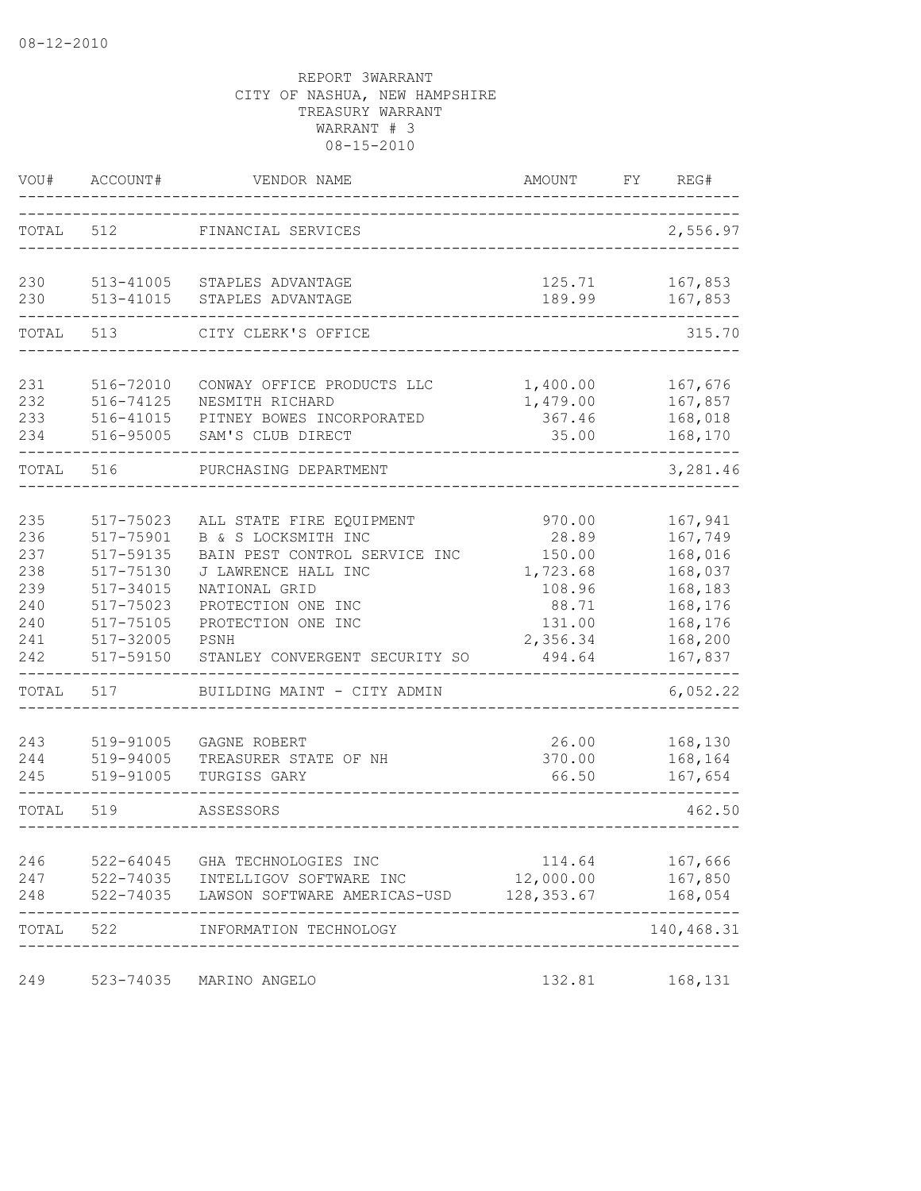08-12-2010

REPORT 3WARRANT
CITY OF NASHUA, NEW HAMPSHIRE
TREASURY WARRANT
WARRANT # 3
08-15-2010

| VOU# | ACCOUNT# | VENDOR NAME | AMOUNT | FY | REG# |
|---|---|---|---|---|---|
| TOTAL | 512 | FINANCIAL SERVICES | | | 2,556.97 |
| 230 | 513-41005 | STAPLES ADVANTAGE | 125.71 | | 167,853 |
| 230 | 513-41015 | STAPLES ADVANTAGE | 189.99 | | 167,853 |
| TOTAL | 513 | CITY CLERK'S OFFICE | | | 315.70 |
| 231 | 516-72010 | CONWAY OFFICE PRODUCTS LLC | 1,400.00 | | 167,676 |
| 232 | 516-74125 | NESMITH RICHARD | 1,479.00 | | 167,857 |
| 233 | 516-41015 | PITNEY BOWES INCORPORATED | 367.46 | | 168,018 |
| 234 | 516-95005 | SAM'S CLUB DIRECT | 35.00 | | 168,170 |
| TOTAL | 516 | PURCHASING DEPARTMENT | | | 3,281.46 |
| 235 | 517-75023 | ALL STATE FIRE EQUIPMENT | 970.00 | | 167,941 |
| 236 | 517-75901 | B & S LOCKSMITH INC | 28.89 | | 167,749 |
| 237 | 517-59135 | BAIN PEST CONTROL SERVICE INC | 150.00 | | 168,016 |
| 238 | 517-75130 | J LAWRENCE HALL INC | 1,723.68 | | 168,037 |
| 239 | 517-34015 | NATIONAL GRID | 108.96 | | 168,183 |
| 240 | 517-75023 | PROTECTION ONE INC | 88.71 | | 168,176 |
| 240 | 517-75105 | PROTECTION ONE INC | 131.00 | | 168,176 |
| 241 | 517-32005 | PSNH | 2,356.34 | | 168,200 |
| 242 | 517-59150 | STANLEY CONVERGENT SECURITY SO | 494.64 | | 167,837 |
| TOTAL | 517 | BUILDING MAINT - CITY ADMIN | | | 6,052.22 |
| 243 | 519-91005 | GAGNE ROBERT | 26.00 | | 168,130 |
| 244 | 519-94005 | TREASURER STATE OF NH | 370.00 | | 168,164 |
| 245 | 519-91005 | TURGISS GARY | 66.50 | | 167,654 |
| TOTAL | 519 | ASSESSORS | | | 462.50 |
| 246 | 522-64045 | GHA TECHNOLOGIES INC | 114.64 | | 167,666 |
| 247 | 522-74035 | INTELLIGOV SOFTWARE INC | 12,000.00 | | 167,850 |
| 248 | 522-74035 | LAWSON SOFTWARE AMERICAS-USD | 128,353.67 | | 168,054 |
| TOTAL | 522 | INFORMATION TECHNOLOGY | | | 140,468.31 |
| 249 | 523-74035 | MARINO ANGELO | 132.81 | | 168,131 |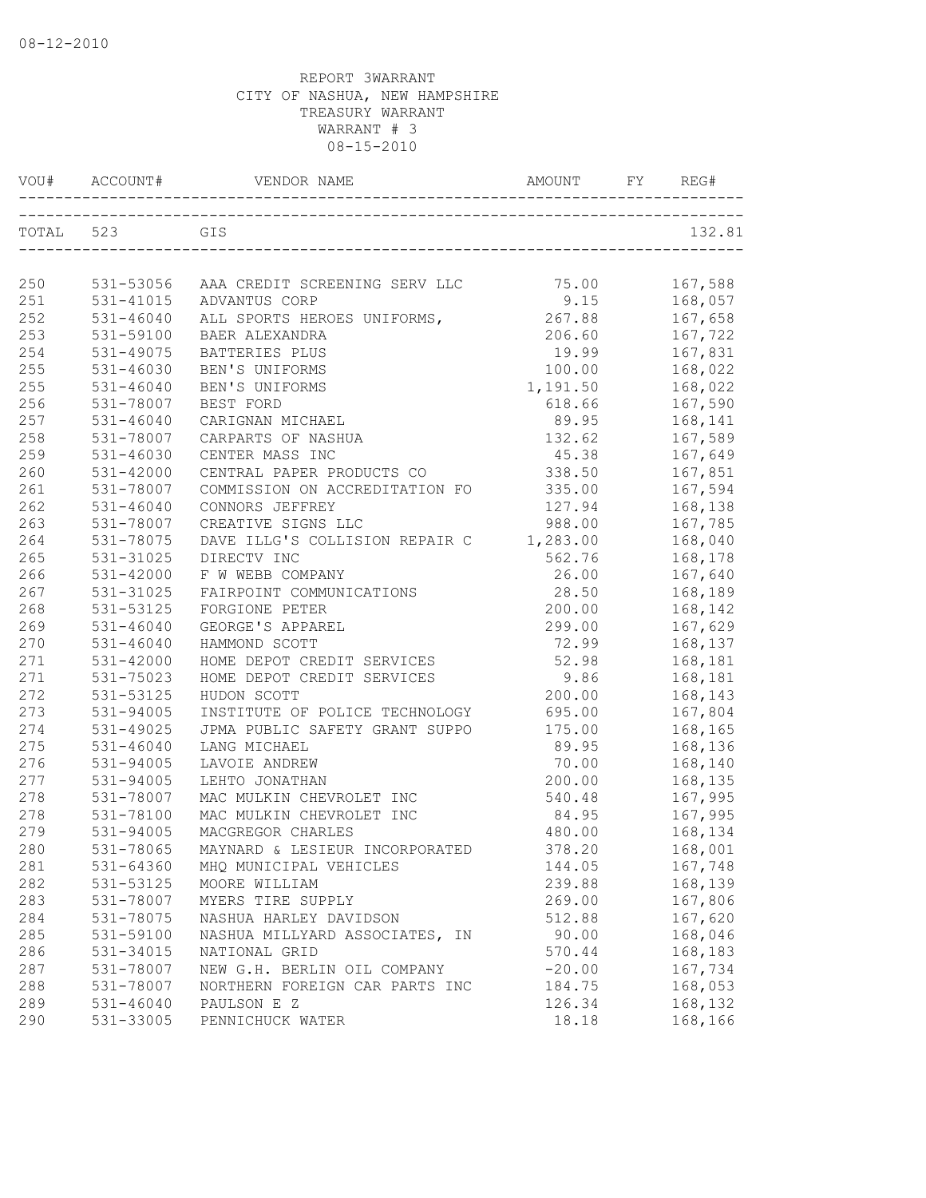08-12-2010

REPORT 3WARRANT
CITY OF NASHUA, NEW HAMPSHIRE
TREASURY WARRANT
WARRANT # 3
08-15-2010

| VOU# | ACCOUNT# | VENDOR NAME | AMOUNT | FY | REG# |
|---|---|---|---|---|---|
| TOTAL 523 | | GIS | | | 132.81 |
| 250 | 531-53056 | AAA CREDIT SCREENING SERV LLC | 75.00 | | 167,588 |
| 251 | 531-41015 | ADVANTUS CORP | 9.15 | | 168,057 |
| 252 | 531-46040 | ALL SPORTS HEROES UNIFORMS, | 267.88 | | 167,658 |
| 253 | 531-59100 | BAER ALEXANDRA | 206.60 | | 167,722 |
| 254 | 531-49075 | BATTERIES PLUS | 19.99 | | 167,831 |
| 255 | 531-46030 | BEN'S UNIFORMS | 100.00 | | 168,022 |
| 255 | 531-46040 | BEN'S UNIFORMS | 1,191.50 | | 168,022 |
| 256 | 531-78007 | BEST FORD | 618.66 | | 167,590 |
| 257 | 531-46040 | CARIGNAN MICHAEL | 89.95 | | 168,141 |
| 258 | 531-78007 | CARPARTS OF NASHUA | 132.62 | | 167,589 |
| 259 | 531-46030 | CENTER MASS INC | 45.38 | | 167,649 |
| 260 | 531-42000 | CENTRAL PAPER PRODUCTS CO | 338.50 | | 167,851 |
| 261 | 531-78007 | COMMISSION ON ACCREDITATION FO | 335.00 | | 167,594 |
| 262 | 531-46040 | CONNORS JEFFREY | 127.94 | | 168,138 |
| 263 | 531-78007 | CREATIVE SIGNS LLC | 988.00 | | 167,785 |
| 264 | 531-78075 | DAVE ILLG'S COLLISION REPAIR C | 1,283.00 | | 168,040 |
| 265 | 531-31025 | DIRECTV INC | 562.76 | | 168,178 |
| 266 | 531-42000 | F W WEBB COMPANY | 26.00 | | 167,640 |
| 267 | 531-31025 | FAIRPOINT COMMUNICATIONS | 28.50 | | 168,189 |
| 268 | 531-53125 | FORGIONE PETER | 200.00 | | 168,142 |
| 269 | 531-46040 | GEORGE'S APPAREL | 299.00 | | 167,629 |
| 270 | 531-46040 | HAMMOND SCOTT | 72.99 | | 168,137 |
| 271 | 531-42000 | HOME DEPOT CREDIT SERVICES | 52.98 | | 168,181 |
| 271 | 531-75023 | HOME DEPOT CREDIT SERVICES | 9.86 | | 168,181 |
| 272 | 531-53125 | HUDON SCOTT | 200.00 | | 168,143 |
| 273 | 531-94005 | INSTITUTE OF POLICE TECHNOLOGY | 695.00 | | 167,804 |
| 274 | 531-49025 | JPMA PUBLIC SAFETY GRANT SUPPO | 175.00 | | 168,165 |
| 275 | 531-46040 | LANG MICHAEL | 89.95 | | 168,136 |
| 276 | 531-94005 | LAVOIE ANDREW | 70.00 | | 168,140 |
| 277 | 531-94005 | LEHTO JONATHAN | 200.00 | | 168,135 |
| 278 | 531-78007 | MAC MULKIN CHEVROLET INC | 540.48 | | 167,995 |
| 278 | 531-78100 | MAC MULKIN CHEVROLET INC | 84.95 | | 167,995 |
| 279 | 531-94005 | MACGREGOR CHARLES | 480.00 | | 168,134 |
| 280 | 531-78065 | MAYNARD & LESIEUR INCORPORATED | 378.20 | | 168,001 |
| 281 | 531-64360 | MHQ MUNICIPAL VEHICLES | 144.05 | | 167,748 |
| 282 | 531-53125 | MOORE WILLIAM | 239.88 | | 168,139 |
| 283 | 531-78007 | MYERS TIRE SUPPLY | 269.00 | | 167,806 |
| 284 | 531-78075 | NASHUA HARLEY DAVIDSON | 512.88 | | 167,620 |
| 285 | 531-59100 | NASHUA MILLYARD ASSOCIATES, IN | 90.00 | | 168,046 |
| 286 | 531-34015 | NATIONAL GRID | 570.44 | | 168,183 |
| 287 | 531-78007 | NEW G.H. BERLIN OIL COMPANY | -20.00 | | 167,734 |
| 288 | 531-78007 | NORTHERN FOREIGN CAR PARTS INC | 184.75 | | 168,053 |
| 289 | 531-46040 | PAULSON E Z | 126.34 | | 168,132 |
| 290 | 531-33005 | PENNICHUCK WATER | 18.18 | | 168,166 |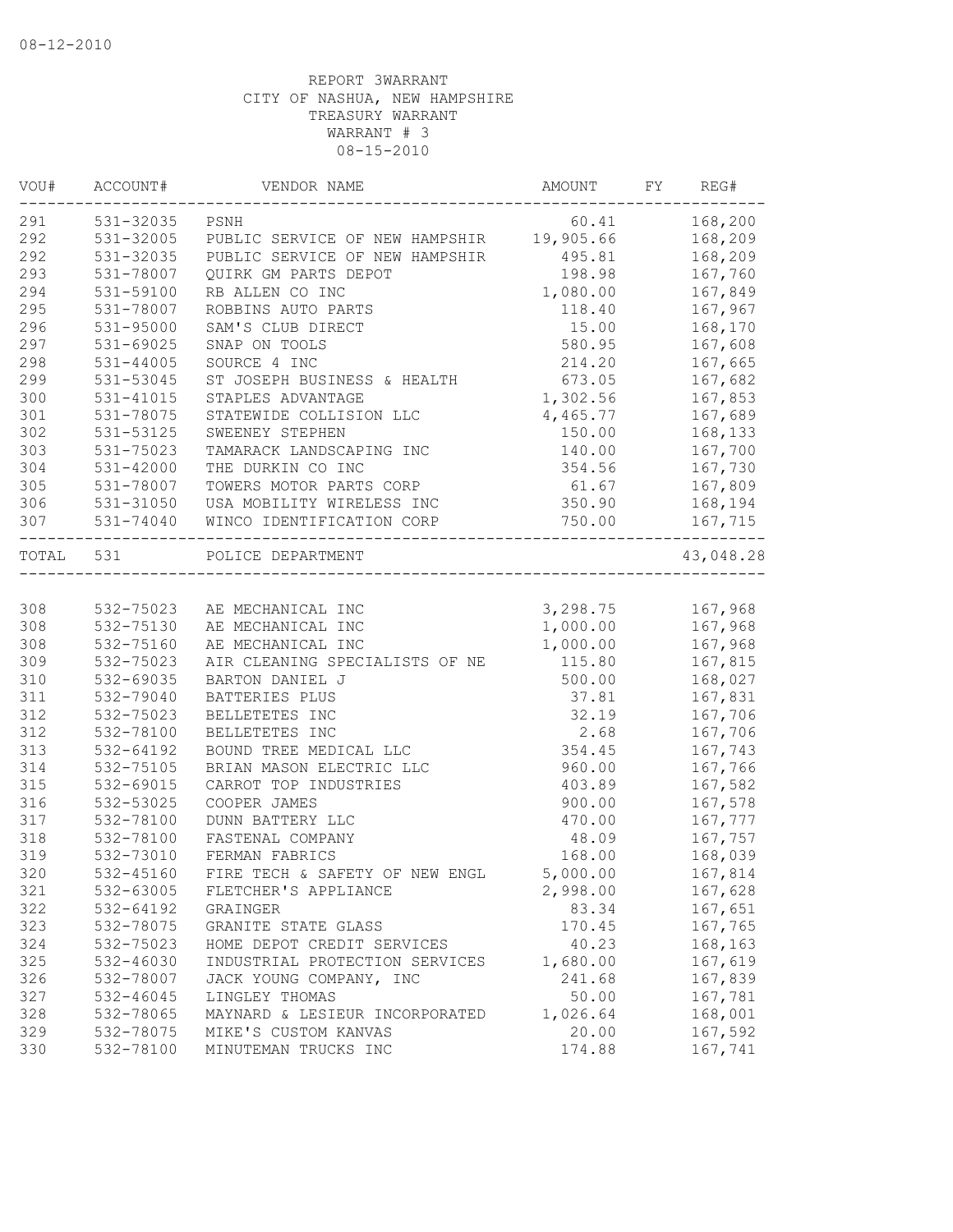08-12-2010

REPORT 3WARRANT
CITY OF NASHUA, NEW HAMPSHIRE
TREASURY WARRANT
WARRANT # 3
08-15-2010

| VOU# | ACCOUNT# | VENDOR NAME | AMOUNT | FY | REG# |
|---|---|---|---|---|---|
| 291 | 531-32035 | PSNH | 60.41 | | 168,200 |
| 292 | 531-32005 | PUBLIC SERVICE OF NEW HAMPSHIR | 19,905.66 | | 168,209 |
| 292 | 531-32035 | PUBLIC SERVICE OF NEW HAMPSHIR | 495.81 | | 168,209 |
| 293 | 531-78007 | QUIRK GM PARTS DEPOT | 198.98 | | 167,760 |
| 294 | 531-59100 | RB ALLEN CO INC | 1,080.00 | | 167,849 |
| 295 | 531-78007 | ROBBINS AUTO PARTS | 118.40 | | 167,967 |
| 296 | 531-95000 | SAM'S CLUB DIRECT | 15.00 | | 168,170 |
| 297 | 531-69025 | SNAP ON TOOLS | 580.95 | | 167,608 |
| 298 | 531-44005 | SOURCE 4 INC | 214.20 | | 167,665 |
| 299 | 531-53045 | ST JOSEPH BUSINESS & HEALTH | 673.05 | | 167,682 |
| 300 | 531-41015 | STAPLES ADVANTAGE | 1,302.56 | | 167,853 |
| 301 | 531-78075 | STATEWIDE COLLISION LLC | 4,465.77 | | 167,689 |
| 302 | 531-53125 | SWEENEY STEPHEN | 150.00 | | 168,133 |
| 303 | 531-75023 | TAMARACK LANDSCAPING INC | 140.00 | | 167,700 |
| 304 | 531-42000 | THE DURKIN CO INC | 354.56 | | 167,730 |
| 305 | 531-78007 | TOWERS MOTOR PARTS CORP | 61.67 | | 167,809 |
| 306 | 531-31050 | USA MOBILITY WIRELESS INC | 350.90 | | 168,194 |
| 307 | 531-74040 | WINCO IDENTIFICATION CORP | 750.00 | | 167,715 |
| TOTAL | 531 | POLICE DEPARTMENT | | | 43,048.28 |
| 308 | 532-75023 | AE MECHANICAL INC | 3,298.75 | | 167,968 |
| 308 | 532-75130 | AE MECHANICAL INC | 1,000.00 | | 167,968 |
| 308 | 532-75160 | AE MECHANICAL INC | 1,000.00 | | 167,968 |
| 309 | 532-75023 | AIR CLEANING SPECIALISTS OF NE | 115.80 | | 167,815 |
| 310 | 532-69035 | BARTON DANIEL J | 500.00 | | 168,027 |
| 311 | 532-79040 | BATTERIES PLUS | 37.81 | | 167,831 |
| 312 | 532-75023 | BELLETETES INC | 32.19 | | 167,706 |
| 312 | 532-78100 | BELLETETES INC | 2.68 | | 167,706 |
| 313 | 532-64192 | BOUND TREE MEDICAL LLC | 354.45 | | 167,743 |
| 314 | 532-75105 | BRIAN MASON ELECTRIC LLC | 960.00 | | 167,766 |
| 315 | 532-69015 | CARROT TOP INDUSTRIES | 403.89 | | 167,582 |
| 316 | 532-53025 | COOPER JAMES | 900.00 | | 167,578 |
| 317 | 532-78100 | DUNN BATTERY LLC | 470.00 | | 167,777 |
| 318 | 532-78100 | FASTENAL COMPANY | 48.09 | | 167,757 |
| 319 | 532-73010 | FERMAN FABRICS | 168.00 | | 168,039 |
| 320 | 532-45160 | FIRE TECH & SAFETY OF NEW ENGL | 5,000.00 | | 167,814 |
| 321 | 532-63005 | FLETCHER'S APPLIANCE | 2,998.00 | | 167,628 |
| 322 | 532-64192 | GRAINGER | 83.34 | | 167,651 |
| 323 | 532-78075 | GRANITE STATE GLASS | 170.45 | | 167,765 |
| 324 | 532-75023 | HOME DEPOT CREDIT SERVICES | 40.23 | | 168,163 |
| 325 | 532-46030 | INDUSTRIAL PROTECTION SERVICES | 1,680.00 | | 167,619 |
| 326 | 532-78007 | JACK YOUNG COMPANY, INC | 241.68 | | 167,839 |
| 327 | 532-46045 | LINGLEY THOMAS | 50.00 | | 167,781 |
| 328 | 532-78065 | MAYNARD & LESIEUR INCORPORATED | 1,026.64 | | 168,001 |
| 329 | 532-78075 | MIKE'S CUSTOM KANVAS | 20.00 | | 167,592 |
| 330 | 532-78100 | MINUTEMAN TRUCKS INC | 174.88 | | 167,741 |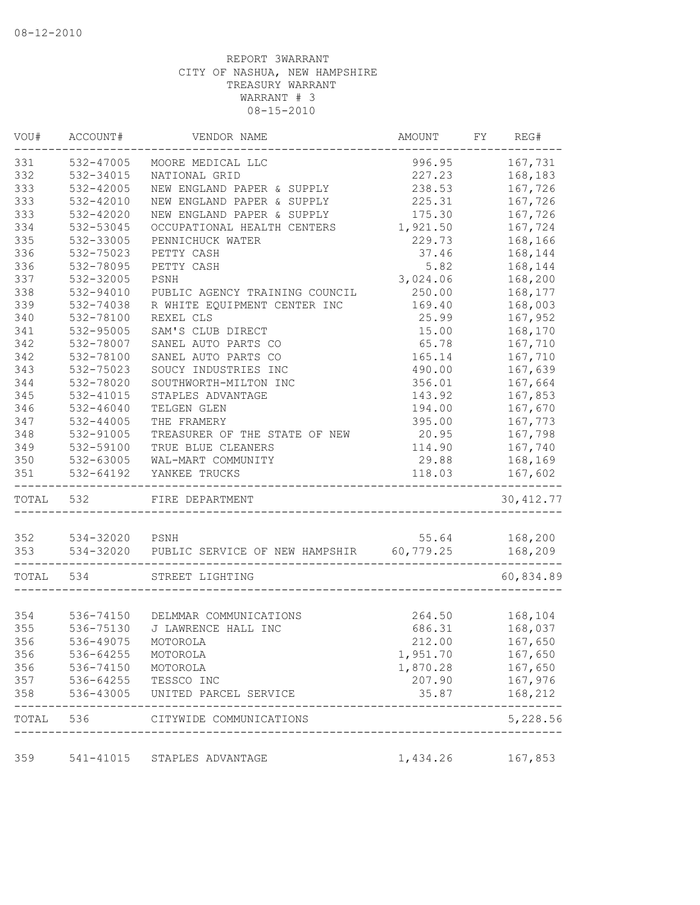08-12-2010

REPORT 3WARRANT
CITY OF NASHUA, NEW HAMPSHIRE
TREASURY WARRANT
WARRANT # 3
08-15-2010

| VOU# | ACCOUNT# | VENDOR NAME | AMOUNT | FY | REG# |
|---|---|---|---|---|---|
| 331 | 532-47005 | MOORE MEDICAL LLC | 996.95 | | 167,731 |
| 332 | 532-34015 | NATIONAL GRID | 227.23 | | 168,183 |
| 333 | 532-42005 | NEW ENGLAND PAPER & SUPPLY | 238.53 | | 167,726 |
| 333 | 532-42010 | NEW ENGLAND PAPER & SUPPLY | 225.31 | | 167,726 |
| 333 | 532-42020 | NEW ENGLAND PAPER & SUPPLY | 175.30 | | 167,726 |
| 334 | 532-53045 | OCCUPATIONAL HEALTH CENTERS | 1,921.50 | | 167,724 |
| 335 | 532-33005 | PENNICHUCK WATER | 229.73 | | 168,166 |
| 336 | 532-75023 | PETTY CASH | 37.46 | | 168,144 |
| 336 | 532-78095 | PETTY CASH | 5.82 | | 168,144 |
| 337 | 532-32005 | PSNH | 3,024.06 | | 168,200 |
| 338 | 532-94010 | PUBLIC AGENCY TRAINING COUNCIL | 250.00 | | 168,177 |
| 339 | 532-74038 | R WHITE EQUIPMENT CENTER INC | 169.40 | | 168,003 |
| 340 | 532-78100 | REXEL CLS | 25.99 | | 167,952 |
| 341 | 532-95005 | SAM'S CLUB DIRECT | 15.00 | | 168,170 |
| 342 | 532-78007 | SANEL AUTO PARTS CO | 65.78 | | 167,710 |
| 342 | 532-78100 | SANEL AUTO PARTS CO | 165.14 | | 167,710 |
| 343 | 532-75023 | SOUCY INDUSTRIES INC | 490.00 | | 167,639 |
| 344 | 532-78020 | SOUTHWORTH-MILTON INC | 356.01 | | 167,664 |
| 345 | 532-41015 | STAPLES ADVANTAGE | 143.92 | | 167,853 |
| 346 | 532-46040 | TELGEN GLEN | 194.00 | | 167,670 |
| 347 | 532-44005 | THE FRAMERY | 395.00 | | 167,773 |
| 348 | 532-91005 | TREASURER OF THE STATE OF NEW | 20.95 | | 167,798 |
| 349 | 532-59100 | TRUE BLUE CLEANERS | 114.90 | | 167,740 |
| 350 | 532-63005 | WAL-MART COMMUNITY | 29.88 | | 168,169 |
| 351 | 532-64192 | YANKEE TRUCKS | 118.03 | | 167,602 |
| TOTAL | 532 | FIRE DEPARTMENT | | | 30,412.77 |
| 352 | 534-32020 | PSNH | 55.64 | | 168,200 |
| 353 | 534-32020 | PUBLIC SERVICE OF NEW HAMPSHIR | 60,779.25 | | 168,209 |
| TOTAL | 534 | STREET LIGHTING | | | 60,834.89 |
| 354 | 536-74150 | DELMMAR COMMUNICATIONS | 264.50 | | 168,104 |
| 355 | 536-75130 | J LAWRENCE HALL INC | 686.31 | | 168,037 |
| 356 | 536-49075 | MOTOROLA | 212.00 | | 167,650 |
| 356 | 536-64255 | MOTOROLA | 1,951.70 | | 167,650 |
| 356 | 536-74150 | MOTOROLA | 1,870.28 | | 167,650 |
| 357 | 536-64255 | TESSCO INC | 207.90 | | 167,976 |
| 358 | 536-43005 | UNITED PARCEL SERVICE | 35.87 | | 168,212 |
| TOTAL | 536 | CITYWIDE COMMUNICATIONS | | | 5,228.56 |
| 359 | 541-41015 | STAPLES ADVANTAGE | 1,434.26 | | 167,853 |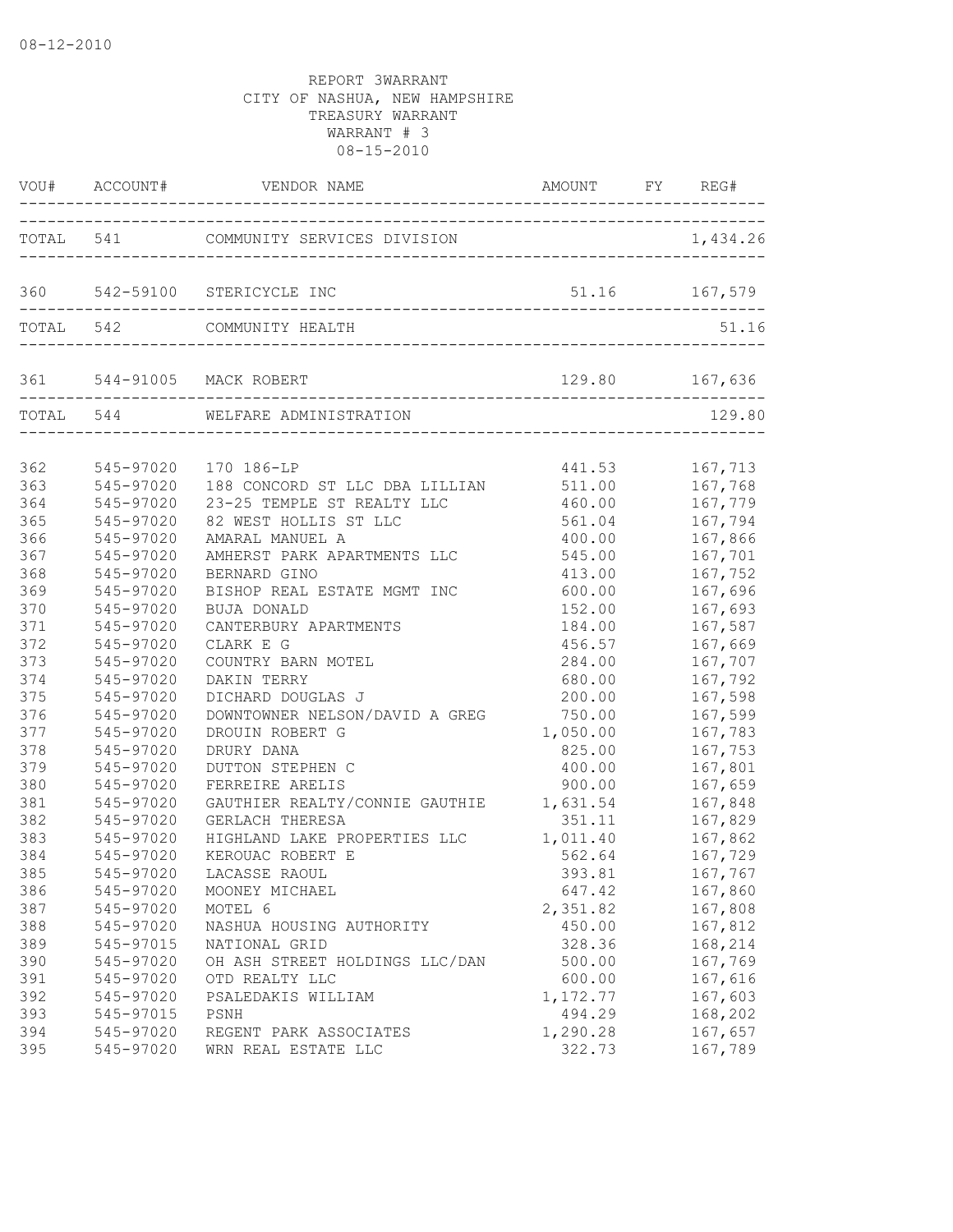08-12-2010

REPORT 3WARRANT
CITY OF NASHUA, NEW HAMPSHIRE
TREASURY WARRANT
WARRANT # 3
08-15-2010

| VOU# | ACCOUNT# | VENDOR NAME | AMOUNT | FY | REG# |
|---|---|---|---|---|---|
| TOTAL | 541 | COMMUNITY SERVICES DIVISION | | | 1,434.26 |
| 360 | 542-59100 | STERICYCLE INC | 51.16 | | 167,579 |
| TOTAL | 542 | COMMUNITY HEALTH | | | 51.16 |
| 361 | 544-91005 | MACK ROBERT | 129.80 | | 167,636 |
| TOTAL | 544 | WELFARE ADMINISTRATION | | | 129.80 |
| 362 | 545-97020 | 170 186-LP | 441.53 | | 167,713 |
| 363 | 545-97020 | 188 CONCORD ST LLC DBA LILLIAN | 511.00 | | 167,768 |
| 364 | 545-97020 | 23-25 TEMPLE ST REALTY LLC | 460.00 | | 167,779 |
| 365 | 545-97020 | 82 WEST HOLLIS ST LLC | 561.04 | | 167,794 |
| 366 | 545-97020 | AMARAL MANUEL A | 400.00 | | 167,866 |
| 367 | 545-97020 | AMHERST PARK APARTMENTS LLC | 545.00 | | 167,701 |
| 368 | 545-97020 | BERNARD GINO | 413.00 | | 167,752 |
| 369 | 545-97020 | BISHOP REAL ESTATE MGMT INC | 600.00 | | 167,696 |
| 370 | 545-97020 | BUJA DONALD | 152.00 | | 167,693 |
| 371 | 545-97020 | CANTERBURY APARTMENTS | 184.00 | | 167,587 |
| 372 | 545-97020 | CLARK E G | 456.57 | | 167,669 |
| 373 | 545-97020 | COUNTRY BARN MOTEL | 284.00 | | 167,707 |
| 374 | 545-97020 | DAKIN TERRY | 680.00 | | 167,792 |
| 375 | 545-97020 | DICHARD DOUGLAS J | 200.00 | | 167,598 |
| 376 | 545-97020 | DOWNTOWNER NELSON/DAVID A GREG | 750.00 | | 167,599 |
| 377 | 545-97020 | DROUIN ROBERT G | 1,050.00 | | 167,783 |
| 378 | 545-97020 | DRURY DANA | 825.00 | | 167,753 |
| 379 | 545-97020 | DUTTON STEPHEN C | 400.00 | | 167,801 |
| 380 | 545-97020 | FERREIRE ARELIS | 900.00 | | 167,659 |
| 381 | 545-97020 | GAUTHIER REALTY/CONNIE GAUTHIE | 1,631.54 | | 167,848 |
| 382 | 545-97020 | GERLACH THERESA | 351.11 | | 167,829 |
| 383 | 545-97020 | HIGHLAND LAKE PROPERTIES LLC | 1,011.40 | | 167,862 |
| 384 | 545-97020 | KEROUAC ROBERT E | 562.64 | | 167,729 |
| 385 | 545-97020 | LACASSE RAOUL | 393.81 | | 167,767 |
| 386 | 545-97020 | MOONEY MICHAEL | 647.42 | | 167,860 |
| 387 | 545-97020 | MOTEL 6 | 2,351.82 | | 167,808 |
| 388 | 545-97020 | NASHUA HOUSING AUTHORITY | 450.00 | | 167,812 |
| 389 | 545-97015 | NATIONAL GRID | 328.36 | | 168,214 |
| 390 | 545-97020 | OH ASH STREET HOLDINGS LLC/DAN | 500.00 | | 167,769 |
| 391 | 545-97020 | OTD REALTY LLC | 600.00 | | 167,616 |
| 392 | 545-97020 | PSALEDAKIS WILLIAM | 1,172.77 | | 167,603 |
| 393 | 545-97015 | PSNH | 494.29 | | 168,202 |
| 394 | 545-97020 | REGENT PARK ASSOCIATES | 1,290.28 | | 167,657 |
| 395 | 545-97020 | WRN REAL ESTATE LLC | 322.73 | | 167,789 |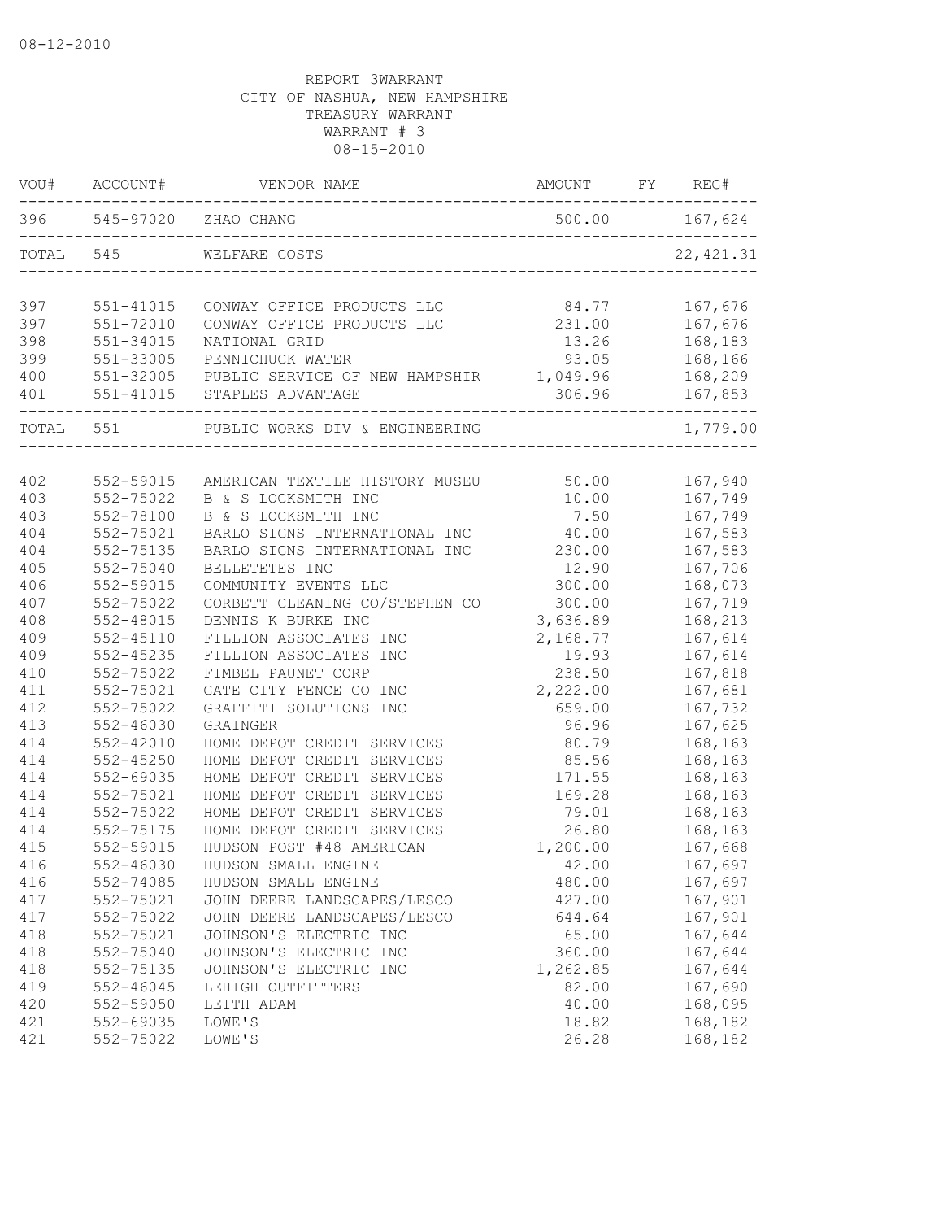08-12-2010

REPORT 3WARRANT
CITY OF NASHUA, NEW HAMPSHIRE
TREASURY WARRANT
WARRANT # 3
08-15-2010

| VOU# | ACCOUNT# | VENDOR NAME | AMOUNT | FY | REG# |
|---|---|---|---|---|---|
| 396 | 545-97020 | ZHAO CHANG | 500.00 | | 167,624 |
| TOTAL | 545 | WELFARE COSTS | | | 22,421.31 |
| 397 | 551-41015 | CONWAY OFFICE PRODUCTS LLC | 84.77 | | 167,676 |
| 397 | 551-72010 | CONWAY OFFICE PRODUCTS LLC | 231.00 | | 167,676 |
| 398 | 551-34015 | NATIONAL GRID | 13.26 | | 168,183 |
| 399 | 551-33005 | PENNICHUCK WATER | 93.05 | | 168,166 |
| 400 | 551-32005 | PUBLIC SERVICE OF NEW HAMPSHIR | 1,049.96 | | 168,209 |
| 401 | 551-41015 | STAPLES ADVANTAGE | 306.96 | | 167,853 |
| TOTAL | 551 | PUBLIC WORKS DIV & ENGINEERING | | | 1,779.00 |
| 402 | 552-59015 | AMERICAN TEXTILE HISTORY MUSEU | 50.00 | | 167,940 |
| 403 | 552-75022 | B & S LOCKSMITH INC | 10.00 | | 167,749 |
| 403 | 552-78100 | B & S LOCKSMITH INC | 7.50 | | 167,749 |
| 404 | 552-75021 | BARLO SIGNS INTERNATIONAL INC | 40.00 | | 167,583 |
| 404 | 552-75135 | BARLO SIGNS INTERNATIONAL INC | 230.00 | | 167,583 |
| 405 | 552-75040 | BELLETETES INC | 12.90 | | 167,706 |
| 406 | 552-59015 | COMMUNITY EVENTS LLC | 300.00 | | 168,073 |
| 407 | 552-75022 | CORBETT CLEANING CO/STEPHEN CO | 300.00 | | 167,719 |
| 408 | 552-48015 | DENNIS K BURKE INC | 3,636.89 | | 168,213 |
| 409 | 552-45110 | FILLION ASSOCIATES INC | 2,168.77 | | 167,614 |
| 409 | 552-45235 | FILLION ASSOCIATES INC | 19.93 | | 167,614 |
| 410 | 552-75022 | FIMBEL PAUNET CORP | 238.50 | | 167,818 |
| 411 | 552-75021 | GATE CITY FENCE CO INC | 2,222.00 | | 167,681 |
| 412 | 552-75022 | GRAFFITI SOLUTIONS INC | 659.00 | | 167,732 |
| 413 | 552-46030 | GRAINGER | 96.96 | | 167,625 |
| 414 | 552-42010 | HOME DEPOT CREDIT SERVICES | 80.79 | | 168,163 |
| 414 | 552-45250 | HOME DEPOT CREDIT SERVICES | 85.56 | | 168,163 |
| 414 | 552-69035 | HOME DEPOT CREDIT SERVICES | 171.55 | | 168,163 |
| 414 | 552-75021 | HOME DEPOT CREDIT SERVICES | 169.28 | | 168,163 |
| 414 | 552-75022 | HOME DEPOT CREDIT SERVICES | 79.01 | | 168,163 |
| 414 | 552-75175 | HOME DEPOT CREDIT SERVICES | 26.80 | | 168,163 |
| 415 | 552-59015 | HUDSON POST #48 AMERICAN | 1,200.00 | | 167,668 |
| 416 | 552-46030 | HUDSON SMALL ENGINE | 42.00 | | 167,697 |
| 416 | 552-74085 | HUDSON SMALL ENGINE | 480.00 | | 167,697 |
| 417 | 552-75021 | JOHN DEERE LANDSCAPES/LESCO | 427.00 | | 167,901 |
| 417 | 552-75022 | JOHN DEERE LANDSCAPES/LESCO | 644.64 | | 167,901 |
| 418 | 552-75021 | JOHNSON'S ELECTRIC INC | 65.00 | | 167,644 |
| 418 | 552-75040 | JOHNSON'S ELECTRIC INC | 360.00 | | 167,644 |
| 418 | 552-75135 | JOHNSON'S ELECTRIC INC | 1,262.85 | | 167,644 |
| 419 | 552-46045 | LEHIGH OUTFITTERS | 82.00 | | 167,690 |
| 420 | 552-59050 | LEITH ADAM | 40.00 | | 168,095 |
| 421 | 552-69035 | LOWE'S | 18.82 | | 168,182 |
| 421 | 552-75022 | LOWE'S | 26.28 | | 168,182 |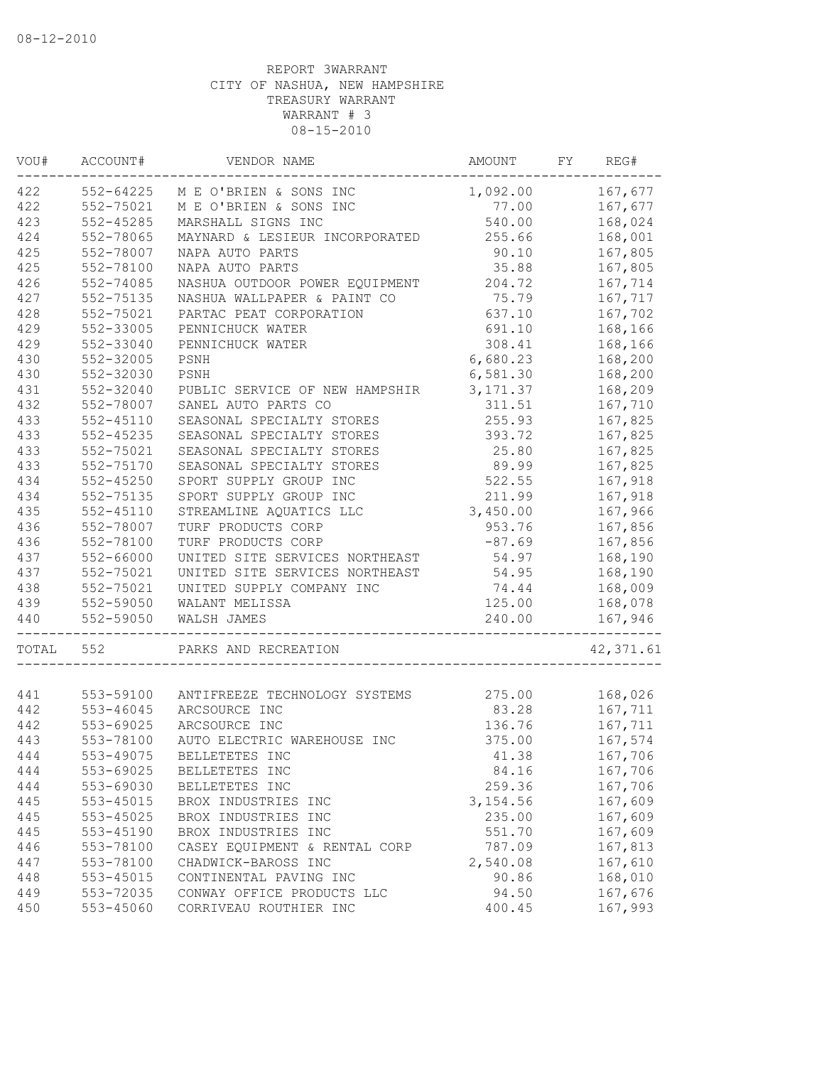08-12-2010

REPORT 3WARRANT
CITY OF NASHUA, NEW HAMPSHIRE
TREASURY WARRANT
WARRANT # 3
08-15-2010

| VOU# | ACCOUNT# | VENDOR NAME | AMOUNT | FY | REG# |
|---|---|---|---|---|---|
| 422 | 552-64225 | M E O'BRIEN & SONS INC | 1,092.00 | | 167,677 |
| 422 | 552-75021 | M E O'BRIEN & SONS INC | 77.00 | | 167,677 |
| 423 | 552-45285 | MARSHALL SIGNS INC | 540.00 | | 168,024 |
| 424 | 552-78065 | MAYNARD & LESIEUR INCORPORATED | 255.66 | | 168,001 |
| 425 | 552-78007 | NAPA AUTO PARTS | 90.10 | | 167,805 |
| 425 | 552-78100 | NAPA AUTO PARTS | 35.88 | | 167,805 |
| 426 | 552-74085 | NASHUA OUTDOOR POWER EQUIPMENT | 204.72 | | 167,714 |
| 427 | 552-75135 | NASHUA WALLPAPER & PAINT CO | 75.79 | | 167,717 |
| 428 | 552-75021 | PARTAC PEAT CORPORATION | 637.10 | | 167,702 |
| 429 | 552-33005 | PENNICHUCK WATER | 691.10 | | 168,166 |
| 429 | 552-33040 | PENNICHUCK WATER | 308.41 | | 168,166 |
| 430 | 552-32005 | PSNH | 6,680.23 | | 168,200 |
| 430 | 552-32030 | PSNH | 6,581.30 | | 168,200 |
| 431 | 552-32040 | PUBLIC SERVICE OF NEW HAMPSHIR | 3,171.37 | | 168,209 |
| 432 | 552-78007 | SANEL AUTO PARTS CO | 311.51 | | 167,710 |
| 433 | 552-45110 | SEASONAL SPECIALTY STORES | 255.93 | | 167,825 |
| 433 | 552-45235 | SEASONAL SPECIALTY STORES | 393.72 | | 167,825 |
| 433 | 552-75021 | SEASONAL SPECIALTY STORES | 25.80 | | 167,825 |
| 433 | 552-75170 | SEASONAL SPECIALTY STORES | 89.99 | | 167,825 |
| 434 | 552-45250 | SPORT SUPPLY GROUP INC | 522.55 | | 167,918 |
| 434 | 552-75135 | SPORT SUPPLY GROUP INC | 211.99 | | 167,918 |
| 435 | 552-45110 | STREAMLINE AQUATICS LLC | 3,450.00 | | 167,966 |
| 436 | 552-78007 | TURF PRODUCTS CORP | 953.76 | | 167,856 |
| 436 | 552-78100 | TURF PRODUCTS CORP | -87.69 | | 167,856 |
| 437 | 552-66000 | UNITED SITE SERVICES NORTHEAST | 54.97 | | 168,190 |
| 437 | 552-75021 | UNITED SITE SERVICES NORTHEAST | 54.95 | | 168,190 |
| 438 | 552-75021 | UNITED SUPPLY COMPANY INC | 74.44 | | 168,009 |
| 439 | 552-59050 | WALANT MELISSA | 125.00 | | 168,078 |
| 440 | 552-59050 | WALSH JAMES | 240.00 | | 167,946 |
| TOTAL | 552 | PARKS AND RECREATION | | | 42,371.61 |
| 441 | 553-59100 | ANTIFREEZE TECHNOLOGY SYSTEMS | 275.00 | | 168,026 |
| 442 | 553-46045 | ARCSOURCE INC | 83.28 | | 167,711 |
| 442 | 553-69025 | ARCSOURCE INC | 136.76 | | 167,711 |
| 443 | 553-78100 | AUTO ELECTRIC WAREHOUSE INC | 375.00 | | 167,574 |
| 444 | 553-49075 | BELLETETES INC | 41.38 | | 167,706 |
| 444 | 553-69025 | BELLETETES INC | 84.16 | | 167,706 |
| 444 | 553-69030 | BELLETETES INC | 259.36 | | 167,706 |
| 445 | 553-45015 | BROX INDUSTRIES INC | 3,154.56 | | 167,609 |
| 445 | 553-45025 | BROX INDUSTRIES INC | 235.00 | | 167,609 |
| 445 | 553-45190 | BROX INDUSTRIES INC | 551.70 | | 167,609 |
| 446 | 553-78100 | CASEY EQUIPMENT & RENTAL CORP | 787.09 | | 167,813 |
| 447 | 553-78100 | CHADWICK-BAROSS INC | 2,540.08 | | 167,610 |
| 448 | 553-45015 | CONTINENTAL PAVING INC | 90.86 | | 168,010 |
| 449 | 553-72035 | CONWAY OFFICE PRODUCTS LLC | 94.50 | | 167,676 |
| 450 | 553-45060 | CORRIVEAU ROUTHIER INC | 400.45 | | 167,993 |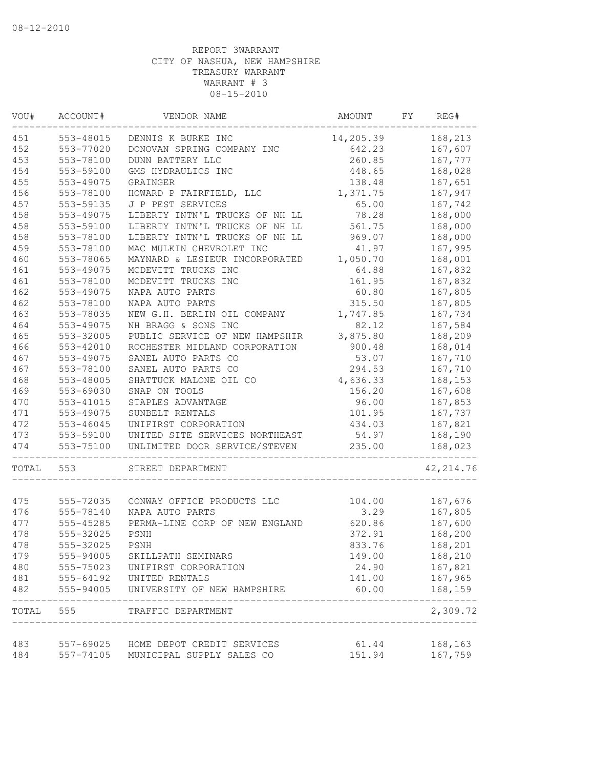08-12-2010

REPORT 3WARRANT
CITY OF NASHUA, NEW HAMPSHIRE
TREASURY WARRANT
WARRANT # 3
08-15-2010

| VOU# | ACCOUNT# | VENDOR NAME | AMOUNT | FY | REG# |
|---|---|---|---|---|---|
| 451 | 553-48015 | DENNIS K BURKE INC | 14,205.39 | | 168,213 |
| 452 | 553-77020 | DONOVAN SPRING COMPANY INC | 642.23 | | 167,607 |
| 453 | 553-78100 | DUNN BATTERY LLC | 260.85 | | 167,777 |
| 454 | 553-59100 | GMS HYDRAULICS INC | 448.65 | | 168,028 |
| 455 | 553-49075 | GRAINGER | 138.48 | | 167,651 |
| 456 | 553-78100 | HOWARD P FAIRFIELD, LLC | 1,371.75 | | 167,947 |
| 457 | 553-59135 | J P PEST SERVICES | 65.00 | | 167,742 |
| 458 | 553-49075 | LIBERTY INTN'L TRUCKS OF NH LL | 78.28 | | 168,000 |
| 458 | 553-59100 | LIBERTY INTN'L TRUCKS OF NH LL | 561.75 | | 168,000 |
| 458 | 553-78100 | LIBERTY INTN'L TRUCKS OF NH LL | 969.07 | | 168,000 |
| 459 | 553-78100 | MAC MULKIN CHEVROLET INC | 41.97 | | 167,995 |
| 460 | 553-78065 | MAYNARD & LESIEUR INCORPORATED | 1,050.70 | | 168,001 |
| 461 | 553-49075 | MCDEVITT TRUCKS INC | 64.88 | | 167,832 |
| 461 | 553-78100 | MCDEVITT TRUCKS INC | 161.95 | | 167,832 |
| 462 | 553-49075 | NAPA AUTO PARTS | 60.80 | | 167,805 |
| 462 | 553-78100 | NAPA AUTO PARTS | 315.50 | | 167,805 |
| 463 | 553-78035 | NEW G.H. BERLIN OIL COMPANY | 1,747.85 | | 167,734 |
| 464 | 553-49075 | NH BRAGG & SONS INC | 82.12 | | 167,584 |
| 465 | 553-32005 | PUBLIC SERVICE OF NEW HAMPSHIR | 3,875.80 | | 168,209 |
| 466 | 553-42010 | ROCHESTER MIDLAND CORPORATION | 900.48 | | 168,014 |
| 467 | 553-49075 | SANEL AUTO PARTS CO | 53.07 | | 167,710 |
| 467 | 553-78100 | SANEL AUTO PARTS CO | 294.53 | | 167,710 |
| 468 | 553-48005 | SHATTUCK MALONE OIL CO | 4,636.33 | | 168,153 |
| 469 | 553-69030 | SNAP ON TOOLS | 156.20 | | 167,608 |
| 470 | 553-41015 | STAPLES ADVANTAGE | 96.00 | | 167,853 |
| 471 | 553-49075 | SUNBELT RENTALS | 101.95 | | 167,737 |
| 472 | 553-46045 | UNIFIRST CORPORATION | 434.03 | | 167,821 |
| 473 | 553-59100 | UNITED SITE SERVICES NORTHEAST | 54.97 | | 168,190 |
| 474 | 553-75100 | UNLIMITED DOOR SERVICE/STEVEN | 235.00 | | 168,023 |
| TOTAL | 553 | STREET DEPARTMENT | | | 42,214.76 |
| 475 | 555-72035 | CONWAY OFFICE PRODUCTS LLC | 104.00 | | 167,676 |
| 476 | 555-78140 | NAPA AUTO PARTS | 3.29 | | 167,805 |
| 477 | 555-45285 | PERMA-LINE CORP OF NEW ENGLAND | 620.86 | | 167,600 |
| 478 | 555-32025 | PSNH | 372.91 | | 168,200 |
| 478 | 555-32025 | PSNH | 833.76 | | 168,201 |
| 479 | 555-94005 | SKILLPATH SEMINARS | 149.00 | | 168,210 |
| 480 | 555-75023 | UNIFIRST CORPORATION | 24.90 | | 167,821 |
| 481 | 555-64192 | UNITED RENTALS | 141.00 | | 167,965 |
| 482 | 555-94005 | UNIVERSITY OF NEW HAMPSHIRE | 60.00 | | 168,159 |
| TOTAL | 555 | TRAFFIC DEPARTMENT | | | 2,309.72 |
| 483 | 557-69025 | HOME DEPOT CREDIT SERVICES | 61.44 | | 168,163 |
| 484 | 557-74105 | MUNICIPAL SUPPLY SALES CO | 151.94 | | 167,759 |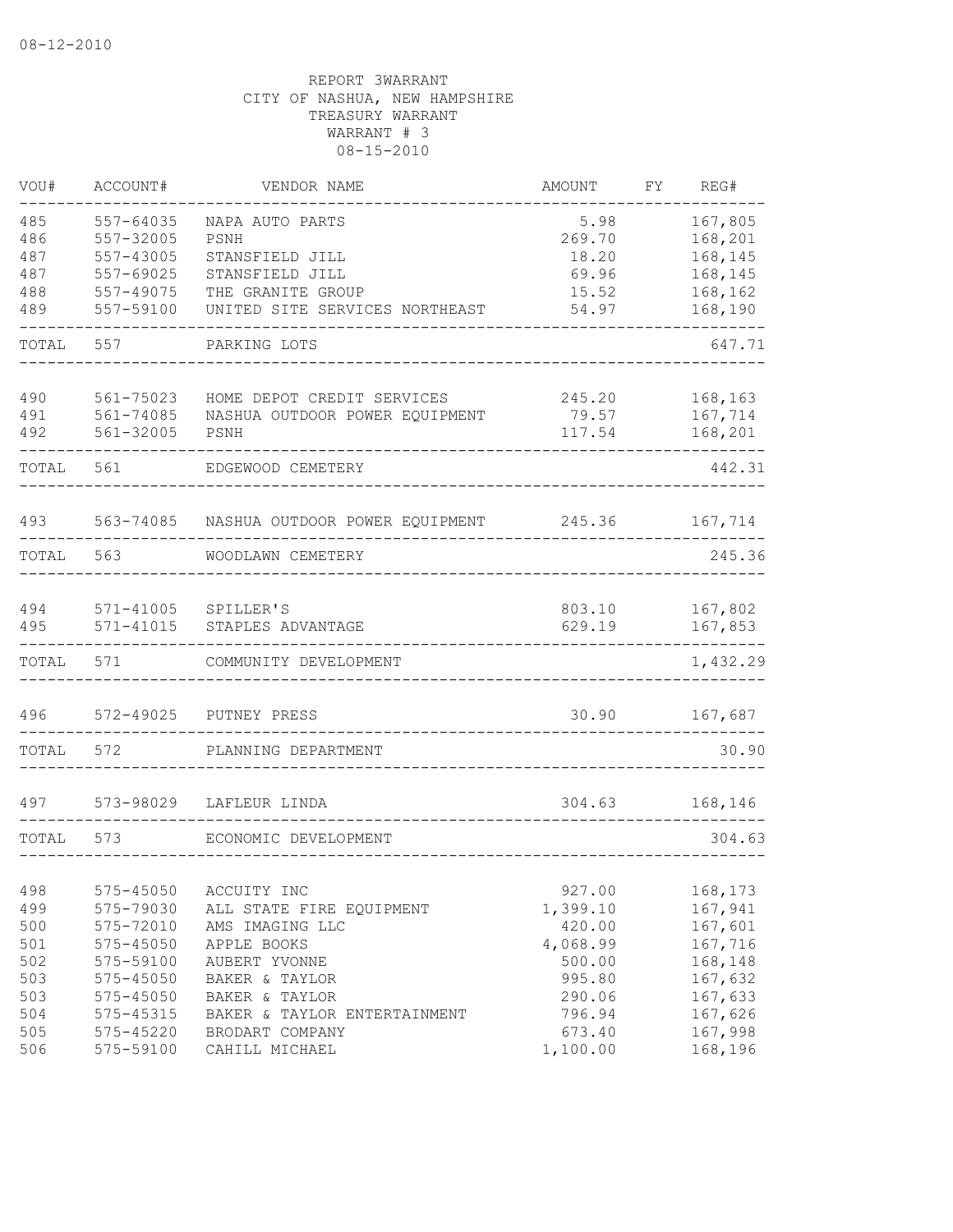08-12-2010

REPORT 3WARRANT
CITY OF NASHUA, NEW HAMPSHIRE
TREASURY WARRANT
WARRANT # 3
08-15-2010

| VOU# | ACCOUNT# | VENDOR NAME | AMOUNT | FY | REG# |
|---|---|---|---|---|---|
| 485 | 557-64035 | NAPA AUTO PARTS | 5.98 | | 167,805 |
| 486 | 557-32005 | PSNH | 269.70 | | 168,201 |
| 487 | 557-43005 | STANSFIELD JILL | 18.20 | | 168,145 |
| 487 | 557-69025 | STANSFIELD JILL | 69.96 | | 168,145 |
| 488 | 557-49075 | THE GRANITE GROUP | 15.52 | | 168,162 |
| 489 | 557-59100 | UNITED SITE SERVICES NORTHEAST | 54.97 | | 168,190 |
| TOTAL | 557 | PARKING LOTS | | | 647.71 |
| 490 | 561-75023 | HOME DEPOT CREDIT SERVICES | 245.20 | | 168,163 |
| 491 | 561-74085 | NASHUA OUTDOOR POWER EQUIPMENT | 79.57 | | 167,714 |
| 492 | 561-32005 | PSNH | 117.54 | | 168,201 |
| TOTAL | 561 | EDGEWOOD CEMETERY | | | 442.31 |
| 493 | 563-74085 | NASHUA OUTDOOR POWER EQUIPMENT | 245.36 | | 167,714 |
| TOTAL | 563 | WOODLAWN CEMETERY | | | 245.36 |
| 494 | 571-41005 | SPILLER'S | 803.10 | | 167,802 |
| 495 | 571-41015 | STAPLES ADVANTAGE | 629.19 | | 167,853 |
| TOTAL | 571 | COMMUNITY DEVELOPMENT | | | 1,432.29 |
| 496 | 572-49025 | PUTNEY PRESS | 30.90 | | 167,687 |
| TOTAL | 572 | PLANNING DEPARTMENT | | | 30.90 |
| 497 | 573-98029 | LAFLEUR LINDA | 304.63 | | 168,146 |
| TOTAL | 573 | ECONOMIC DEVELOPMENT | | | 304.63 |
| 498 | 575-45050 | ACCUITY INC | 927.00 | | 168,173 |
| 499 | 575-79030 | ALL STATE FIRE EQUIPMENT | 1,399.10 | | 167,941 |
| 500 | 575-72010 | AMS IMAGING LLC | 420.00 | | 167,601 |
| 501 | 575-45050 | APPLE BOOKS | 4,068.99 | | 167,716 |
| 502 | 575-59100 | AUBERT YVONNE | 500.00 | | 168,148 |
| 503 | 575-45050 | BAKER & TAYLOR | 995.80 | | 167,632 |
| 503 | 575-45050 | BAKER & TAYLOR | 290.06 | | 167,633 |
| 504 | 575-45315 | BAKER & TAYLOR ENTERTAINMENT | 796.94 | | 167,626 |
| 505 | 575-45220 | BRODART COMPANY | 673.40 | | 167,998 |
| 506 | 575-59100 | CAHILL MICHAEL | 1,100.00 | | 168,196 |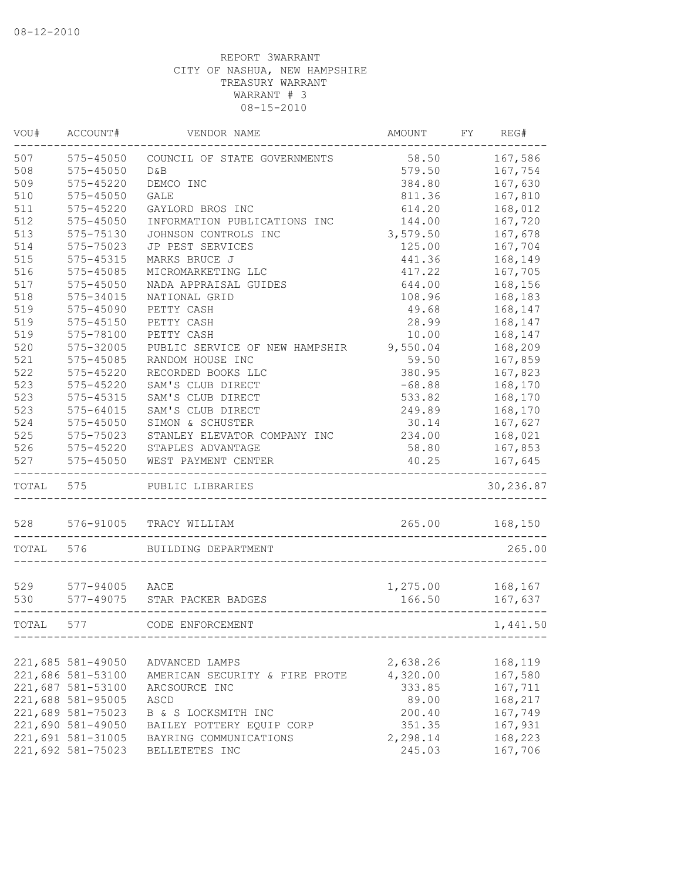08-12-2010

REPORT 3WARRANT
CITY OF NASHUA, NEW HAMPSHIRE
TREASURY WARRANT
WARRANT # 3
08-15-2010

| VOU# | ACCOUNT# | VENDOR NAME | AMOUNT | FY | REG# |
|---|---|---|---|---|---|
| 507 | 575-45050 | COUNCIL OF STATE GOVERNMENTS | 58.50 | | 167,586 |
| 508 | 575-45050 | D&B | 579.50 | | 167,754 |
| 509 | 575-45220 | DEMCO INC | 384.80 | | 167,630 |
| 510 | 575-45050 | GALE | 811.36 | | 167,810 |
| 511 | 575-45220 | GAYLORD BROS INC | 614.20 | | 168,012 |
| 512 | 575-45050 | INFORMATION PUBLICATIONS INC | 144.00 | | 167,720 |
| 513 | 575-75130 | JOHNSON CONTROLS INC | 3,579.50 | | 167,678 |
| 514 | 575-75023 | JP PEST SERVICES | 125.00 | | 167,704 |
| 515 | 575-45315 | MARKS BRUCE J | 441.36 | | 168,149 |
| 516 | 575-45085 | MICROMARKETING LLC | 417.22 | | 167,705 |
| 517 | 575-45050 | NADA APPRAISAL GUIDES | 644.00 | | 168,156 |
| 518 | 575-34015 | NATIONAL GRID | 108.96 | | 168,183 |
| 519 | 575-45090 | PETTY CASH | 49.68 | | 168,147 |
| 519 | 575-45150 | PETTY CASH | 28.99 | | 168,147 |
| 519 | 575-78100 | PETTY CASH | 10.00 | | 168,147 |
| 520 | 575-32005 | PUBLIC SERVICE OF NEW HAMPSHIR | 9,550.04 | | 168,209 |
| 521 | 575-45085 | RANDOM HOUSE INC | 59.50 | | 167,859 |
| 522 | 575-45220 | RECORDED BOOKS LLC | 380.95 | | 167,823 |
| 523 | 575-45220 | SAM'S CLUB DIRECT | -68.88 | | 168,170 |
| 523 | 575-45315 | SAM'S CLUB DIRECT | 533.82 | | 168,170 |
| 523 | 575-64015 | SAM'S CLUB DIRECT | 249.89 | | 168,170 |
| 524 | 575-45050 | SIMON & SCHUSTER | 30.14 | | 167,627 |
| 525 | 575-75023 | STANLEY ELEVATOR COMPANY INC | 234.00 | | 168,021 |
| 526 | 575-45220 | STAPLES ADVANTAGE | 58.80 | | 167,853 |
| 527 | 575-45050 | WEST PAYMENT CENTER | 40.25 | | 167,645 |
| TOTAL | 575 | PUBLIC LIBRARIES | | | 30,236.87 |
| 528 | 576-91005 | TRACY WILLIAM | 265.00 | | 168,150 |
| TOTAL | 576 | BUILDING DEPARTMENT | | | 265.00 |
| 529 | 577-94005 | AACE | 1,275.00 | | 168,167 |
| 530 | 577-49075 | STAR PACKER BADGES | 166.50 | | 167,637 |
| TOTAL | 577 | CODE ENFORCEMENT | | | 1,441.50 |
| 221,685 | 581-49050 | ADVANCED LAMPS | 2,638.26 | | 168,119 |
| 221,686 | 581-53100 | AMERICAN SECURITY & FIRE PROTE | 4,320.00 | | 167,580 |
| 221,687 | 581-53100 | ARCSOURCE INC | 333.85 | | 167,711 |
| 221,688 | 581-95005 | ASCD | 89.00 | | 168,217 |
| 221,689 | 581-75023 | B & S LOCKSMITH INC | 200.40 | | 167,749 |
| 221,690 | 581-49050 | BAILEY POTTERY EQUIP CORP | 351.35 | | 167,931 |
| 221,691 | 581-31005 | BAYRING COMMUNICATIONS | 2,298.14 | | 168,223 |
| 221,692 | 581-75023 | BELLETETES INC | 245.03 | | 167,706 |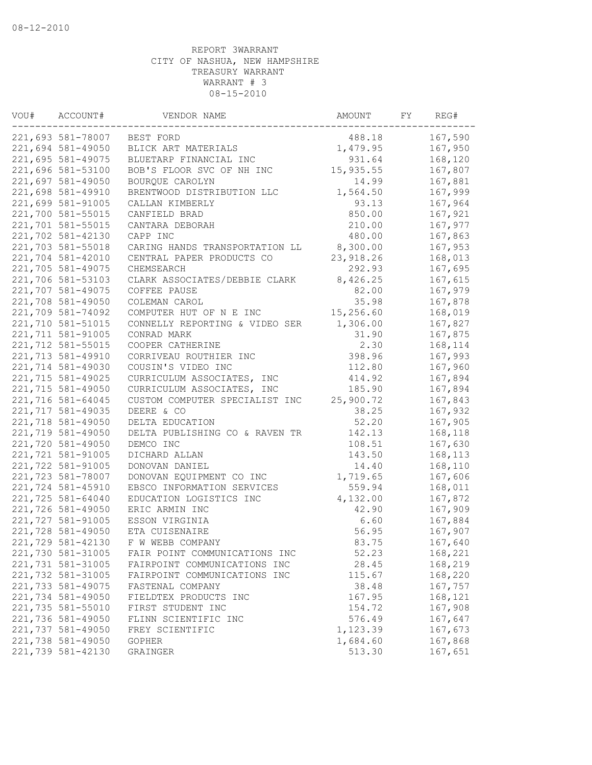08-12-2010

REPORT 3WARRANT
CITY OF NASHUA, NEW HAMPSHIRE
TREASURY WARRANT
WARRANT # 3
08-15-2010

| VOU# | ACCOUNT# | VENDOR NAME | AMOUNT | FY | REG# |
|---|---|---|---|---|---|
| 221,693 | 581-78007 | BEST FORD | 488.18 | | 167,590 |
| 221,694 | 581-49050 | BLICK ART MATERIALS | 1,479.95 | | 167,950 |
| 221,695 | 581-49075 | BLUETARP FINANCIAL INC | 931.64 | | 168,120 |
| 221,696 | 581-53100 | BOB'S FLOOR SVC OF NH INC | 15,935.55 | | 167,807 |
| 221,697 | 581-49050 | BOURQUE CAROLYN | 14.99 | | 167,881 |
| 221,698 | 581-49910 | BRENTWOOD DISTRIBUTION LLC | 1,564.50 | | 167,999 |
| 221,699 | 581-91005 | CALLAN KIMBERLY | 93.13 | | 167,964 |
| 221,700 | 581-55015 | CANFIELD BRAD | 850.00 | | 167,921 |
| 221,701 | 581-55015 | CANTARA DEBORAH | 210.00 | | 167,977 |
| 221,702 | 581-42130 | CAPP INC | 480.00 | | 167,863 |
| 221,703 | 581-55018 | CARING HANDS TRANSPORTATION LL | 8,300.00 | | 167,953 |
| 221,704 | 581-42010 | CENTRAL PAPER PRODUCTS CO | 23,918.26 | | 168,013 |
| 221,705 | 581-49075 | CHEMSEARCH | 292.93 | | 167,695 |
| 221,706 | 581-53103 | CLARK ASSOCIATES/DEBBIE CLARK | 8,426.25 | | 167,615 |
| 221,707 | 581-49075 | COFFEE PAUSE | 82.00 | | 167,979 |
| 221,708 | 581-49050 | COLEMAN CAROL | 35.98 | | 167,878 |
| 221,709 | 581-74092 | COMPUTER HUT OF N E INC | 15,256.60 | | 168,019 |
| 221,710 | 581-51015 | CONNELLY REPORTING & VIDEO SER | 1,306.00 | | 167,827 |
| 221,711 | 581-91005 | CONRAD MARK | 31.90 | | 167,875 |
| 221,712 | 581-55015 | COOPER CATHERINE | 2.30 | | 168,114 |
| 221,713 | 581-49910 | CORRIVEAU ROUTHIER INC | 398.96 | | 167,993 |
| 221,714 | 581-49030 | COUSIN'S VIDEO INC | 112.80 | | 167,960 |
| 221,715 | 581-49025 | CURRICULUM ASSOCIATES, INC | 414.92 | | 167,894 |
| 221,715 | 581-49050 | CURRICULUM ASSOCIATES, INC | 185.90 | | 167,894 |
| 221,716 | 581-64045 | CUSTOM COMPUTER SPECIALIST INC | 25,900.72 | | 167,843 |
| 221,717 | 581-49035 | DEERE & CO | 38.25 | | 167,932 |
| 221,718 | 581-49050 | DELTA EDUCATION | 52.20 | | 167,905 |
| 221,719 | 581-49050 | DELTA PUBLISHING CO & RAVEN TR | 142.13 | | 168,118 |
| 221,720 | 581-49050 | DEMCO INC | 108.51 | | 167,630 |
| 221,721 | 581-91005 | DICHARD ALLAN | 143.50 | | 168,113 |
| 221,722 | 581-91005 | DONOVAN DANIEL | 14.40 | | 168,110 |
| 221,723 | 581-78007 | DONOVAN EQUIPMENT CO INC | 1,719.65 | | 167,606 |
| 221,724 | 581-45910 | EBSCO INFORMATION SERVICES | 559.94 | | 168,011 |
| 221,725 | 581-64040 | EDUCATION LOGISTICS INC | 4,132.00 | | 167,872 |
| 221,726 | 581-49050 | ERIC ARMIN INC | 42.90 | | 167,909 |
| 221,727 | 581-91005 | ESSON VIRGINIA | 6.60 | | 167,884 |
| 221,728 | 581-49050 | ETA CUISENAIRE | 56.95 | | 167,907 |
| 221,729 | 581-42130 | F W WEBB COMPANY | 83.75 | | 167,640 |
| 221,730 | 581-31005 | FAIR POINT COMMUNICATIONS INC | 52.23 | | 168,221 |
| 221,731 | 581-31005 | FAIRPOINT COMMUNICATIONS INC | 28.45 | | 168,219 |
| 221,732 | 581-31005 | FAIRPOINT COMMUNICATIONS INC | 115.67 | | 168,220 |
| 221,733 | 581-49075 | FASTENAL COMPANY | 38.48 | | 167,757 |
| 221,734 | 581-49050 | FIELDTEX PRODUCTS INC | 167.95 | | 168,121 |
| 221,735 | 581-55010 | FIRST STUDENT INC | 154.72 | | 167,908 |
| 221,736 | 581-49050 | FLINN SCIENTIFIC INC | 576.49 | | 167,647 |
| 221,737 | 581-49050 | FREY SCIENTIFIC | 1,123.39 | | 167,673 |
| 221,738 | 581-49050 | GOPHER | 1,684.60 | | 167,868 |
| 221,739 | 581-42130 | GRAINGER | 513.30 | | 167,651 |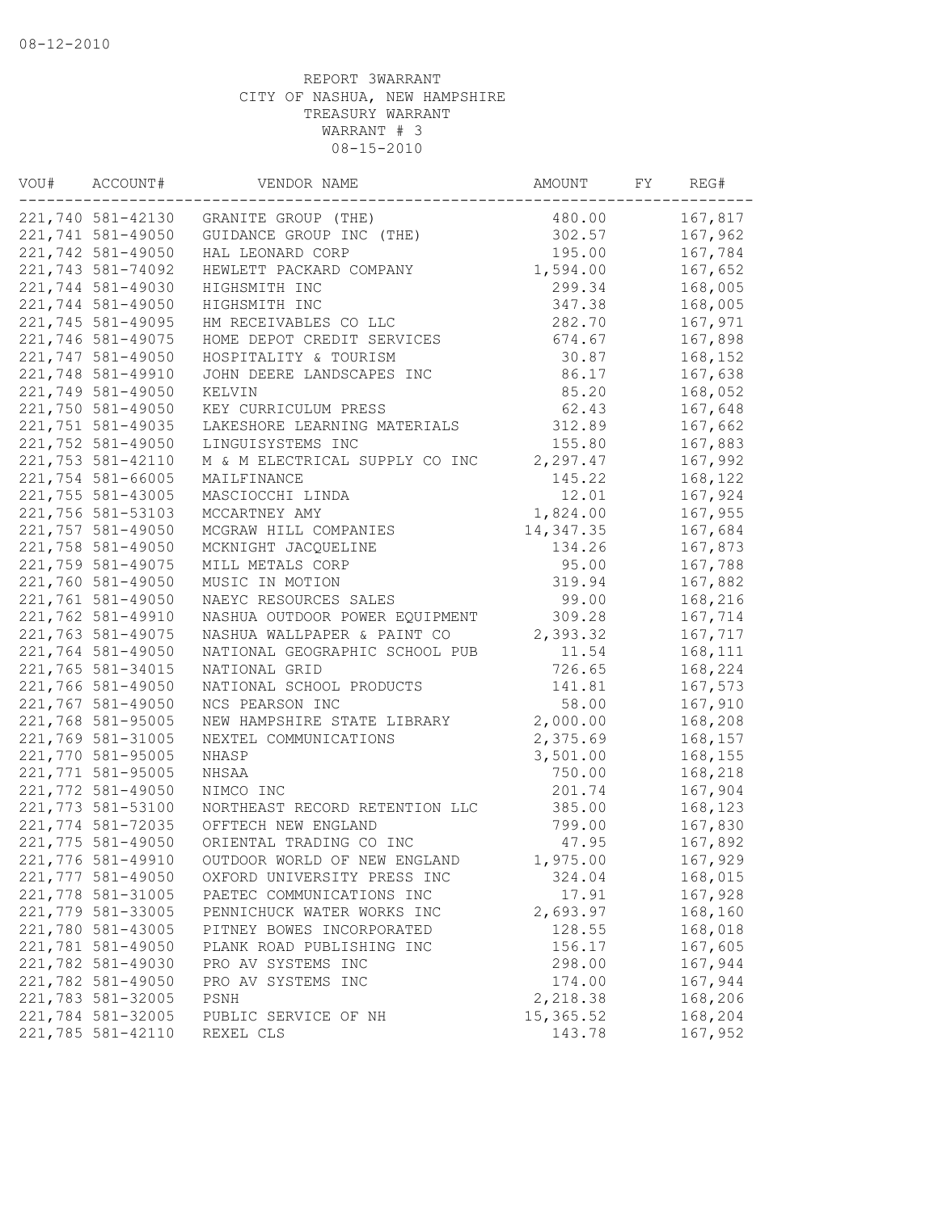REPORT 3WARRANT
CITY OF NASHUA, NEW HAMPSHIRE
TREASURY WARRANT
WARRANT # 3
08-15-2010

| VOU# | ACCOUNT# | VENDOR NAME | AMOUNT | FY | REG# |
|---|---|---|---|---|---|
| 221,740 | 581-42130 | GRANITE GROUP (THE) | 480.00 | | 167,817 |
| 221,741 | 581-49050 | GUIDANCE GROUP INC (THE) | 302.57 | | 167,962 |
| 221,742 | 581-49050 | HAL LEONARD CORP | 195.00 | | 167,784 |
| 221,743 | 581-74092 | HEWLETT PACKARD COMPANY | 1,594.00 | | 167,652 |
| 221,744 | 581-49030 | HIGHSMITH INC | 299.34 | | 168,005 |
| 221,744 | 581-49050 | HIGHSMITH INC | 347.38 | | 168,005 |
| 221,745 | 581-49095 | HM RECEIVABLES CO LLC | 282.70 | | 167,971 |
| 221,746 | 581-49075 | HOME DEPOT CREDIT SERVICES | 674.67 | | 167,898 |
| 221,747 | 581-49050 | HOSPITALITY & TOURISM | 30.87 | | 168,152 |
| 221,748 | 581-49910 | JOHN DEERE LANDSCAPES INC | 86.17 | | 167,638 |
| 221,749 | 581-49050 | KELVIN | 85.20 | | 168,052 |
| 221,750 | 581-49050 | KEY CURRICULUM PRESS | 62.43 | | 167,648 |
| 221,751 | 581-49035 | LAKESHORE LEARNING MATERIALS | 312.89 | | 167,662 |
| 221,752 | 581-49050 | LINGUISYSTEMS INC | 155.80 | | 167,883 |
| 221,753 | 581-42110 | M & M ELECTRICAL SUPPLY CO INC | 2,297.47 | | 167,992 |
| 221,754 | 581-66005 | MAILFINANCE | 145.22 | | 168,122 |
| 221,755 | 581-43005 | MASCIOCCHI LINDA | 12.01 | | 167,924 |
| 221,756 | 581-53103 | MCCARTNEY AMY | 1,824.00 | | 167,955 |
| 221,757 | 581-49050 | MCGRAW HILL COMPANIES | 14,347.35 | | 167,684 |
| 221,758 | 581-49050 | MCKNIGHT JACQUELINE | 134.26 | | 167,873 |
| 221,759 | 581-49075 | MILL METALS CORP | 95.00 | | 167,788 |
| 221,760 | 581-49050 | MUSIC IN MOTION | 319.94 | | 167,882 |
| 221,761 | 581-49050 | NAEYC RESOURCES SALES | 99.00 | | 168,216 |
| 221,762 | 581-49910 | NASHUA OUTDOOR POWER EQUIPMENT | 309.28 | | 167,714 |
| 221,763 | 581-49075 | NASHUA WALLPAPER & PAINT CO | 2,393.32 | | 167,717 |
| 221,764 | 581-49050 | NATIONAL GEOGRAPHIC SCHOOL PUB | 11.54 | | 168,111 |
| 221,765 | 581-34015 | NATIONAL GRID | 726.65 | | 168,224 |
| 221,766 | 581-49050 | NATIONAL SCHOOL PRODUCTS | 141.81 | | 167,573 |
| 221,767 | 581-49050 | NCS PEARSON INC | 58.00 | | 167,910 |
| 221,768 | 581-95005 | NEW HAMPSHIRE STATE LIBRARY | 2,000.00 | | 168,208 |
| 221,769 | 581-31005 | NEXTEL COMMUNICATIONS | 2,375.69 | | 168,157 |
| 221,770 | 581-95005 | NHASP | 3,501.00 | | 168,155 |
| 221,771 | 581-95005 | NHSAA | 750.00 | | 168,218 |
| 221,772 | 581-49050 | NIMCO INC | 201.74 | | 167,904 |
| 221,773 | 581-53100 | NORTHEAST RECORD RETENTION LLC | 385.00 | | 168,123 |
| 221,774 | 581-72035 | OFFTECH NEW ENGLAND | 799.00 | | 167,830 |
| 221,775 | 581-49050 | ORIENTAL TRADING CO INC | 47.95 | | 167,892 |
| 221,776 | 581-49910 | OUTDOOR WORLD OF NEW ENGLAND | 1,975.00 | | 167,929 |
| 221,777 | 581-49050 | OXFORD UNIVERSITY PRESS INC | 324.04 | | 168,015 |
| 221,778 | 581-31005 | PAETEC COMMUNICATIONS INC | 17.91 | | 167,928 |
| 221,779 | 581-33005 | PENNICHUCK WATER WORKS INC | 2,693.97 | | 168,160 |
| 221,780 | 581-43005 | PITNEY BOWES INCORPORATED | 128.55 | | 168,018 |
| 221,781 | 581-49050 | PLANK ROAD PUBLISHING INC | 156.17 | | 167,605 |
| 221,782 | 581-49030 | PRO AV SYSTEMS INC | 298.00 | | 167,944 |
| 221,782 | 581-49050 | PRO AV SYSTEMS INC | 174.00 | | 167,944 |
| 221,783 | 581-32005 | PSNH | 2,218.38 | | 168,206 |
| 221,784 | 581-32005 | PUBLIC SERVICE OF NH | 15,365.52 | | 168,204 |
| 221,785 | 581-42110 | REXEL CLS | 143.78 | | 167,952 |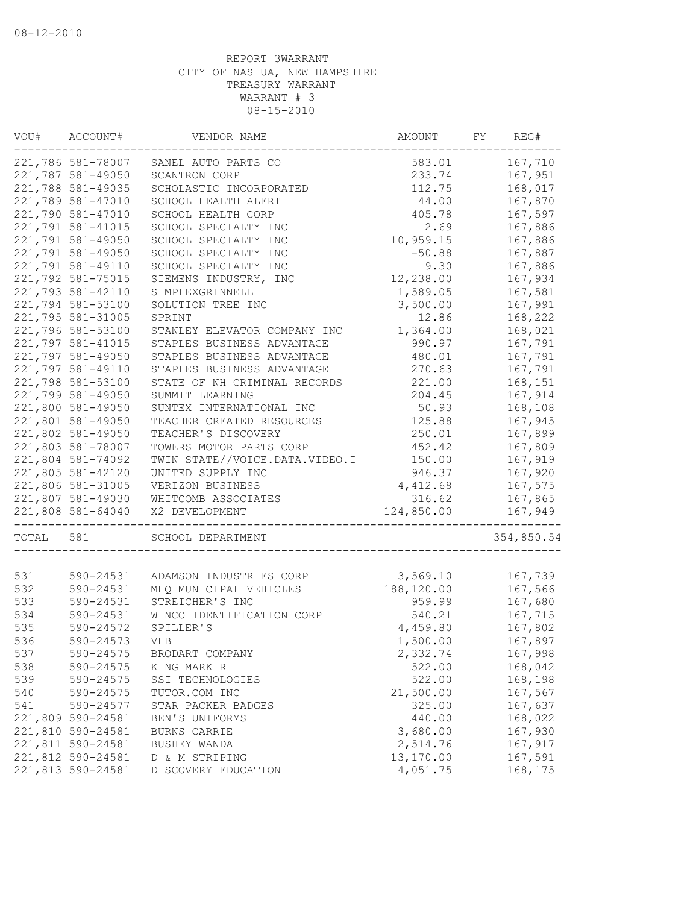08-12-2010

REPORT 3WARRANT
CITY OF NASHUA, NEW HAMPSHIRE
TREASURY WARRANT
WARRANT # 3
08-15-2010

| VOU# | ACCOUNT# | VENDOR NAME | AMOUNT | FY | REG# |
|---|---|---|---|---|---|
| 221,786 | 581-78007 | SANEL AUTO PARTS CO | 583.01 | | 167,710 |
| 221,787 | 581-49050 | SCANTRON CORP | 233.74 | | 167,951 |
| 221,788 | 581-49035 | SCHOLASTIC INCORPORATED | 112.75 | | 168,017 |
| 221,789 | 581-47010 | SCHOOL HEALTH ALERT | 44.00 | | 167,870 |
| 221,790 | 581-47010 | SCHOOL HEALTH CORP | 405.78 | | 167,597 |
| 221,791 | 581-41015 | SCHOOL SPECIALTY INC | 2.69 | | 167,886 |
| 221,791 | 581-49050 | SCHOOL SPECIALTY INC | 10,959.15 | | 167,886 |
| 221,791 | 581-49050 | SCHOOL SPECIALTY INC | -50.88 | | 167,887 |
| 221,791 | 581-49110 | SCHOOL SPECIALTY INC | 9.30 | | 167,886 |
| 221,792 | 581-75015 | SIEMENS INDUSTRY, INC | 12,238.00 | | 167,934 |
| 221,793 | 581-42110 | SIMPLEXGRINNELL | 1,589.05 | | 167,581 |
| 221,794 | 581-53100 | SOLUTION TREE INC | 3,500.00 | | 167,991 |
| 221,795 | 581-31005 | SPRINT | 12.86 | | 168,222 |
| 221,796 | 581-53100 | STANLEY ELEVATOR COMPANY INC | 1,364.00 | | 168,021 |
| 221,797 | 581-41015 | STAPLES BUSINESS ADVANTAGE | 990.97 | | 167,791 |
| 221,797 | 581-49050 | STAPLES BUSINESS ADVANTAGE | 480.01 | | 167,791 |
| 221,797 | 581-49110 | STAPLES BUSINESS ADVANTAGE | 270.63 | | 167,791 |
| 221,798 | 581-53100 | STATE OF NH CRIMINAL RECORDS | 221.00 | | 168,151 |
| 221,799 | 581-49050 | SUMMIT LEARNING | 204.45 | | 167,914 |
| 221,800 | 581-49050 | SUNTEX INTERNATIONAL INC | 50.93 | | 168,108 |
| 221,801 | 581-49050 | TEACHER CREATED RESOURCES | 125.88 | | 167,945 |
| 221,802 | 581-49050 | TEACHER'S DISCOVERY | 250.01 | | 167,899 |
| 221,803 | 581-78007 | TOWERS MOTOR PARTS CORP | 452.42 | | 167,809 |
| 221,804 | 581-74092 | TWIN STATE//VOICE.DATA.VIDEO.I | 150.00 | | 167,919 |
| 221,805 | 581-42120 | UNITED SUPPLY INC | 946.37 | | 167,920 |
| 221,806 | 581-31005 | VERIZON BUSINESS | 4,412.68 | | 167,575 |
| 221,807 | 581-49030 | WHITCOMB ASSOCIATES | 316.62 | | 167,865 |
| 221,808 | 581-64040 | X2 DEVELOPMENT | 124,850.00 | | 167,949 |
| TOTAL | 581 | SCHOOL DEPARTMENT | | | 354,850.54 |
| 531 | 590-24531 | ADAMSON INDUSTRIES CORP | 3,569.10 | | 167,739 |
| 532 | 590-24531 | MHQ MUNICIPAL VEHICLES | 188,120.00 | | 167,566 |
| 533 | 590-24531 | STREICHER'S INC | 959.99 | | 167,680 |
| 534 | 590-24531 | WINCO IDENTIFICATION CORP | 540.21 | | 167,715 |
| 535 | 590-24572 | SPILLER'S | 4,459.80 | | 167,802 |
| 536 | 590-24573 | VHB | 1,500.00 | | 167,897 |
| 537 | 590-24575 | BRODART COMPANY | 2,332.74 | | 167,998 |
| 538 | 590-24575 | KING MARK R | 522.00 | | 168,042 |
| 539 | 590-24575 | SSI TECHNOLOGIES | 522.00 | | 168,198 |
| 540 | 590-24575 | TUTOR.COM INC | 21,500.00 | | 167,567 |
| 541 | 590-24577 | STAR PACKER BADGES | 325.00 | | 167,637 |
| 221,809 | 590-24581 | BEN'S UNIFORMS | 440.00 | | 168,022 |
| 221,810 | 590-24581 | BURNS CARRIE | 3,680.00 | | 167,930 |
| 221,811 | 590-24581 | BUSHEY WANDA | 2,514.76 | | 167,917 |
| 221,812 | 590-24581 | D & M STRIPING | 13,170.00 | | 167,591 |
| 221,813 | 590-24581 | DISCOVERY EDUCATION | 4,051.75 | | 168,175 |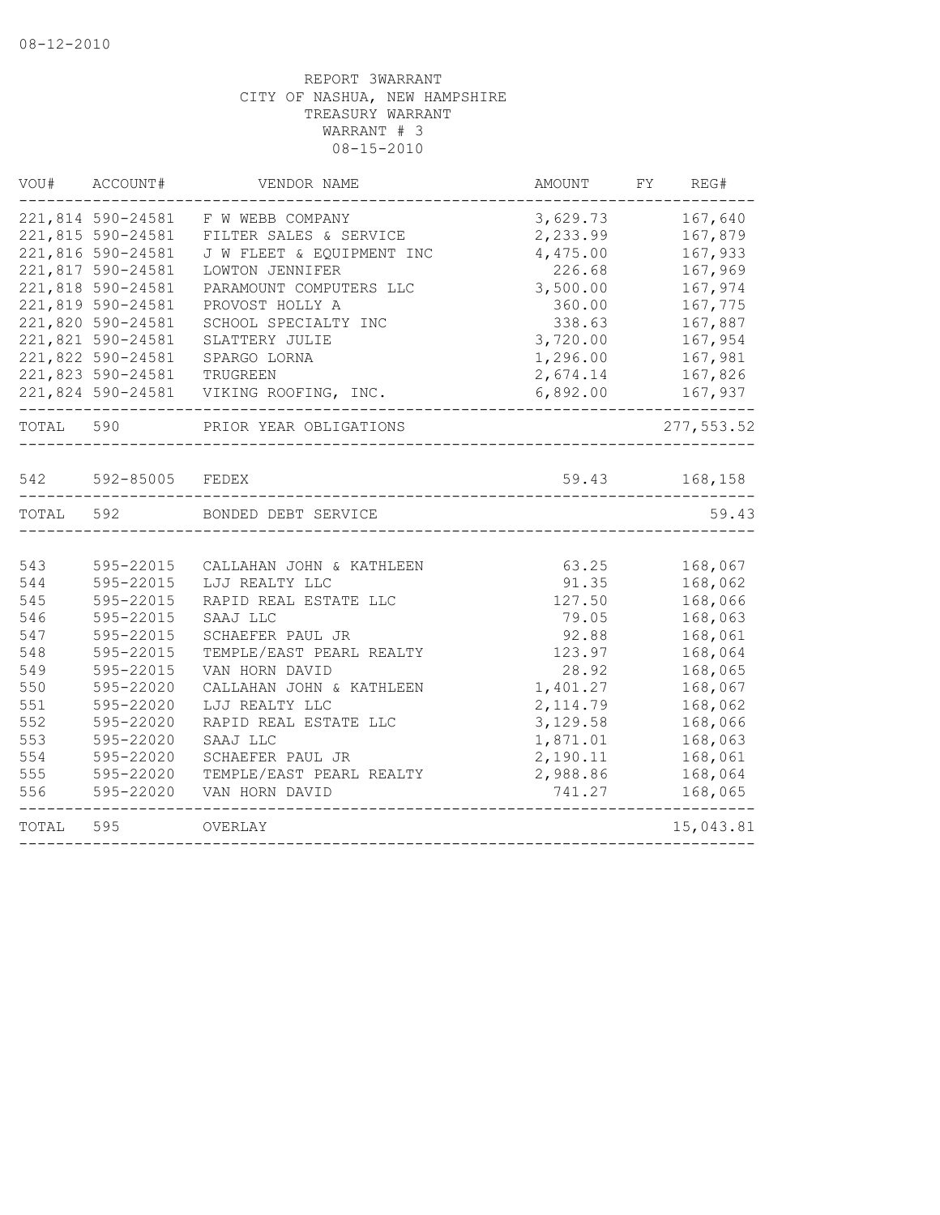08-12-2010

REPORT 3WARRANT
CITY OF NASHUA, NEW HAMPSHIRE
TREASURY WARRANT
WARRANT # 3
08-15-2010

| VOU# | ACCOUNT# | VENDOR NAME | AMOUNT | FY | REG# |
|---|---|---|---|---|---|
| 221,814 | 590-24581 | F W WEBB COMPANY | 3,629.73 | | 167,640 |
| 221,815 | 590-24581 | FILTER SALES & SERVICE | 2,233.99 | | 167,879 |
| 221,816 | 590-24581 | J W FLEET & EQUIPMENT INC | 4,475.00 | | 167,933 |
| 221,817 | 590-24581 | LOWTON JENNIFER | 226.68 | | 167,969 |
| 221,818 | 590-24581 | PARAMOUNT COMPUTERS LLC | 3,500.00 | | 167,974 |
| 221,819 | 590-24581 | PROVOST HOLLY A | 360.00 | | 167,775 |
| 221,820 | 590-24581 | SCHOOL SPECIALTY INC | 338.63 | | 167,887 |
| 221,821 | 590-24581 | SLATTERY JULIE | 3,720.00 | | 167,954 |
| 221,822 | 590-24581 | SPARGO LORNA | 1,296.00 | | 167,981 |
| 221,823 | 590-24581 | TRUGREEN | 2,674.14 | | 167,826 |
| 221,824 | 590-24581 | VIKING ROOFING, INC. | 6,892.00 | | 167,937 |
| TOTAL | 590 | PRIOR YEAR OBLIGATIONS | | | 277,553.52 |
| 542 | 592-85005 | FEDEX | 59.43 | | 168,158 |
| TOTAL | 592 | BONDED DEBT SERVICE | | | 59.43 |
| 543 | 595-22015 | CALLAHAN JOHN & KATHLEEN | 63.25 | | 168,067 |
| 544 | 595-22015 | LJJ REALTY LLC | 91.35 | | 168,062 |
| 545 | 595-22015 | RAPID REAL ESTATE LLC | 127.50 | | 168,066 |
| 546 | 595-22015 | SAAJ LLC | 79.05 | | 168,063 |
| 547 | 595-22015 | SCHAEFER PAUL JR | 92.88 | | 168,061 |
| 548 | 595-22015 | TEMPLE/EAST PEARL REALTY | 123.97 | | 168,064 |
| 549 | 595-22015 | VAN HORN DAVID | 28.92 | | 168,065 |
| 550 | 595-22020 | CALLAHAN JOHN & KATHLEEN | 1,401.27 | | 168,067 |
| 551 | 595-22020 | LJJ REALTY LLC | 2,114.79 | | 168,062 |
| 552 | 595-22020 | RAPID REAL ESTATE LLC | 3,129.58 | | 168,066 |
| 553 | 595-22020 | SAAJ LLC | 1,871.01 | | 168,063 |
| 554 | 595-22020 | SCHAEFER PAUL JR | 2,190.11 | | 168,061 |
| 555 | 595-22020 | TEMPLE/EAST PEARL REALTY | 2,988.86 | | 168,064 |
| 556 | 595-22020 | VAN HORN DAVID | 741.27 | | 168,065 |
| TOTAL | 595 | OVERLAY | | | 15,043.81 |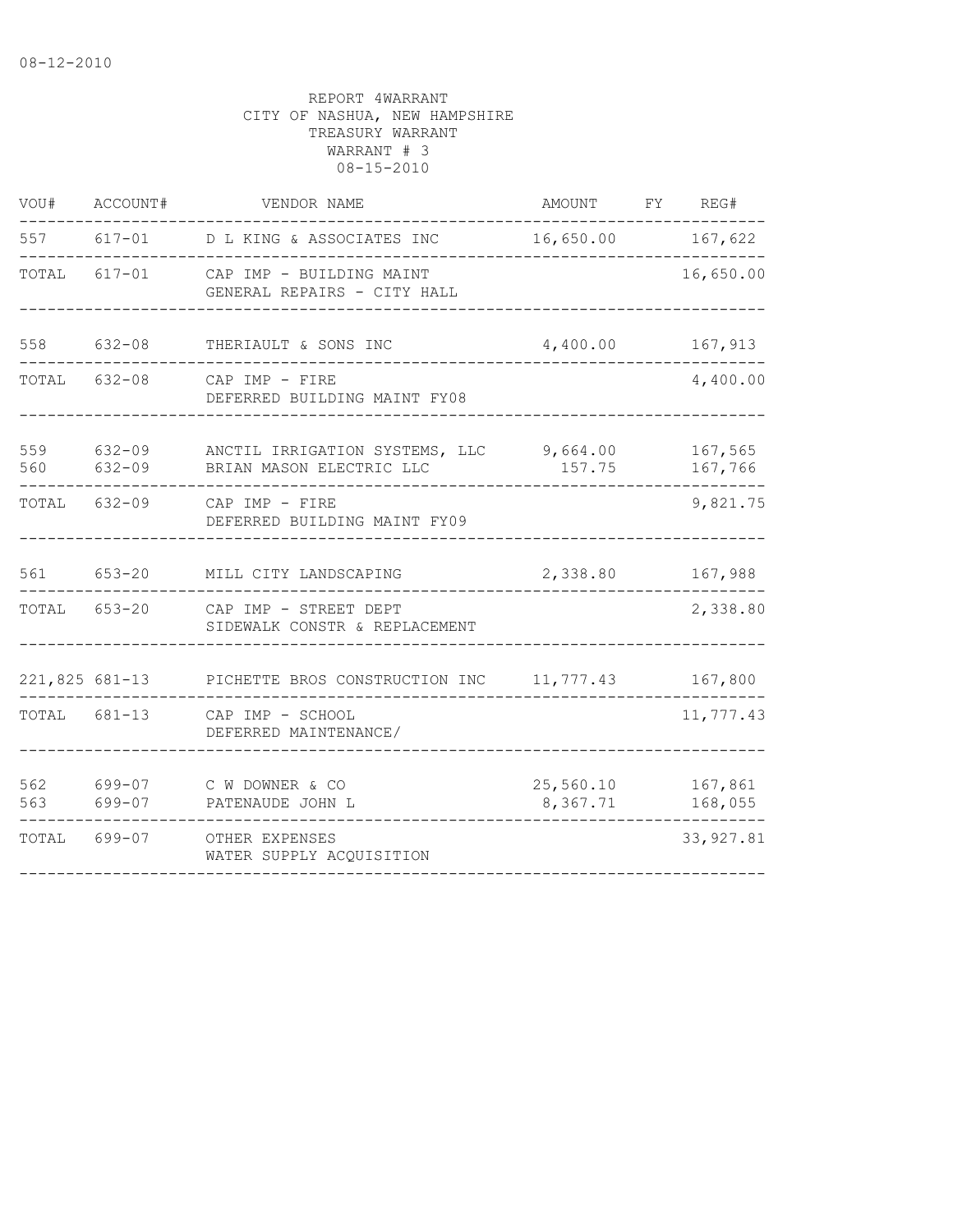08-12-2010

REPORT 4WARRANT
CITY OF NASHUA, NEW HAMPSHIRE
TREASURY WARRANT
WARRANT # 3
08-15-2010

| VOU# | ACCOUNT# | VENDOR NAME | AMOUNT | FY | REG# |
|---|---|---|---|---|---|
| 557 | 617-01 | D L KING & ASSOCIATES INC | 16,650.00 | | 167,622 |
| TOTAL | 617-01 | CAP IMP - BUILDING MAINT<br>GENERAL REPAIRS - CITY HALL | | | 16,650.00 |
| 558 | 632-08 | THERIAULT & SONS INC | 4,400.00 | | 167,913 |
| TOTAL | 632-08 | CAP IMP - FIRE<br>DEFERRED BUILDING MAINT FY08 | | | 4,400.00 |
| 559 | 632-09 | ANCTIL IRRIGATION SYSTEMS, LLC | 9,664.00 | | 167,565 |
| 560 | 632-09 | BRIAN MASON ELECTRIC LLC | 157.75 | | 167,766 |
| TOTAL | 632-09 | CAP IMP - FIRE<br>DEFERRED BUILDING MAINT FY09 | | | 9,821.75 |
| 561 | 653-20 | MILL CITY LANDSCAPING | 2,338.80 | | 167,988 |
| TOTAL | 653-20 | CAP IMP - STREET DEPT<br>SIDEWALK CONSTR & REPLACEMENT | | | 2,338.80 |
| 221,825 | 681-13 | PICHETTE BROS CONSTRUCTION INC | 11,777.43 | | 167,800 |
| TOTAL | 681-13 | CAP IMP - SCHOOL<br>DEFERRED MAINTENANCE/ | | | 11,777.43 |
| 562 | 699-07 | C W DOWNER & CO | 25,560.10 | | 167,861 |
| 563 | 699-07 | PATENAUDE JOHN L | 8,367.71 | | 168,055 |
| TOTAL | 699-07 | OTHER EXPENSES<br>WATER SUPPLY ACQUISITION | | | 33,927.81 |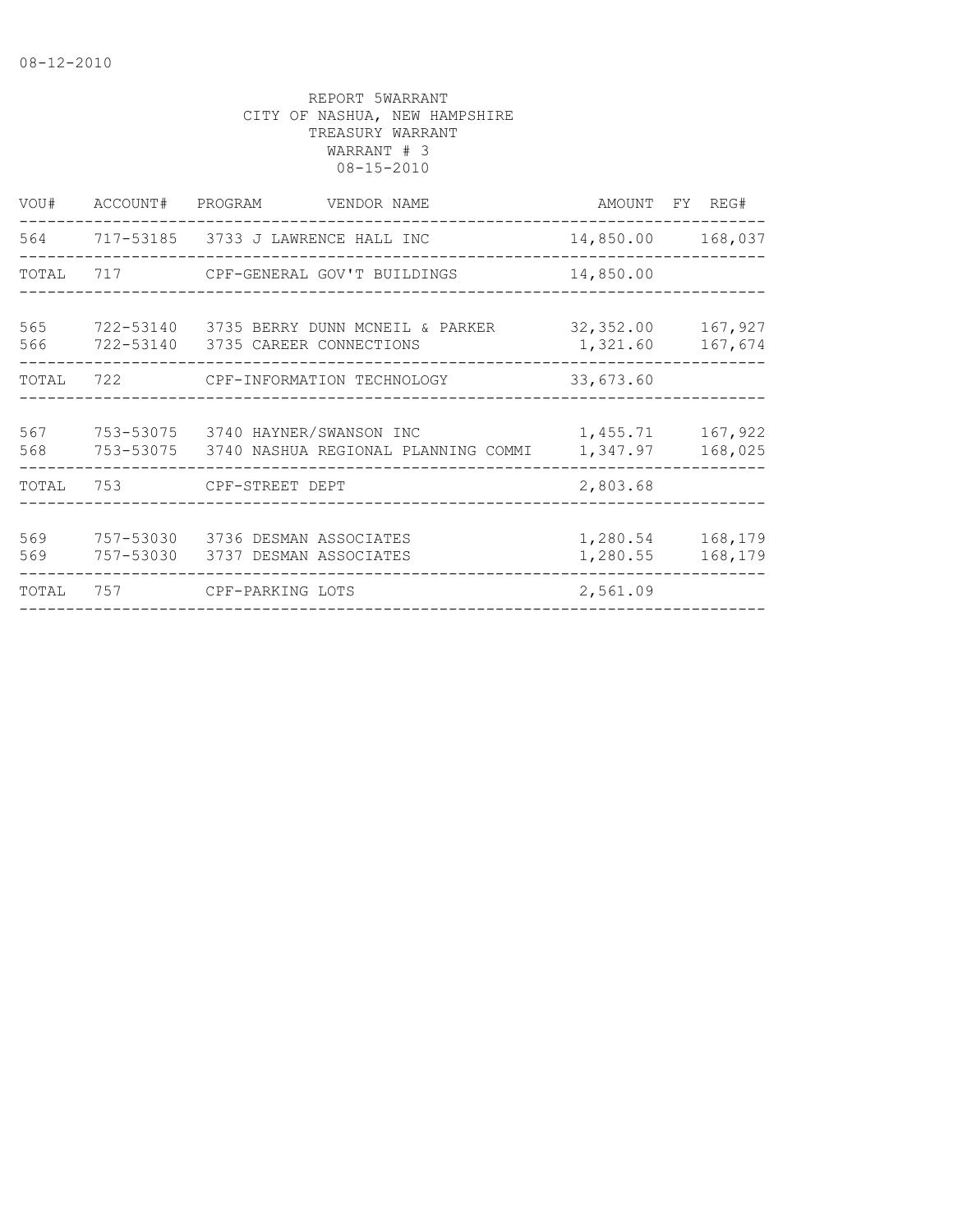08-12-2010

REPORT 5WARRANT
CITY OF NASHUA, NEW HAMPSHIRE
TREASURY WARRANT
WARRANT # 3
08-15-2010

| VOU# | ACCOUNT# | PROGRAM | VENDOR NAME | AMOUNT | FY | REG# |
|---|---|---|---|---|---|---|
| 564 | 717-53185 | 3733 | J LAWRENCE HALL INC | 14,850.00 | | 168,037 |
| TOTAL | 717 | | CPF-GENERAL GOV'T BUILDINGS | 14,850.00 | | |
| 565 | 722-53140 | 3735 | BERRY DUNN MCNEIL & PARKER | 32,352.00 | | 167,927 |
| 566 | 722-53140 | 3735 | CAREER CONNECTIONS | 1,321.60 | | 167,674 |
| TOTAL | 722 | | CPF-INFORMATION TECHNOLOGY | 33,673.60 | | |
| 567 | 753-53075 | 3740 | HAYNER/SWANSON INC | 1,455.71 | | 167,922 |
| 568 | 753-53075 | 3740 | NASHUA REGIONAL PLANNING COMMI | 1,347.97 | | 168,025 |
| TOTAL | 753 | | CPF-STREET DEPT | 2,803.68 | | |
| 569 | 757-53030 | 3736 | DESMAN ASSOCIATES | 1,280.54 | | 168,179 |
| 569 | 757-53030 | 3737 | DESMAN ASSOCIATES | 1,280.55 | | 168,179 |
| TOTAL | 757 | | CPF-PARKING LOTS | 2,561.09 | | |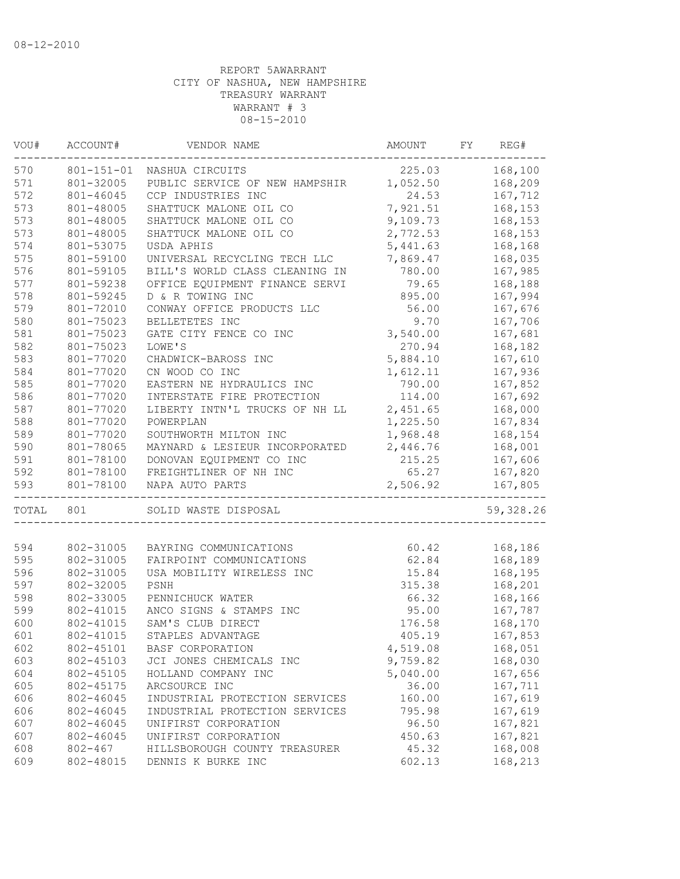08-12-2010

REPORT 5AWARRANT
CITY OF NASHUA, NEW HAMPSHIRE
TREASURY WARRANT
WARRANT # 3
08-15-2010

| VOU# | ACCOUNT# | VENDOR NAME | AMOUNT | FY | REG# |
|---|---|---|---|---|---|
| 570 | 801-151-01 | NASHUA CIRCUITS | 225.03 | | 168,100 |
| 571 | 801-32005 | PUBLIC SERVICE OF NEW HAMPSHIR | 1,052.50 | | 168,209 |
| 572 | 801-46045 | CCP INDUSTRIES INC | 24.53 | | 167,712 |
| 573 | 801-48005 | SHATTUCK MALONE OIL CO | 7,921.51 | | 168,153 |
| 573 | 801-48005 | SHATTUCK MALONE OIL CO | 9,109.73 | | 168,153 |
| 573 | 801-48005 | SHATTUCK MALONE OIL CO | 2,772.53 | | 168,153 |
| 574 | 801-53075 | USDA APHIS | 5,441.63 | | 168,168 |
| 575 | 801-59100 | UNIVERSAL RECYCLING TECH LLC | 7,869.47 | | 168,035 |
| 576 | 801-59105 | BILL'S WORLD CLASS CLEANING IN | 780.00 | | 167,985 |
| 577 | 801-59238 | OFFICE EQUIPMENT FINANCE SERVI | 79.65 | | 168,188 |
| 578 | 801-59245 | D & R TOWING INC | 895.00 | | 167,994 |
| 579 | 801-72010 | CONWAY OFFICE PRODUCTS LLC | 56.00 | | 167,676 |
| 580 | 801-75023 | BELLETETES INC | 9.70 | | 167,706 |
| 581 | 801-75023 | GATE CITY FENCE CO INC | 3,540.00 | | 167,681 |
| 582 | 801-75023 | LOWE'S | 270.94 | | 168,182 |
| 583 | 801-77020 | CHADWICK-BAROSS INC | 5,884.10 | | 167,610 |
| 584 | 801-77020 | CN WOOD CO INC | 1,612.11 | | 167,936 |
| 585 | 801-77020 | EASTERN NE HYDRAULICS INC | 790.00 | | 167,852 |
| 586 | 801-77020 | INTERSTATE FIRE PROTECTION | 114.00 | | 167,692 |
| 587 | 801-77020 | LIBERTY INTN'L TRUCKS OF NH LL | 2,451.65 | | 168,000 |
| 588 | 801-77020 | POWERPLAN | 1,225.50 | | 167,834 |
| 589 | 801-77020 | SOUTHWORTH MILTON INC | 1,968.48 | | 168,154 |
| 590 | 801-78065 | MAYNARD & LESIEUR INCORPORATED | 2,446.76 | | 168,001 |
| 591 | 801-78100 | DONOVAN EQUIPMENT CO INC | 215.25 | | 167,606 |
| 592 | 801-78100 | FREIGHTLINER OF NH INC | 65.27 | | 167,820 |
| 593 | 801-78100 | NAPA AUTO PARTS | 2,506.92 | | 167,805 |
| TOTAL | 801 | SOLID WASTE DISPOSAL | | | 59,328.26 |
| 594 | 802-31005 | BAYRING COMMUNICATIONS | 60.42 | | 168,186 |
| 595 | 802-31005 | FAIRPOINT COMMUNICATIONS | 62.84 | | 168,189 |
| 596 | 802-31005 | USA MOBILITY WIRELESS INC | 15.84 | | 168,195 |
| 597 | 802-32005 | PSNH | 315.38 | | 168,201 |
| 598 | 802-33005 | PENNICHUCK WATER | 66.32 | | 168,166 |
| 599 | 802-41015 | ANCO SIGNS & STAMPS INC | 95.00 | | 167,787 |
| 600 | 802-41015 | SAM'S CLUB DIRECT | 176.58 | | 168,170 |
| 601 | 802-41015 | STAPLES ADVANTAGE | 405.19 | | 167,853 |
| 602 | 802-45101 | BASF CORPORATION | 4,519.08 | | 168,051 |
| 603 | 802-45103 | JCI JONES CHEMICALS INC | 9,759.82 | | 168,030 |
| 604 | 802-45105 | HOLLAND COMPANY INC | 5,040.00 | | 167,656 |
| 605 | 802-45175 | ARCSOURCE INC | 36.00 | | 167,711 |
| 606 | 802-46045 | INDUSTRIAL PROTECTION SERVICES | 160.00 | | 167,619 |
| 606 | 802-46045 | INDUSTRIAL PROTECTION SERVICES | 795.98 | | 167,619 |
| 607 | 802-46045 | UNIFIRST CORPORATION | 96.50 | | 167,821 |
| 607 | 802-46045 | UNIFIRST CORPORATION | 450.63 | | 167,821 |
| 608 | 802-467 | HILLSBOROUGH COUNTY TREASURER | 45.32 | | 168,008 |
| 609 | 802-48015 | DENNIS K BURKE INC | 602.13 | | 168,213 |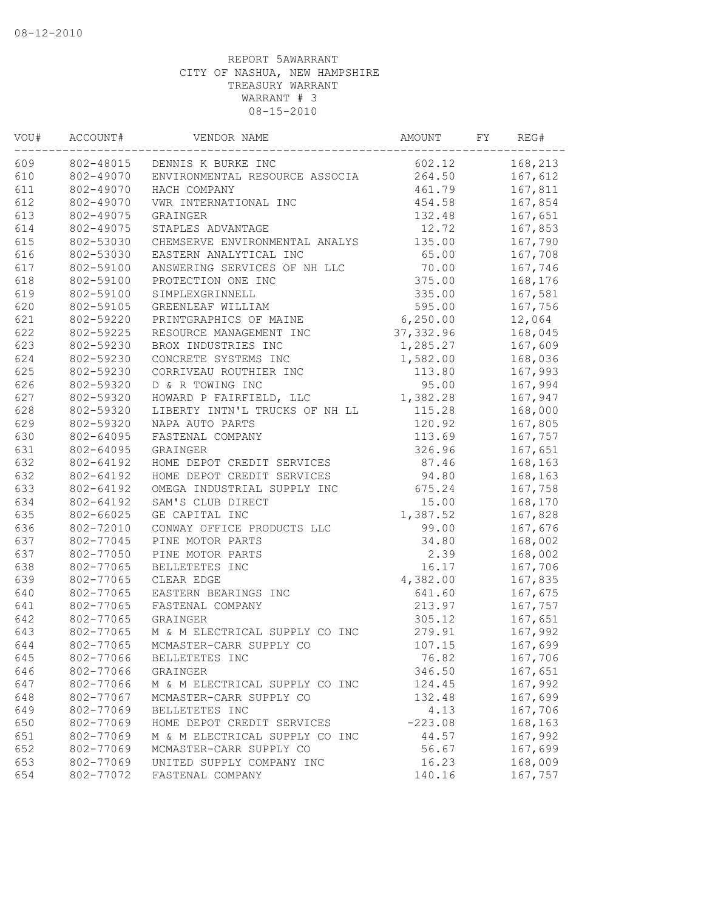08-12-2010

REPORT 5AWARRANT
CITY OF NASHUA, NEW HAMPSHIRE
TREASURY WARRANT
WARRANT # 3
08-15-2010

| VOU# | ACCOUNT# | VENDOR NAME | AMOUNT | FY | REG# |
|---|---|---|---|---|---|
| 609 | 802-48015 | DENNIS K BURKE INC | 602.12 | | 168,213 |
| 610 | 802-49070 | ENVIRONMENTAL RESOURCE ASSOCIA | 264.50 | | 167,612 |
| 611 | 802-49070 | HACH COMPANY | 461.79 | | 167,811 |
| 612 | 802-49070 | VWR INTERNATIONAL INC | 454.58 | | 167,854 |
| 613 | 802-49075 | GRAINGER | 132.48 | | 167,651 |
| 614 | 802-49075 | STAPLES ADVANTAGE | 12.72 | | 167,853 |
| 615 | 802-53030 | CHEMSERVE ENVIRONMENTAL ANALYS | 135.00 | | 167,790 |
| 616 | 802-53030 | EASTERN ANALYTICAL INC | 65.00 | | 167,708 |
| 617 | 802-59100 | ANSWERING SERVICES OF NH LLC | 70.00 | | 167,746 |
| 618 | 802-59100 | PROTECTION ONE INC | 375.00 | | 168,176 |
| 619 | 802-59100 | SIMPLEXGRINNELL | 335.00 | | 167,581 |
| 620 | 802-59105 | GREENLEAF WILLIAM | 595.00 | | 167,756 |
| 621 | 802-59220 | PRINTGRAPHICS OF MAINE | 6,250.00 | | 12,064 |
| 622 | 802-59225 | RESOURCE MANAGEMENT INC | 37,332.96 | | 168,045 |
| 623 | 802-59230 | BROX INDUSTRIES INC | 1,285.27 | | 167,609 |
| 624 | 802-59230 | CONCRETE SYSTEMS INC | 1,582.00 | | 168,036 |
| 625 | 802-59230 | CORRIVEAU ROUTHIER INC | 113.80 | | 167,993 |
| 626 | 802-59320 | D & R TOWING INC | 95.00 | | 167,994 |
| 627 | 802-59320 | HOWARD P FAIRFIELD, LLC | 1,382.28 | | 167,947 |
| 628 | 802-59320 | LIBERTY INTN'L TRUCKS OF NH LL | 115.28 | | 168,000 |
| 629 | 802-59320 | NAPA AUTO PARTS | 120.92 | | 167,805 |
| 630 | 802-64095 | FASTENAL COMPANY | 113.69 | | 167,757 |
| 631 | 802-64095 | GRAINGER | 326.96 | | 167,651 |
| 632 | 802-64192 | HOME DEPOT CREDIT SERVICES | 87.46 | | 168,163 |
| 632 | 802-64192 | HOME DEPOT CREDIT SERVICES | 94.80 | | 168,163 |
| 633 | 802-64192 | OMEGA INDUSTRIAL SUPPLY INC | 675.24 | | 167,758 |
| 634 | 802-64192 | SAM'S CLUB DIRECT | 15.00 | | 168,170 |
| 635 | 802-66025 | GE CAPITAL INC | 1,387.52 | | 167,828 |
| 636 | 802-72010 | CONWAY OFFICE PRODUCTS LLC | 99.00 | | 167,676 |
| 637 | 802-77045 | PINE MOTOR PARTS | 34.80 | | 168,002 |
| 637 | 802-77050 | PINE MOTOR PARTS | 2.39 | | 168,002 |
| 638 | 802-77065 | BELLETETES INC | 16.17 | | 167,706 |
| 639 | 802-77065 | CLEAR EDGE | 4,382.00 | | 167,835 |
| 640 | 802-77065 | EASTERN BEARINGS INC | 641.60 | | 167,675 |
| 641 | 802-77065 | FASTENAL COMPANY | 213.97 | | 167,757 |
| 642 | 802-77065 | GRAINGER | 305.12 | | 167,651 |
| 643 | 802-77065 | M & M ELECTRICAL SUPPLY CO INC | 279.91 | | 167,992 |
| 644 | 802-77065 | MCMASTER-CARR SUPPLY CO | 107.15 | | 167,699 |
| 645 | 802-77066 | BELLETETES INC | 76.82 | | 167,706 |
| 646 | 802-77066 | GRAINGER | 346.50 | | 167,651 |
| 647 | 802-77066 | M & M ELECTRICAL SUPPLY CO INC | 124.45 | | 167,992 |
| 648 | 802-77067 | MCMASTER-CARR SUPPLY CO | 132.48 | | 167,699 |
| 649 | 802-77069 | BELLETETES INC | 4.13 | | 167,706 |
| 650 | 802-77069 | HOME DEPOT CREDIT SERVICES | -223.08 | | 168,163 |
| 651 | 802-77069 | M & M ELECTRICAL SUPPLY CO INC | 44.57 | | 167,992 |
| 652 | 802-77069 | MCMASTER-CARR SUPPLY CO | 56.67 | | 167,699 |
| 653 | 802-77069 | UNITED SUPPLY COMPANY INC | 16.23 | | 168,009 |
| 654 | 802-77072 | FASTENAL COMPANY | 140.16 | | 167,757 |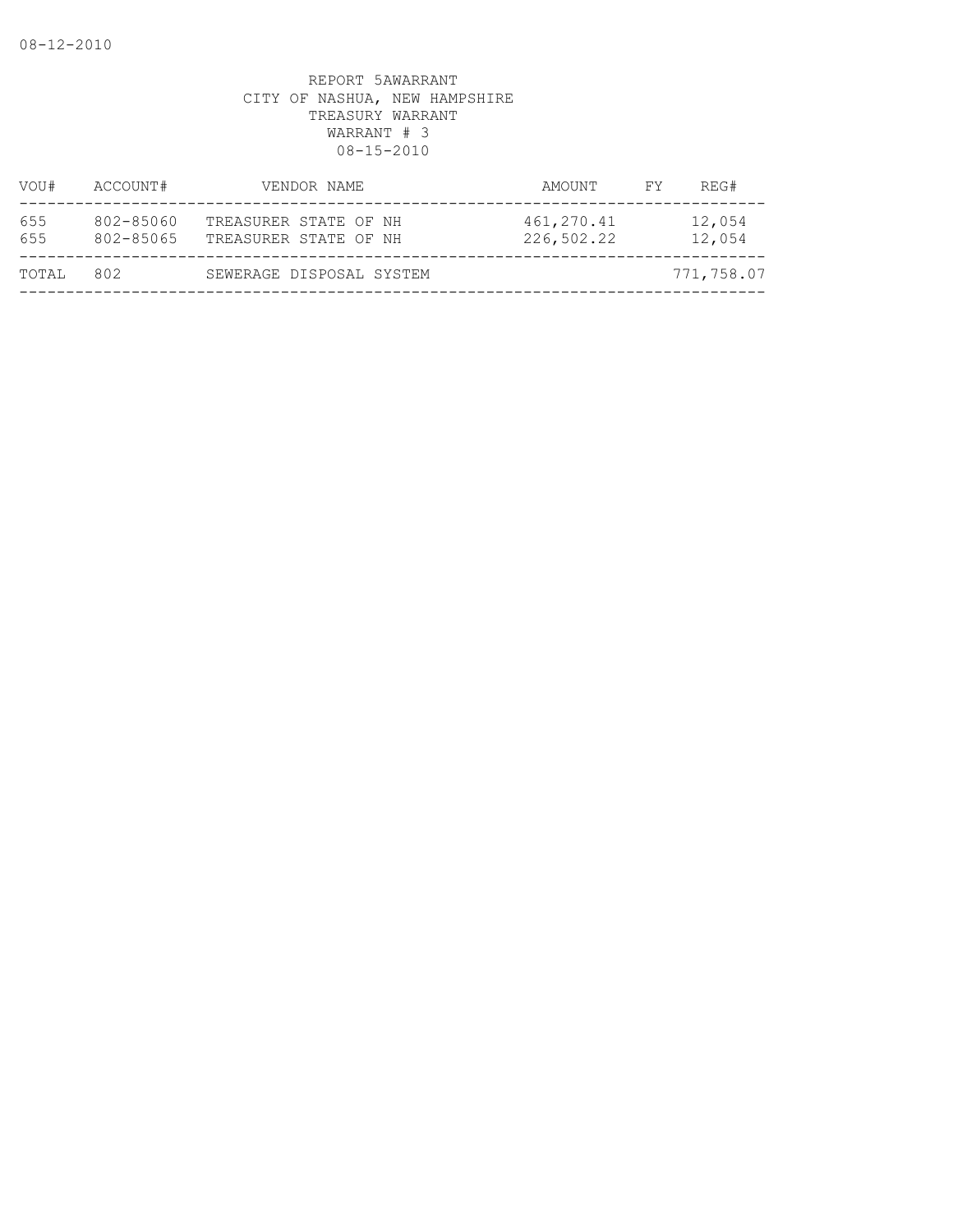08-12-2010

REPORT 5AWARRANT
CITY OF NASHUA, NEW HAMPSHIRE
TREASURY WARRANT
WARRANT # 3
08-15-2010

| VOU# | ACCOUNT# | VENDOR NAME | AMOUNT | FY | REG# |
|---|---|---|---|---|---|
| 655 | 802-85060 | TREASURER STATE OF NH | 461,270.41 | | 12,054 |
| 655 | 802-85065 | TREASURER STATE OF NH | 226,502.22 | | 12,054 |
| TOTAL | 802 | SEWERAGE DISPOSAL SYSTEM | | | 771,758.07 |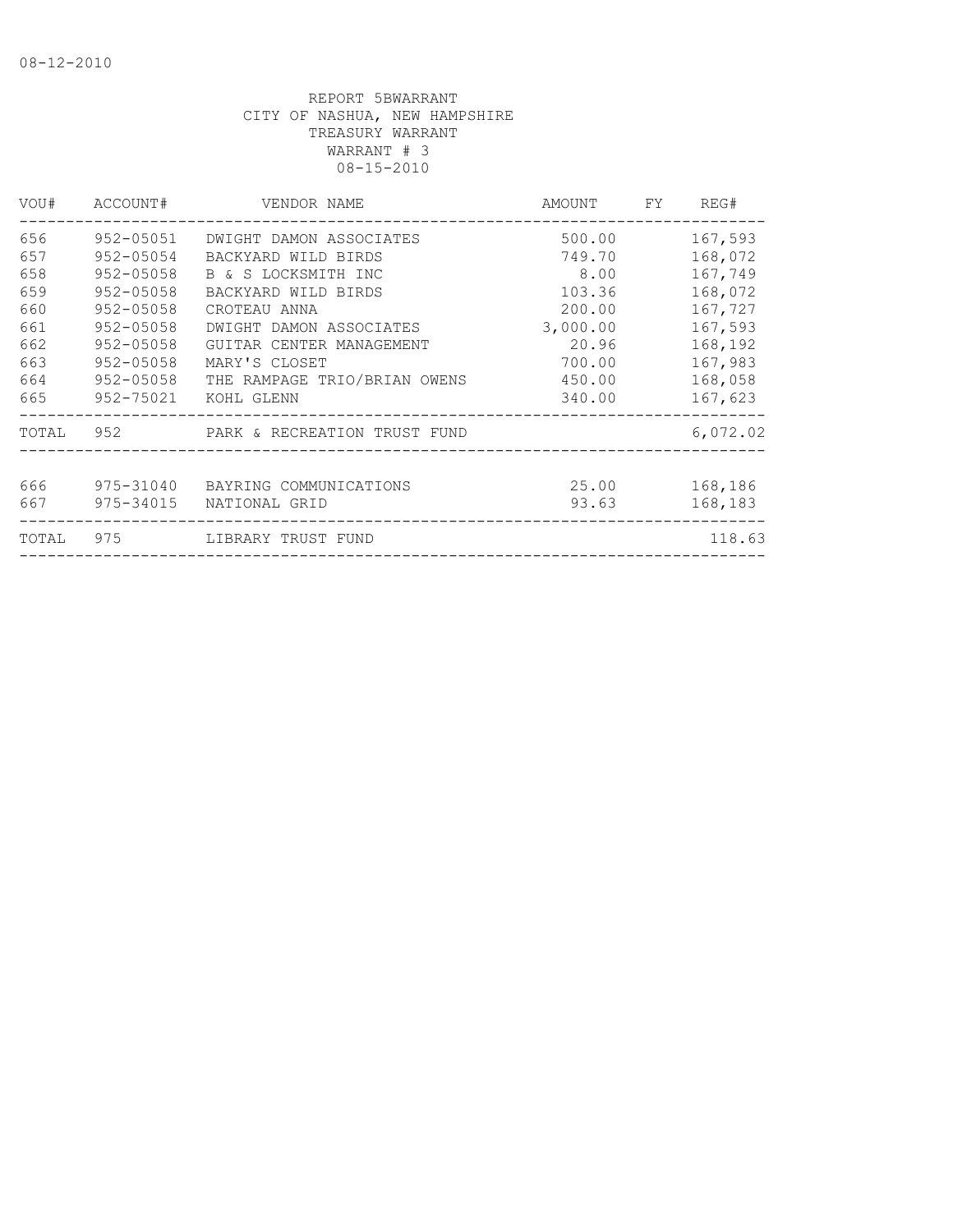REPORT 5BWARRANT
CITY OF NASHUA, NEW HAMPSHIRE
TREASURY WARRANT
WARRANT # 3
08-15-2010

| VOU# | ACCOUNT# | VENDOR NAME | AMOUNT | FY | REG# |
|---|---|---|---|---|---|
| 656 | 952-05051 | DWIGHT DAMON ASSOCIATES | 500.00 | | 167,593 |
| 657 | 952-05054 | BACKYARD WILD BIRDS | 749.70 | | 168,072 |
| 658 | 952-05058 | B & S LOCKSMITH INC | 8.00 | | 167,749 |
| 659 | 952-05058 | BACKYARD WILD BIRDS | 103.36 | | 168,072 |
| 660 | 952-05058 | CROTEAU ANNA | 200.00 | | 167,727 |
| 661 | 952-05058 | DWIGHT DAMON ASSOCIATES | 3,000.00 | | 167,593 |
| 662 | 952-05058 | GUITAR CENTER MANAGEMENT | 20.96 | | 168,192 |
| 663 | 952-05058 | MARY'S CLOSET | 700.00 | | 167,983 |
| 664 | 952-05058 | THE RAMPAGE TRIO/BRIAN OWENS | 450.00 | | 168,058 |
| 665 | 952-75021 | KOHL GLENN | 340.00 | | 167,623 |
| TOTAL | 952 | PARK & RECREATION TRUST FUND | | | 6,072.02 |
| 666 | 975-31040 | BAYRING COMMUNICATIONS | 25.00 | | 168,186 |
| 667 | 975-34015 | NATIONAL GRID | 93.63 | | 168,183 |
| TOTAL | 975 | LIBRARY TRUST FUND | | | 118.63 |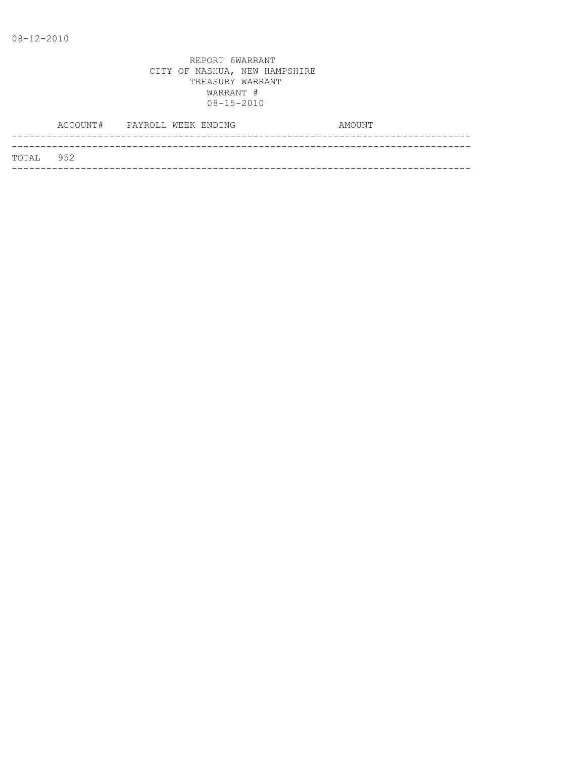08-12-2010

REPORT 6WARRANT
CITY OF NASHUA, NEW HAMPSHIRE
TREASURY WARRANT
WARRANT #
08-15-2010

| | ACCOUNT# | PAYROLL WEEK ENDING | AMOUNT |
|---|---|---|---|
| TOTAL | 952 | | |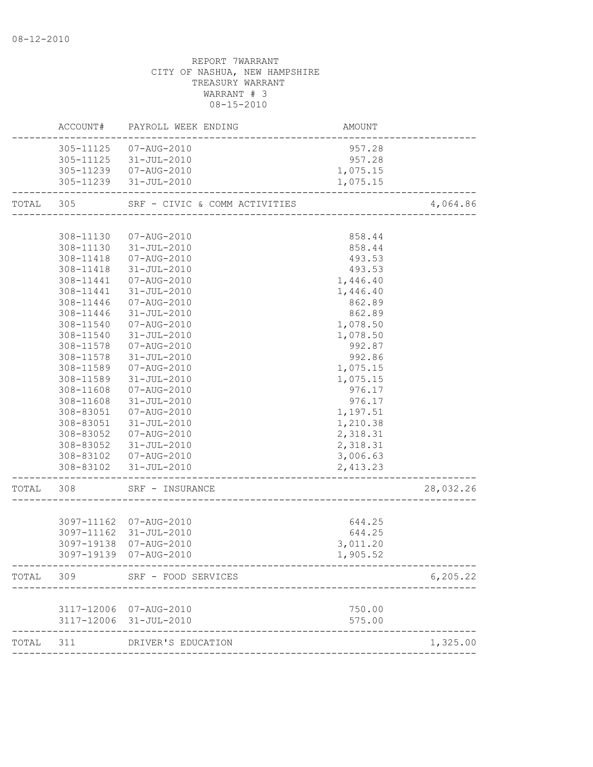08-12-2010

REPORT 7WARRANT
CITY OF NASHUA, NEW HAMPSHIRE
TREASURY WARRANT
WARRANT # 3
08-15-2010

| | ACCOUNT# | PAYROLL WEEK ENDING | AMOUNT | |
|---|---|---|---|---|
| | 305-11125 | 07-AUG-2010 | 957.28 | |
| | 305-11125 | 31-JUL-2010 | 957.28 | |
| | 305-11239 | 07-AUG-2010 | 1,075.15 | |
| | 305-11239 | 31-JUL-2010 | 1,075.15 | |
| TOTAL | 305 | SRF - CIVIC & COMM ACTIVITIES | | 4,064.86 |
| | 308-11130 | 07-AUG-2010 | 858.44 | |
| | 308-11130 | 31-JUL-2010 | 858.44 | |
| | 308-11418 | 07-AUG-2010 | 493.53 | |
| | 308-11418 | 31-JUL-2010 | 493.53 | |
| | 308-11441 | 07-AUG-2010 | 1,446.40 | |
| | 308-11441 | 31-JUL-2010 | 1,446.40 | |
| | 308-11446 | 07-AUG-2010 | 862.89 | |
| | 308-11446 | 31-JUL-2010 | 862.89 | |
| | 308-11540 | 07-AUG-2010 | 1,078.50 | |
| | 308-11540 | 31-JUL-2010 | 1,078.50 | |
| | 308-11578 | 07-AUG-2010 | 992.87 | |
| | 308-11578 | 31-JUL-2010 | 992.86 | |
| | 308-11589 | 07-AUG-2010 | 1,075.15 | |
| | 308-11589 | 31-JUL-2010 | 1,075.15 | |
| | 308-11608 | 07-AUG-2010 | 976.17 | |
| | 308-11608 | 31-JUL-2010 | 976.17 | |
| | 308-83051 | 07-AUG-2010 | 1,197.51 | |
| | 308-83051 | 31-JUL-2010 | 1,210.38 | |
| | 308-83052 | 07-AUG-2010 | 2,318.31 | |
| | 308-83052 | 31-JUL-2010 | 2,318.31 | |
| | 308-83102 | 07-AUG-2010 | 3,006.63 | |
| | 308-83102 | 31-JUL-2010 | 2,413.23 | |
| TOTAL | 308 | SRF - INSURANCE | | 28,032.26 |
| | 3097-11162 | 07-AUG-2010 | 644.25 | |
| | 3097-11162 | 31-JUL-2010 | 644.25 | |
| | 3097-19138 | 07-AUG-2010 | 3,011.20 | |
| | 3097-19139 | 07-AUG-2010 | 1,905.52 | |
| TOTAL | 309 | SRF - FOOD SERVICES | | 6,205.22 |
| | 3117-12006 | 07-AUG-2010 | 750.00 | |
| | 3117-12006 | 31-JUL-2010 | 575.00 | |
| TOTAL | 311 | DRIVER'S EDUCATION | | 1,325.00 |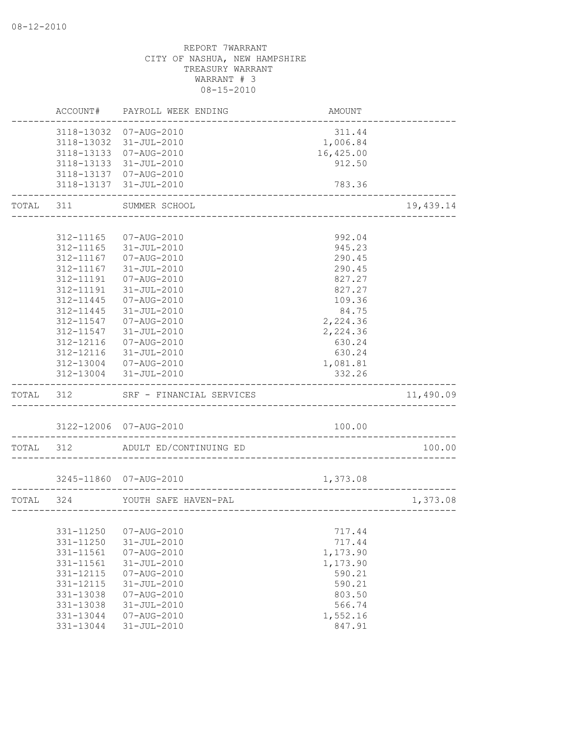REPORT 7WARRANT
CITY OF NASHUA, NEW HAMPSHIRE
TREASURY WARRANT
WARRANT # 3
08-15-2010

| | ACCOUNT# | PAYROLL WEEK ENDING | AMOUNT | |
|---|---|---|---|---|
| | 3118-13032 | 07-AUG-2010 | 311.44 | |
| | 3118-13032 | 31-JUL-2010 | 1,006.84 | |
| | 3118-13133 | 07-AUG-2010 | 16,425.00 | |
| | 3118-13133 | 31-JUL-2010 | 912.50 | |
| | 3118-13137 | 07-AUG-2010 | | |
| | 3118-13137 | 31-JUL-2010 | 783.36 | |
| TOTAL | 311 | SUMMER SCHOOL | | 19,439.14 |
| | 312-11165 | 07-AUG-2010 | 992.04 | |
| | 312-11165 | 31-JUL-2010 | 945.23 | |
| | 312-11167 | 07-AUG-2010 | 290.45 | |
| | 312-11167 | 31-JUL-2010 | 290.45 | |
| | 312-11191 | 07-AUG-2010 | 827.27 | |
| | 312-11191 | 31-JUL-2010 | 827.27 | |
| | 312-11445 | 07-AUG-2010 | 109.36 | |
| | 312-11445 | 31-JUL-2010 | 84.75 | |
| | 312-11547 | 07-AUG-2010 | 2,224.36 | |
| | 312-11547 | 31-JUL-2010 | 2,224.36 | |
| | 312-12116 | 07-AUG-2010 | 630.24 | |
| | 312-12116 | 31-JUL-2010 | 630.24 | |
| | 312-13004 | 07-AUG-2010 | 1,081.81 | |
| | 312-13004 | 31-JUL-2010 | 332.26 | |
| TOTAL | 312 | SRF - FINANCIAL SERVICES | | 11,490.09 |
| | 3122-12006 | 07-AUG-2010 | 100.00 | |
| TOTAL | 312 | ADULT ED/CONTINUING ED | | 100.00 |
| | 3245-11860 | 07-AUG-2010 | 1,373.08 | |
| TOTAL | 324 | YOUTH SAFE HAVEN-PAL | | 1,373.08 |
| | 331-11250 | 07-AUG-2010 | 717.44 | |
| | 331-11250 | 31-JUL-2010 | 717.44 | |
| | 331-11561 | 07-AUG-2010 | 1,173.90 | |
| | 331-11561 | 31-JUL-2010 | 1,173.90 | |
| | 331-12115 | 07-AUG-2010 | 590.21 | |
| | 331-12115 | 31-JUL-2010 | 590.21 | |
| | 331-13038 | 07-AUG-2010 | 803.50 | |
| | 331-13038 | 31-JUL-2010 | 566.74 | |
| | 331-13044 | 07-AUG-2010 | 1,552.16 | |
| | 331-13044 | 31-JUL-2010 | 847.91 | |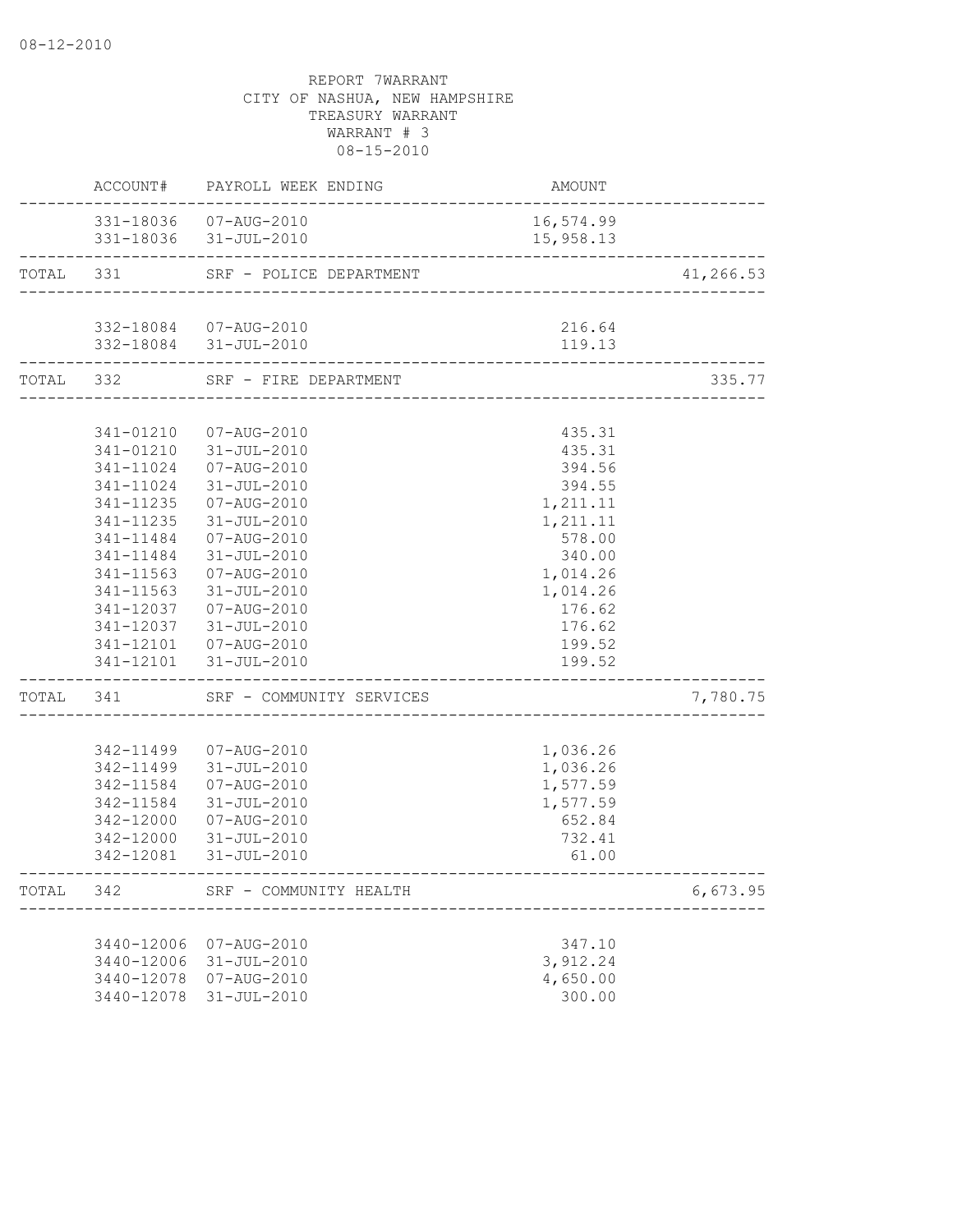08-12-2010

REPORT 7WARRANT
CITY OF NASHUA, NEW HAMPSHIRE
TREASURY WARRANT
WARRANT # 3
08-15-2010

| | ACCOUNT# | PAYROLL WEEK ENDING | AMOUNT | |
|---|---|---|---|---|
| | 331-18036 | 07-AUG-2010 | 16,574.99 | |
| | 331-18036 | 31-JUL-2010 | 15,958.13 | |
| TOTAL | 331 | SRF - POLICE DEPARTMENT | | 41,266.53 |
| | 332-18084 | 07-AUG-2010 | 216.64 | |
| | 332-18084 | 31-JUL-2010 | 119.13 | |
| TOTAL | 332 | SRF - FIRE DEPARTMENT | | 335.77 |
| | 341-01210 | 07-AUG-2010 | 435.31 | |
| | 341-01210 | 31-JUL-2010 | 435.31 | |
| | 341-11024 | 07-AUG-2010 | 394.56 | |
| | 341-11024 | 31-JUL-2010 | 394.55 | |
| | 341-11235 | 07-AUG-2010 | 1,211.11 | |
| | 341-11235 | 31-JUL-2010 | 1,211.11 | |
| | 341-11484 | 07-AUG-2010 | 578.00 | |
| | 341-11484 | 31-JUL-2010 | 340.00 | |
| | 341-11563 | 07-AUG-2010 | 1,014.26 | |
| | 341-11563 | 31-JUL-2010 | 1,014.26 | |
| | 341-12037 | 07-AUG-2010 | 176.62 | |
| | 341-12037 | 31-JUL-2010 | 176.62 | |
| | 341-12101 | 07-AUG-2010 | 199.52 | |
| | 341-12101 | 31-JUL-2010 | 199.52 | |
| TOTAL | 341 | SRF - COMMUNITY SERVICES | | 7,780.75 |
| | 342-11499 | 07-AUG-2010 | 1,036.26 | |
| | 342-11499 | 31-JUL-2010 | 1,036.26 | |
| | 342-11584 | 07-AUG-2010 | 1,577.59 | |
| | 342-11584 | 31-JUL-2010 | 1,577.59 | |
| | 342-12000 | 07-AUG-2010 | 652.84 | |
| | 342-12000 | 31-JUL-2010 | 732.41 | |
| | 342-12081 | 31-JUL-2010 | 61.00 | |
| TOTAL | 342 | SRF - COMMUNITY HEALTH | | 6,673.95 |
| | 3440-12006 | 07-AUG-2010 | 347.10 | |
| | 3440-12006 | 31-JUL-2010 | 3,912.24 | |
| | 3440-12078 | 07-AUG-2010 | 4,650.00 | |
| | 3440-12078 | 31-JUL-2010 | 300.00 | |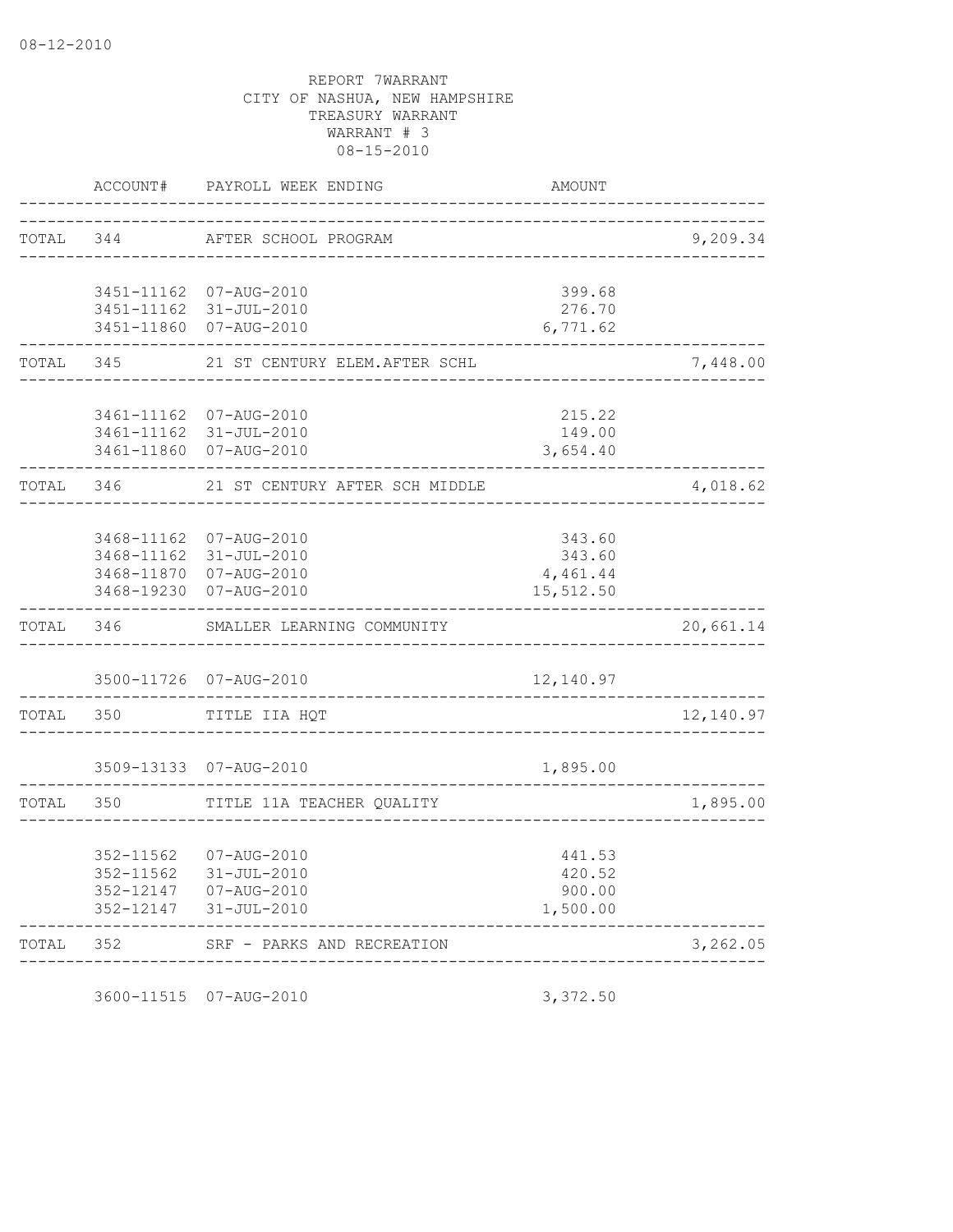08-12-2010

REPORT 7WARRANT
CITY OF NASHUA, NEW HAMPSHIRE
TREASURY WARRANT
WARRANT # 3
08-15-2010

| | ACCOUNT# | PAYROLL WEEK ENDING | AMOUNT | |
|---|---|---|---|---|
| TOTAL | 344 | AFTER SCHOOL PROGRAM | | 9,209.34 |
| | 3451-11162 | 07-AUG-2010 | 399.68 | |
| | 3451-11162 | 31-JUL-2010 | 276.70 | |
| | 3451-11860 | 07-AUG-2010 | 6,771.62 | |
| TOTAL | 345 | 21 ST CENTURY ELEM.AFTER SCHL | | 7,448.00 |
| | 3461-11162 | 07-AUG-2010 | 215.22 | |
| | 3461-11162 | 31-JUL-2010 | 149.00 | |
| | 3461-11860 | 07-AUG-2010 | 3,654.40 | |
| TOTAL | 346 | 21 ST CENTURY AFTER SCH MIDDLE | | 4,018.62 |
| | 3468-11162 | 07-AUG-2010 | 343.60 | |
| | 3468-11162 | 31-JUL-2010 | 343.60 | |
| | 3468-11870 | 07-AUG-2010 | 4,461.44 | |
| | 3468-19230 | 07-AUG-2010 | 15,512.50 | |
| TOTAL | 346 | SMALLER LEARNING COMMUNITY | | 20,661.14 |
| | 3500-11726 | 07-AUG-2010 | 12,140.97 | |
| TOTAL | 350 | TITLE IIA HQT | | 12,140.97 |
| | 3509-13133 | 07-AUG-2010 | 1,895.00 | |
| TOTAL | 350 | TITLE 11A TEACHER QUALITY | | 1,895.00 |
| | 352-11562 | 07-AUG-2010 | 441.53 | |
| | 352-11562 | 31-JUL-2010 | 420.52 | |
| | 352-12147 | 07-AUG-2010 | 900.00 | |
| | 352-12147 | 31-JUL-2010 | 1,500.00 | |
| TOTAL | 352 | SRF - PARKS AND RECREATION | | 3,262.05 |
| | 3600-11515 | 07-AUG-2010 | 3,372.50 | |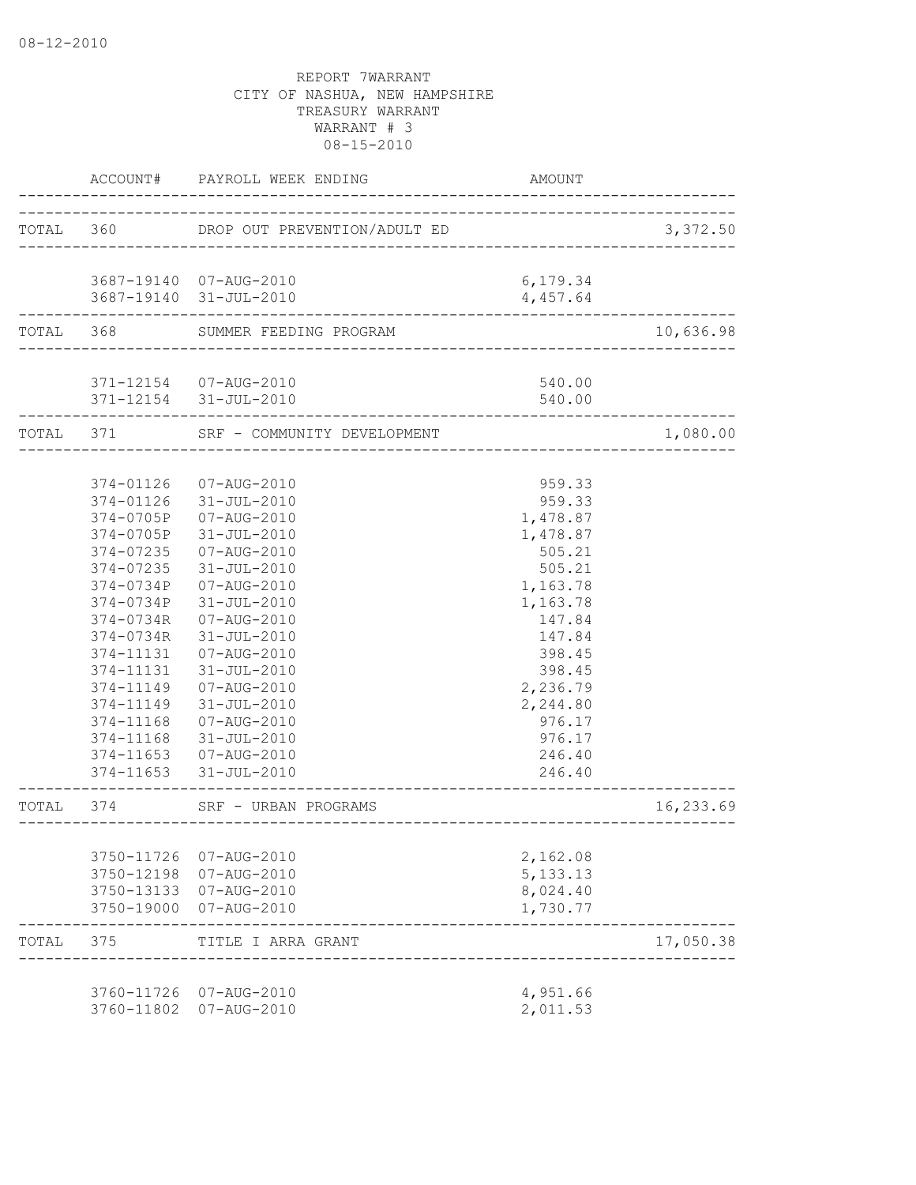REPORT 7WARRANT
CITY OF NASHUA, NEW HAMPSHIRE
TREASURY WARRANT
WARRANT # 3
08-15-2010

| | ACCOUNT# | PAYROLL WEEK ENDING | AMOUNT | |
|---|---|---|---|---|
| TOTAL | 360 | DROP OUT PREVENTION/ADULT ED | | 3,372.50 |
| | 3687-19140 | 07-AUG-2010 | 6,179.34 | |
| | 3687-19140 | 31-JUL-2010 | 4,457.64 | |
| TOTAL | 368 | SUMMER FEEDING PROGRAM | | 10,636.98 |
| | 371-12154 | 07-AUG-2010 | 540.00 | |
| | 371-12154 | 31-JUL-2010 | 540.00 | |
| TOTAL | 371 | SRF - COMMUNITY DEVELOPMENT | | 1,080.00 |
| | 374-01126 | 07-AUG-2010 | 959.33 | |
| | 374-01126 | 31-JUL-2010 | 959.33 | |
| | 374-0705P | 07-AUG-2010 | 1,478.87 | |
| | 374-0705P | 31-JUL-2010 | 1,478.87 | |
| | 374-07235 | 07-AUG-2010 | 505.21 | |
| | 374-07235 | 31-JUL-2010 | 505.21 | |
| | 374-0734P | 07-AUG-2010 | 1,163.78 | |
| | 374-0734P | 31-JUL-2010 | 1,163.78 | |
| | 374-0734R | 07-AUG-2010 | 147.84 | |
| | 374-0734R | 31-JUL-2010 | 147.84 | |
| | 374-11131 | 07-AUG-2010 | 398.45 | |
| | 374-11131 | 31-JUL-2010 | 398.45 | |
| | 374-11149 | 07-AUG-2010 | 2,236.79 | |
| | 374-11149 | 31-JUL-2010 | 2,244.80 | |
| | 374-11168 | 07-AUG-2010 | 976.17 | |
| | 374-11168 | 31-JUL-2010 | 976.17 | |
| | 374-11653 | 07-AUG-2010 | 246.40 | |
| | 374-11653 | 31-JUL-2010 | 246.40 | |
| TOTAL | 374 | SRF - URBAN PROGRAMS | | 16,233.69 |
| | 3750-11726 | 07-AUG-2010 | 2,162.08 | |
| | 3750-12198 | 07-AUG-2010 | 5,133.13 | |
| | 3750-13133 | 07-AUG-2010 | 8,024.40 | |
| | 3750-19000 | 07-AUG-2010 | 1,730.77 | |
| TOTAL | 375 | TITLE I ARRA GRANT | | 17,050.38 |
| | 3760-11726 | 07-AUG-2010 | 4,951.66 | |
| | 3760-11802 | 07-AUG-2010 | 2,011.53 | |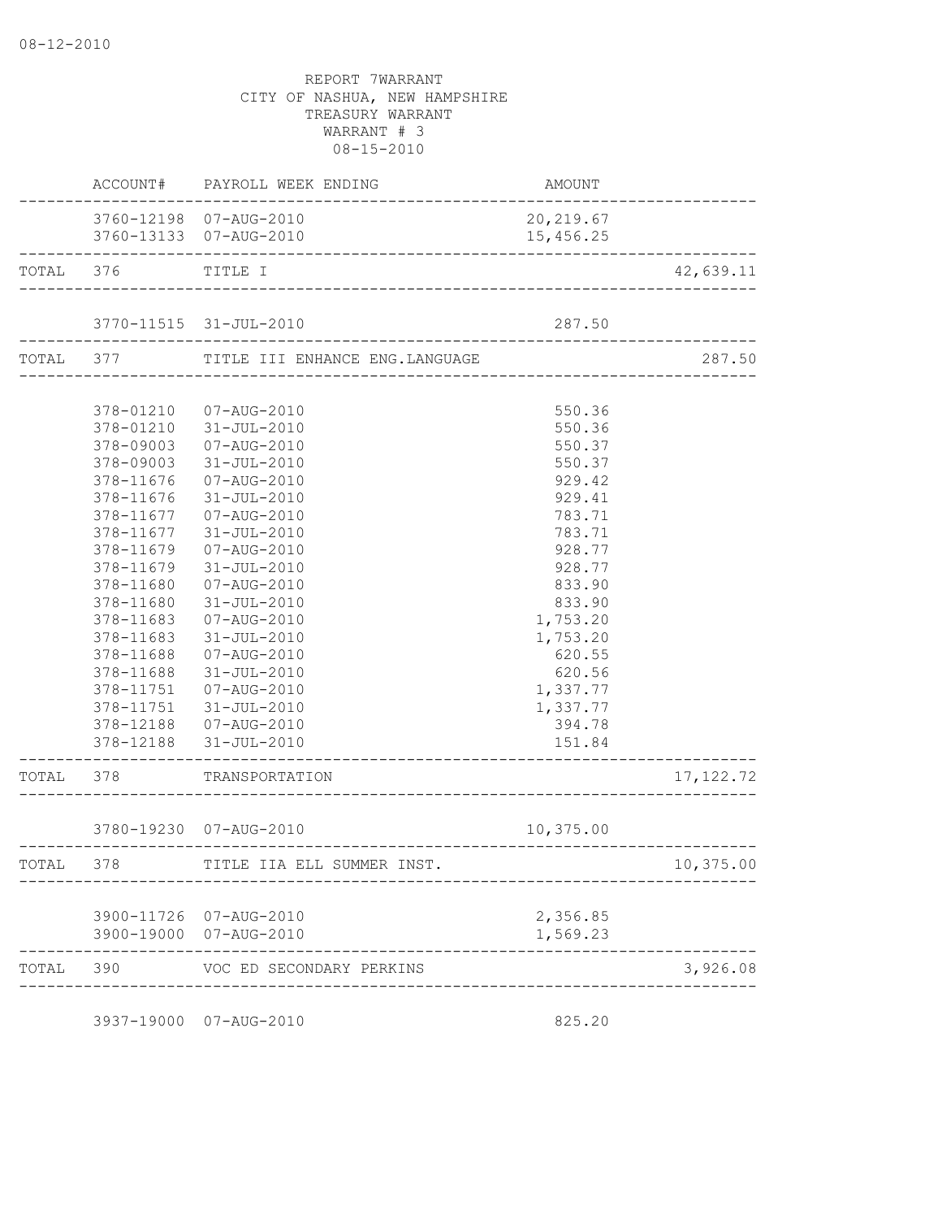08-12-2010

REPORT 7WARRANT
CITY OF NASHUA, NEW HAMPSHIRE
TREASURY WARRANT
WARRANT # 3
08-15-2010

| | ACCOUNT# | PAYROLL WEEK ENDING | AMOUNT | |
|---|---|---|---|---|
| | 3760-12198 | 07-AUG-2010 | 20,219.67 | |
| | 3760-13133 | 07-AUG-2010 | 15,456.25 | |
| TOTAL | 376 | TITLE I | | 42,639.11 |
| | 3770-11515 | 31-JUL-2010 | 287.50 | |
| TOTAL | 377 | TITLE III ENHANCE ENG.LANGUAGE | | 287.50 |
| | 378-01210 | 07-AUG-2010 | 550.36 | |
| | 378-01210 | 31-JUL-2010 | 550.36 | |
| | 378-09003 | 07-AUG-2010 | 550.37 | |
| | 378-09003 | 31-JUL-2010 | 550.37 | |
| | 378-11676 | 07-AUG-2010 | 929.42 | |
| | 378-11676 | 31-JUL-2010 | 929.41 | |
| | 378-11677 | 07-AUG-2010 | 783.71 | |
| | 378-11677 | 31-JUL-2010 | 783.71 | |
| | 378-11679 | 07-AUG-2010 | 928.77 | |
| | 378-11679 | 31-JUL-2010 | 928.77 | |
| | 378-11680 | 07-AUG-2010 | 833.90 | |
| | 378-11680 | 31-JUL-2010 | 833.90 | |
| | 378-11683 | 07-AUG-2010 | 1,753.20 | |
| | 378-11683 | 31-JUL-2010 | 1,753.20 | |
| | 378-11688 | 07-AUG-2010 | 620.55 | |
| | 378-11688 | 31-JUL-2010 | 620.56 | |
| | 378-11751 | 07-AUG-2010 | 1,337.77 | |
| | 378-11751 | 31-JUL-2010 | 1,337.77 | |
| | 378-12188 | 07-AUG-2010 | 394.78 | |
| | 378-12188 | 31-JUL-2010 | 151.84 | |
| TOTAL | 378 | TRANSPORTATION | | 17,122.72 |
| | 3780-19230 | 07-AUG-2010 | 10,375.00 | |
| TOTAL | 378 | TITLE IIA ELL SUMMER INST. | | 10,375.00 |
| | 3900-11726 | 07-AUG-2010 | 2,356.85 | |
| | 3900-19000 | 07-AUG-2010 | 1,569.23 | |
| TOTAL | 390 | VOC ED SECONDARY PERKINS | | 3,926.08 |
| | 3937-19000 | 07-AUG-2010 | 825.20 | |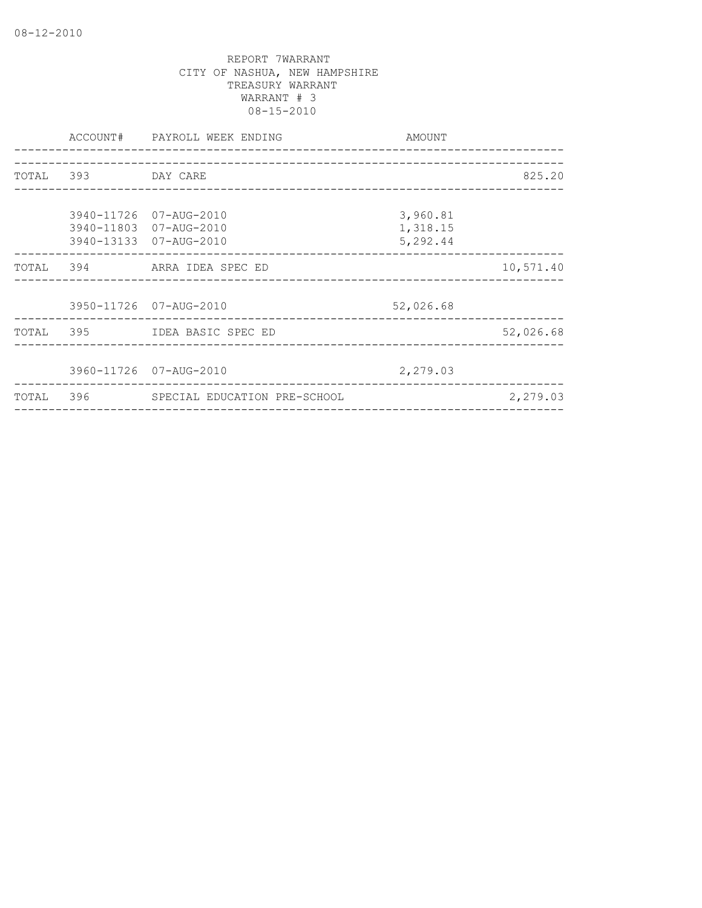08-12-2010

REPORT 7WARRANT
CITY OF NASHUA, NEW HAMPSHIRE
TREASURY WARRANT
WARRANT # 3
08-15-2010

| | ACCOUNT# | PAYROLL WEEK ENDING | AMOUNT | |
|---|---|---|---|---|
| TOTAL | 393 | DAY CARE | | 825.20 |
| | 3940-11726 | 07-AUG-2010 | 3,960.81 | |
| | 3940-11803 | 07-AUG-2010 | 1,318.15 | |
| | 3940-13133 | 07-AUG-2010 | 5,292.44 | |
| TOTAL | 394 | ARRA IDEA SPEC ED | | 10,571.40 |
| | 3950-11726 | 07-AUG-2010 | 52,026.68 | |
| TOTAL | 395 | IDEA BASIC SPEC ED | | 52,026.68 |
| | 3960-11726 | 07-AUG-2010 | 2,279.03 | |
| TOTAL | 396 | SPECIAL EDUCATION PRE-SCHOOL | | 2,279.03 |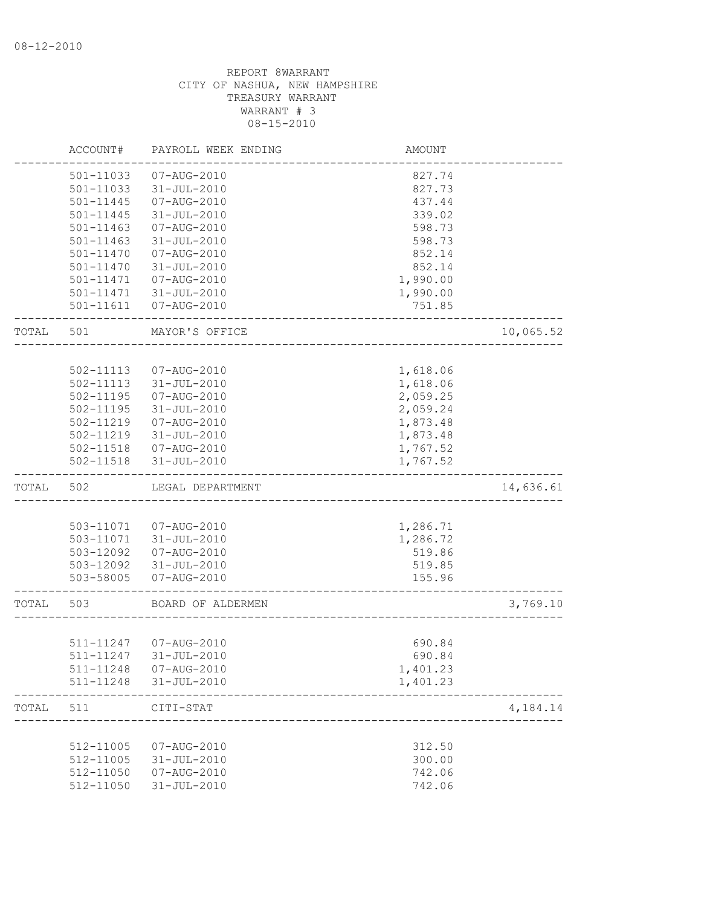08-12-2010

REPORT 8WARRANT
CITY OF NASHUA, NEW HAMPSHIRE
TREASURY WARRANT
WARRANT # 3
08-15-2010

| | ACCOUNT# | PAYROLL WEEK ENDING | AMOUNT | |
|---|---|---|---|---|
| | 501-11033 | 07-AUG-2010 | 827.74 | |
| | 501-11033 | 31-JUL-2010 | 827.73 | |
| | 501-11445 | 07-AUG-2010 | 437.44 | |
| | 501-11445 | 31-JUL-2010 | 339.02 | |
| | 501-11463 | 07-AUG-2010 | 598.73 | |
| | 501-11463 | 31-JUL-2010 | 598.73 | |
| | 501-11470 | 07-AUG-2010 | 852.14 | |
| | 501-11470 | 31-JUL-2010 | 852.14 | |
| | 501-11471 | 07-AUG-2010 | 1,990.00 | |
| | 501-11471 | 31-JUL-2010 | 1,990.00 | |
| | 501-11611 | 07-AUG-2010 | 751.85 | |
| TOTAL | 501 | MAYOR'S OFFICE | | 10,065.52 |
| | 502-11113 | 07-AUG-2010 | 1,618.06 | |
| | 502-11113 | 31-JUL-2010 | 1,618.06 | |
| | 502-11195 | 07-AUG-2010 | 2,059.25 | |
| | 502-11195 | 31-JUL-2010 | 2,059.24 | |
| | 502-11219 | 07-AUG-2010 | 1,873.48 | |
| | 502-11219 | 31-JUL-2010 | 1,873.48 | |
| | 502-11518 | 07-AUG-2010 | 1,767.52 | |
| | 502-11518 | 31-JUL-2010 | 1,767.52 | |
| TOTAL | 502 | LEGAL DEPARTMENT | | 14,636.61 |
| | 503-11071 | 07-AUG-2010 | 1,286.71 | |
| | 503-11071 | 31-JUL-2010 | 1,286.72 | |
| | 503-12092 | 07-AUG-2010 | 519.86 | |
| | 503-12092 | 31-JUL-2010 | 519.85 | |
| | 503-58005 | 07-AUG-2010 | 155.96 | |
| TOTAL | 503 | BOARD OF ALDERMEN | | 3,769.10 |
| | 511-11247 | 07-AUG-2010 | 690.84 | |
| | 511-11247 | 31-JUL-2010 | 690.84 | |
| | 511-11248 | 07-AUG-2010 | 1,401.23 | |
| | 511-11248 | 31-JUL-2010 | 1,401.23 | |
| TOTAL | 511 | CITI-STAT | | 4,184.14 |
| | 512-11005 | 07-AUG-2010 | 312.50 | |
| | 512-11005 | 31-JUL-2010 | 300.00 | |
| | 512-11050 | 07-AUG-2010 | 742.06 | |
| | 512-11050 | 31-JUL-2010 | 742.06 | |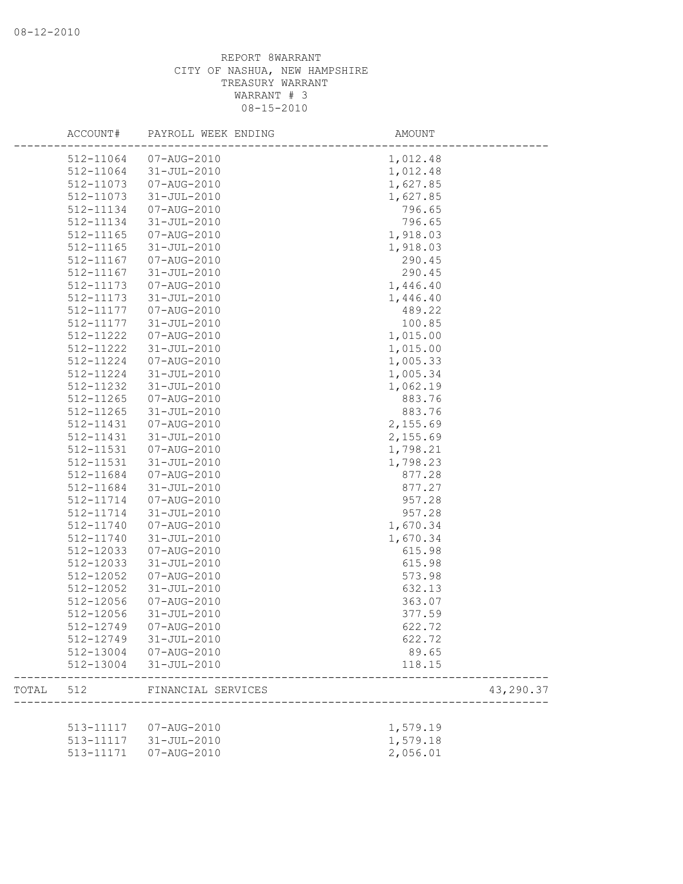REPORT 8WARRANT
CITY OF NASHUA, NEW HAMPSHIRE
TREASURY WARRANT
WARRANT # 3
08-15-2010

| | ACCOUNT# | PAYROLL WEEK ENDING | AMOUNT | |
|---|---|---|---|---|
| | 512-11064 | 07-AUG-2010 | 1,012.48 | |
| | 512-11064 | 31-JUL-2010 | 1,012.48 | |
| | 512-11073 | 07-AUG-2010 | 1,627.85 | |
| | 512-11073 | 31-JUL-2010 | 1,627.85 | |
| | 512-11134 | 07-AUG-2010 | 796.65 | |
| | 512-11134 | 31-JUL-2010 | 796.65 | |
| | 512-11165 | 07-AUG-2010 | 1,918.03 | |
| | 512-11165 | 31-JUL-2010 | 1,918.03 | |
| | 512-11167 | 07-AUG-2010 | 290.45 | |
| | 512-11167 | 31-JUL-2010 | 290.45 | |
| | 512-11173 | 07-AUG-2010 | 1,446.40 | |
| | 512-11173 | 31-JUL-2010 | 1,446.40 | |
| | 512-11177 | 07-AUG-2010 | 489.22 | |
| | 512-11177 | 31-JUL-2010 | 100.85 | |
| | 512-11222 | 07-AUG-2010 | 1,015.00 | |
| | 512-11222 | 31-JUL-2010 | 1,015.00 | |
| | 512-11224 | 07-AUG-2010 | 1,005.33 | |
| | 512-11224 | 31-JUL-2010 | 1,005.34 | |
| | 512-11232 | 31-JUL-2010 | 1,062.19 | |
| | 512-11265 | 07-AUG-2010 | 883.76 | |
| | 512-11265 | 31-JUL-2010 | 883.76 | |
| | 512-11431 | 07-AUG-2010 | 2,155.69 | |
| | 512-11431 | 31-JUL-2010 | 2,155.69 | |
| | 512-11531 | 07-AUG-2010 | 1,798.21 | |
| | 512-11531 | 31-JUL-2010 | 1,798.23 | |
| | 512-11684 | 07-AUG-2010 | 877.28 | |
| | 512-11684 | 31-JUL-2010 | 877.27 | |
| | 512-11714 | 07-AUG-2010 | 957.28 | |
| | 512-11714 | 31-JUL-2010 | 957.28 | |
| | 512-11740 | 07-AUG-2010 | 1,670.34 | |
| | 512-11740 | 31-JUL-2010 | 1,670.34 | |
| | 512-12033 | 07-AUG-2010 | 615.98 | |
| | 512-12033 | 31-JUL-2010 | 615.98 | |
| | 512-12052 | 07-AUG-2010 | 573.98 | |
| | 512-12052 | 31-JUL-2010 | 632.13 | |
| | 512-12056 | 07-AUG-2010 | 363.07 | |
| | 512-12056 | 31-JUL-2010 | 377.59 | |
| | 512-12749 | 07-AUG-2010 | 622.72 | |
| | 512-12749 | 31-JUL-2010 | 622.72 | |
| | 512-13004 | 07-AUG-2010 | 89.65 | |
| | 512-13004 | 31-JUL-2010 | 118.15 | |
| TOTAL | 512 | FINANCIAL SERVICES | | 43,290.37 |
| | 513-11117 | 07-AUG-2010 | 1,579.19 | |
| | 513-11117 | 31-JUL-2010 | 1,579.18 | |
| | 513-11171 | 07-AUG-2010 | 2,056.01 | |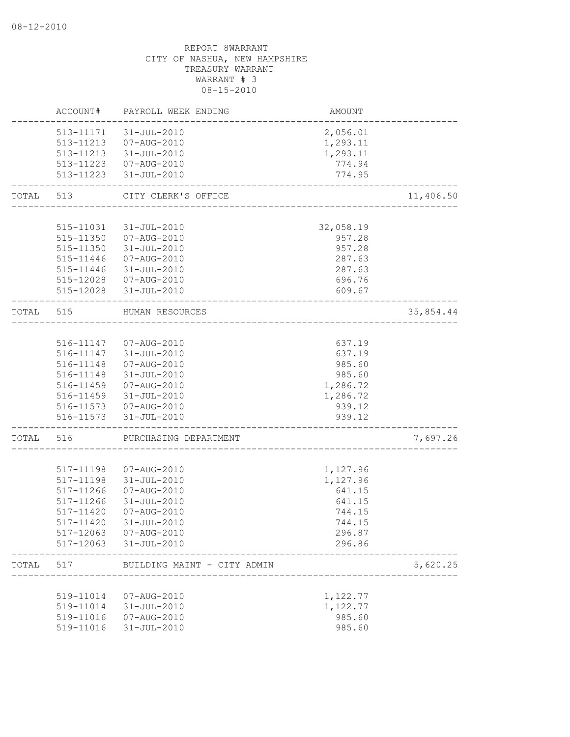08-12-2010

REPORT 8WARRANT
CITY OF NASHUA, NEW HAMPSHIRE
TREASURY WARRANT
WARRANT # 3
08-15-2010

| | ACCOUNT# | PAYROLL WEEK ENDING | AMOUNT | |
|---|---|---|---|---|
| | 513-11171 | 31-JUL-2010 | 2,056.01 | |
| | 513-11213 | 07-AUG-2010 | 1,293.11 | |
| | 513-11213 | 31-JUL-2010 | 1,293.11 | |
| | 513-11223 | 07-AUG-2010 | 774.94 | |
| | 513-11223 | 31-JUL-2010 | 774.95 | |
| TOTAL | 513 | CITY CLERK'S OFFICE | | 11,406.50 |
| | 515-11031 | 31-JUL-2010 | 32,058.19 | |
| | 515-11350 | 07-AUG-2010 | 957.28 | |
| | 515-11350 | 31-JUL-2010 | 957.28 | |
| | 515-11446 | 07-AUG-2010 | 287.63 | |
| | 515-11446 | 31-JUL-2010 | 287.63 | |
| | 515-12028 | 07-AUG-2010 | 696.76 | |
| | 515-12028 | 31-JUL-2010 | 609.67 | |
| TOTAL | 515 | HUMAN RESOURCES | | 35,854.44 |
| | 516-11147 | 07-AUG-2010 | 637.19 | |
| | 516-11147 | 31-JUL-2010 | 637.19 | |
| | 516-11148 | 07-AUG-2010 | 985.60 | |
| | 516-11148 | 31-JUL-2010 | 985.60 | |
| | 516-11459 | 07-AUG-2010 | 1,286.72 | |
| | 516-11459 | 31-JUL-2010 | 1,286.72 | |
| | 516-11573 | 07-AUG-2010 | 939.12 | |
| | 516-11573 | 31-JUL-2010 | 939.12 | |
| TOTAL | 516 | PURCHASING DEPARTMENT | | 7,697.26 |
| | 517-11198 | 07-AUG-2010 | 1,127.96 | |
| | 517-11198 | 31-JUL-2010 | 1,127.96 | |
| | 517-11266 | 07-AUG-2010 | 641.15 | |
| | 517-11266 | 31-JUL-2010 | 641.15 | |
| | 517-11420 | 07-AUG-2010 | 744.15 | |
| | 517-11420 | 31-JUL-2010 | 744.15 | |
| | 517-12063 | 07-AUG-2010 | 296.87 | |
| | 517-12063 | 31-JUL-2010 | 296.86 | |
| TOTAL | 517 | BUILDING MAINT - CITY ADMIN | | 5,620.25 |
| | 519-11014 | 07-AUG-2010 | 1,122.77 | |
| | 519-11014 | 31-JUL-2010 | 1,122.77 | |
| | 519-11016 | 07-AUG-2010 | 985.60 | |
| | 519-11016 | 31-JUL-2010 | 985.60 | |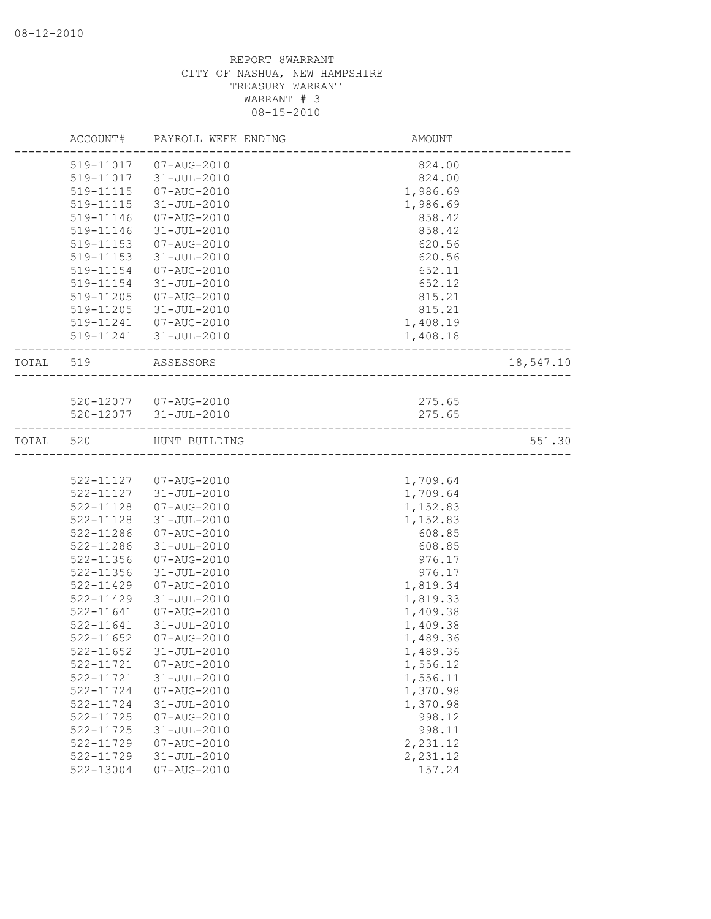08-12-2010

REPORT 8WARRANT
CITY OF NASHUA, NEW HAMPSHIRE
TREASURY WARRANT
WARRANT # 3
08-15-2010

| | ACCOUNT# | PAYROLL WEEK ENDING | AMOUNT | |
|---|---|---|---|---|
| | 519-11017 | 07-AUG-2010 | 824.00 | |
| | 519-11017 | 31-JUL-2010 | 824.00 | |
| | 519-11115 | 07-AUG-2010 | 1,986.69 | |
| | 519-11115 | 31-JUL-2010 | 1,986.69 | |
| | 519-11146 | 07-AUG-2010 | 858.42 | |
| | 519-11146 | 31-JUL-2010 | 858.42 | |
| | 519-11153 | 07-AUG-2010 | 620.56 | |
| | 519-11153 | 31-JUL-2010 | 620.56 | |
| | 519-11154 | 07-AUG-2010 | 652.11 | |
| | 519-11154 | 31-JUL-2010 | 652.12 | |
| | 519-11205 | 07-AUG-2010 | 815.21 | |
| | 519-11205 | 31-JUL-2010 | 815.21 | |
| | 519-11241 | 07-AUG-2010 | 1,408.19 | |
| | 519-11241 | 31-JUL-2010 | 1,408.18 | |
| TOTAL | 519 | ASSESSORS | | 18,547.10 |
| | 520-12077 | 07-AUG-2010 | 275.65 | |
| | 520-12077 | 31-JUL-2010 | 275.65 | |
| TOTAL | 520 | HUNT BUILDING | | 551.30 |
| | 522-11127 | 07-AUG-2010 | 1,709.64 | |
| | 522-11127 | 31-JUL-2010 | 1,709.64 | |
| | 522-11128 | 07-AUG-2010 | 1,152.83 | |
| | 522-11128 | 31-JUL-2010 | 1,152.83 | |
| | 522-11286 | 07-AUG-2010 | 608.85 | |
| | 522-11286 | 31-JUL-2010 | 608.85 | |
| | 522-11356 | 07-AUG-2010 | 976.17 | |
| | 522-11356 | 31-JUL-2010 | 976.17 | |
| | 522-11429 | 07-AUG-2010 | 1,819.34 | |
| | 522-11429 | 31-JUL-2010 | 1,819.33 | |
| | 522-11641 | 07-AUG-2010 | 1,409.38 | |
| | 522-11641 | 31-JUL-2010 | 1,409.38 | |
| | 522-11652 | 07-AUG-2010 | 1,489.36 | |
| | 522-11652 | 31-JUL-2010 | 1,489.36 | |
| | 522-11721 | 07-AUG-2010 | 1,556.12 | |
| | 522-11721 | 31-JUL-2010 | 1,556.11 | |
| | 522-11724 | 07-AUG-2010 | 1,370.98 | |
| | 522-11724 | 31-JUL-2010 | 1,370.98 | |
| | 522-11725 | 07-AUG-2010 | 998.12 | |
| | 522-11725 | 31-JUL-2010 | 998.11 | |
| | 522-11729 | 07-AUG-2010 | 2,231.12 | |
| | 522-11729 | 31-JUL-2010 | 2,231.12 | |
| | 522-13004 | 07-AUG-2010 | 157.24 | |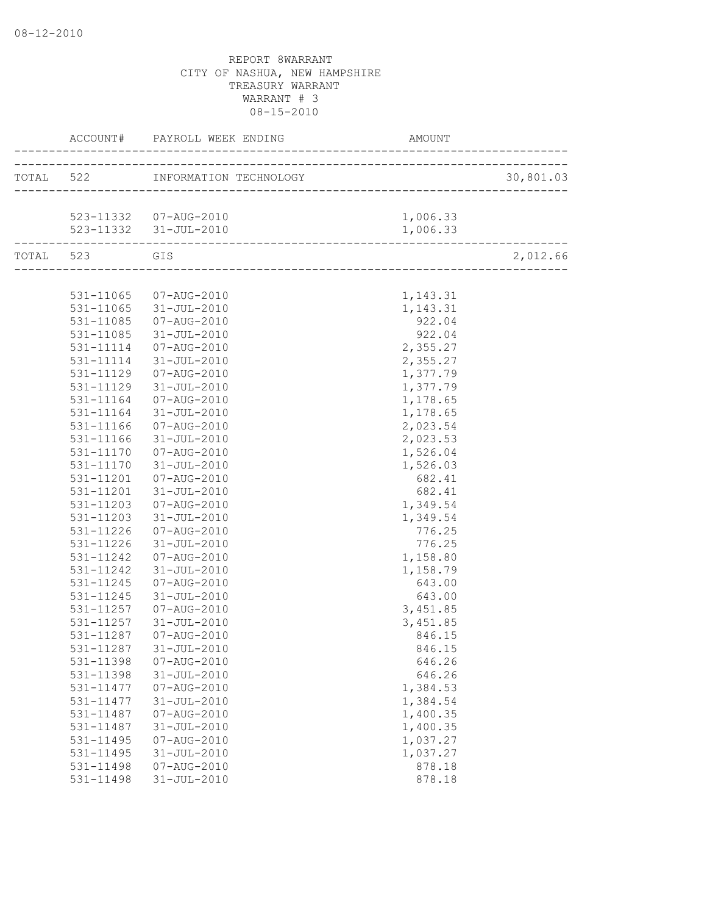08-12-2010

REPORT 8WARRANT
CITY OF NASHUA, NEW HAMPSHIRE
TREASURY WARRANT
WARRANT # 3
08-15-2010

| | ACCOUNT# | PAYROLL WEEK ENDING | AMOUNT | |
|---|---|---|---|---|
| TOTAL | 522 | INFORMATION TECHNOLOGY | | 30,801.03 |
| | 523-11332 | 07-AUG-2010 | 1,006.33 | |
| | 523-11332 | 31-JUL-2010 | 1,006.33 | |
| TOTAL | 523 | GIS | | 2,012.66 |
| | 531-11065 | 07-AUG-2010 | 1,143.31 | |
| | 531-11065 | 31-JUL-2010 | 1,143.31 | |
| | 531-11085 | 07-AUG-2010 | 922.04 | |
| | 531-11085 | 31-JUL-2010 | 922.04 | |
| | 531-11114 | 07-AUG-2010 | 2,355.27 | |
| | 531-11114 | 31-JUL-2010 | 2,355.27 | |
| | 531-11129 | 07-AUG-2010 | 1,377.79 | |
| | 531-11129 | 31-JUL-2010 | 1,377.79 | |
| | 531-11164 | 07-AUG-2010 | 1,178.65 | |
| | 531-11164 | 31-JUL-2010 | 1,178.65 | |
| | 531-11166 | 07-AUG-2010 | 2,023.54 | |
| | 531-11166 | 31-JUL-2010 | 2,023.53 | |
| | 531-11170 | 07-AUG-2010 | 1,526.04 | |
| | 531-11170 | 31-JUL-2010 | 1,526.03 | |
| | 531-11201 | 07-AUG-2010 | 682.41 | |
| | 531-11201 | 31-JUL-2010 | 682.41 | |
| | 531-11203 | 07-AUG-2010 | 1,349.54 | |
| | 531-11203 | 31-JUL-2010 | 1,349.54 | |
| | 531-11226 | 07-AUG-2010 | 776.25 | |
| | 531-11226 | 31-JUL-2010 | 776.25 | |
| | 531-11242 | 07-AUG-2010 | 1,158.80 | |
| | 531-11242 | 31-JUL-2010 | 1,158.79 | |
| | 531-11245 | 07-AUG-2010 | 643.00 | |
| | 531-11245 | 31-JUL-2010 | 643.00 | |
| | 531-11257 | 07-AUG-2010 | 3,451.85 | |
| | 531-11257 | 31-JUL-2010 | 3,451.85 | |
| | 531-11287 | 07-AUG-2010 | 846.15 | |
| | 531-11287 | 31-JUL-2010 | 846.15 | |
| | 531-11398 | 07-AUG-2010 | 646.26 | |
| | 531-11398 | 31-JUL-2010 | 646.26 | |
| | 531-11477 | 07-AUG-2010 | 1,384.53 | |
| | 531-11477 | 31-JUL-2010 | 1,384.54 | |
| | 531-11487 | 07-AUG-2010 | 1,400.35 | |
| | 531-11487 | 31-JUL-2010 | 1,400.35 | |
| | 531-11495 | 07-AUG-2010 | 1,037.27 | |
| | 531-11495 | 31-JUL-2010 | 1,037.27 | |
| | 531-11498 | 07-AUG-2010 | 878.18 | |
| | 531-11498 | 31-JUL-2010 | 878.18 | |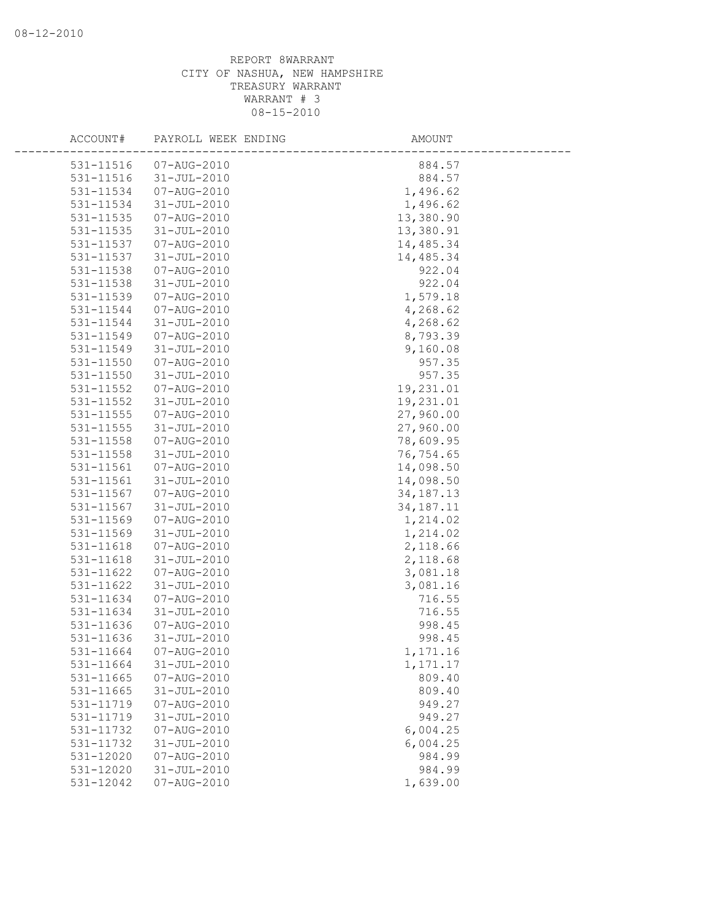REPORT 8WARRANT
CITY OF NASHUA, NEW HAMPSHIRE
TREASURY WARRANT
WARRANT # 3
08-15-2010

| ACCOUNT# | PAYROLL WEEK ENDING | AMOUNT |
|---|---|---|
| 531-11516 | 07-AUG-2010 | 884.57 |
| 531-11516 | 31-JUL-2010 | 884.57 |
| 531-11534 | 07-AUG-2010 | 1,496.62 |
| 531-11534 | 31-JUL-2010 | 1,496.62 |
| 531-11535 | 07-AUG-2010 | 13,380.90 |
| 531-11535 | 31-JUL-2010 | 13,380.91 |
| 531-11537 | 07-AUG-2010 | 14,485.34 |
| 531-11537 | 31-JUL-2010 | 14,485.34 |
| 531-11538 | 07-AUG-2010 | 922.04 |
| 531-11538 | 31-JUL-2010 | 922.04 |
| 531-11539 | 07-AUG-2010 | 1,579.18 |
| 531-11544 | 07-AUG-2010 | 4,268.62 |
| 531-11544 | 31-JUL-2010 | 4,268.62 |
| 531-11549 | 07-AUG-2010 | 8,793.39 |
| 531-11549 | 31-JUL-2010 | 9,160.08 |
| 531-11550 | 07-AUG-2010 | 957.35 |
| 531-11550 | 31-JUL-2010 | 957.35 |
| 531-11552 | 07-AUG-2010 | 19,231.01 |
| 531-11552 | 31-JUL-2010 | 19,231.01 |
| 531-11555 | 07-AUG-2010 | 27,960.00 |
| 531-11555 | 31-JUL-2010 | 27,960.00 |
| 531-11558 | 07-AUG-2010 | 78,609.95 |
| 531-11558 | 31-JUL-2010 | 76,754.65 |
| 531-11561 | 07-AUG-2010 | 14,098.50 |
| 531-11561 | 31-JUL-2010 | 14,098.50 |
| 531-11567 | 07-AUG-2010 | 34,187.13 |
| 531-11567 | 31-JUL-2010 | 34,187.11 |
| 531-11569 | 07-AUG-2010 | 1,214.02 |
| 531-11569 | 31-JUL-2010 | 1,214.02 |
| 531-11618 | 07-AUG-2010 | 2,118.66 |
| 531-11618 | 31-JUL-2010 | 2,118.68 |
| 531-11622 | 07-AUG-2010 | 3,081.18 |
| 531-11622 | 31-JUL-2010 | 3,081.16 |
| 531-11634 | 07-AUG-2010 | 716.55 |
| 531-11634 | 31-JUL-2010 | 716.55 |
| 531-11636 | 07-AUG-2010 | 998.45 |
| 531-11636 | 31-JUL-2010 | 998.45 |
| 531-11664 | 07-AUG-2010 | 1,171.16 |
| 531-11664 | 31-JUL-2010 | 1,171.17 |
| 531-11665 | 07-AUG-2010 | 809.40 |
| 531-11665 | 31-JUL-2010 | 809.40 |
| 531-11719 | 07-AUG-2010 | 949.27 |
| 531-11719 | 31-JUL-2010 | 949.27 |
| 531-11732 | 07-AUG-2010 | 6,004.25 |
| 531-11732 | 31-JUL-2010 | 6,004.25 |
| 531-12020 | 07-AUG-2010 | 984.99 |
| 531-12020 | 31-JUL-2010 | 984.99 |
| 531-12042 | 07-AUG-2010 | 1,639.00 |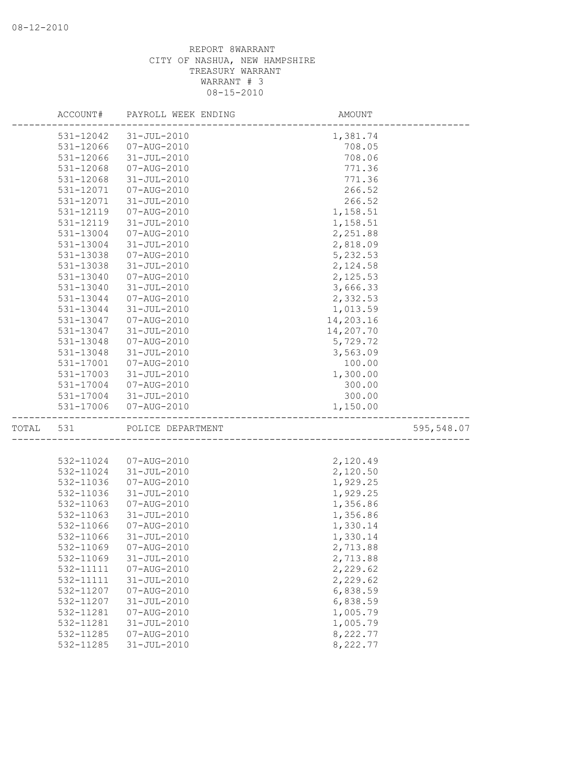08-12-2010

REPORT 8WARRANT
CITY OF NASHUA, NEW HAMPSHIRE
TREASURY WARRANT
WARRANT # 3
08-15-2010

| | ACCOUNT# | PAYROLL WEEK ENDING | AMOUNT | |
|---|---|---|---|---|
| | 531-12042 | 31-JUL-2010 | 1,381.74 | |
| | 531-12066 | 07-AUG-2010 | 708.05 | |
| | 531-12066 | 31-JUL-2010 | 708.06 | |
| | 531-12068 | 07-AUG-2010 | 771.36 | |
| | 531-12068 | 31-JUL-2010 | 771.36 | |
| | 531-12071 | 07-AUG-2010 | 266.52 | |
| | 531-12071 | 31-JUL-2010 | 266.52 | |
| | 531-12119 | 07-AUG-2010 | 1,158.51 | |
| | 531-12119 | 31-JUL-2010 | 1,158.51 | |
| | 531-13004 | 07-AUG-2010 | 2,251.88 | |
| | 531-13004 | 31-JUL-2010 | 2,818.09 | |
| | 531-13038 | 07-AUG-2010 | 5,232.53 | |
| | 531-13038 | 31-JUL-2010 | 2,124.58 | |
| | 531-13040 | 07-AUG-2010 | 2,125.53 | |
| | 531-13040 | 31-JUL-2010 | 3,666.33 | |
| | 531-13044 | 07-AUG-2010 | 2,332.53 | |
| | 531-13044 | 31-JUL-2010 | 1,013.59 | |
| | 531-13047 | 07-AUG-2010 | 14,203.16 | |
| | 531-13047 | 31-JUL-2010 | 14,207.70 | |
| | 531-13048 | 07-AUG-2010 | 5,729.72 | |
| | 531-13048 | 31-JUL-2010 | 3,563.09 | |
| | 531-17001 | 07-AUG-2010 | 100.00 | |
| | 531-17003 | 31-JUL-2010 | 1,300.00 | |
| | 531-17004 | 07-AUG-2010 | 300.00 | |
| | 531-17004 | 31-JUL-2010 | 300.00 | |
| | 531-17006 | 07-AUG-2010 | 1,150.00 | |
| TOTAL | 531 | POLICE DEPARTMENT | | 595,548.07 |
| | 532-11024 | 07-AUG-2010 | 2,120.49 | |
| | 532-11024 | 31-JUL-2010 | 2,120.50 | |
| | 532-11036 | 07-AUG-2010 | 1,929.25 | |
| | 532-11036 | 31-JUL-2010 | 1,929.25 | |
| | 532-11063 | 07-AUG-2010 | 1,356.86 | |
| | 532-11063 | 31-JUL-2010 | 1,356.86 | |
| | 532-11066 | 07-AUG-2010 | 1,330.14 | |
| | 532-11066 | 31-JUL-2010 | 1,330.14 | |
| | 532-11069 | 07-AUG-2010 | 2,713.88 | |
| | 532-11069 | 31-JUL-2010 | 2,713.88 | |
| | 532-11111 | 07-AUG-2010 | 2,229.62 | |
| | 532-11111 | 31-JUL-2010 | 2,229.62 | |
| | 532-11207 | 07-AUG-2010 | 6,838.59 | |
| | 532-11207 | 31-JUL-2010 | 6,838.59 | |
| | 532-11281 | 07-AUG-2010 | 1,005.79 | |
| | 532-11281 | 31-JUL-2010 | 1,005.79 | |
| | 532-11285 | 07-AUG-2010 | 8,222.77 | |
| | 532-11285 | 31-JUL-2010 | 8,222.77 | |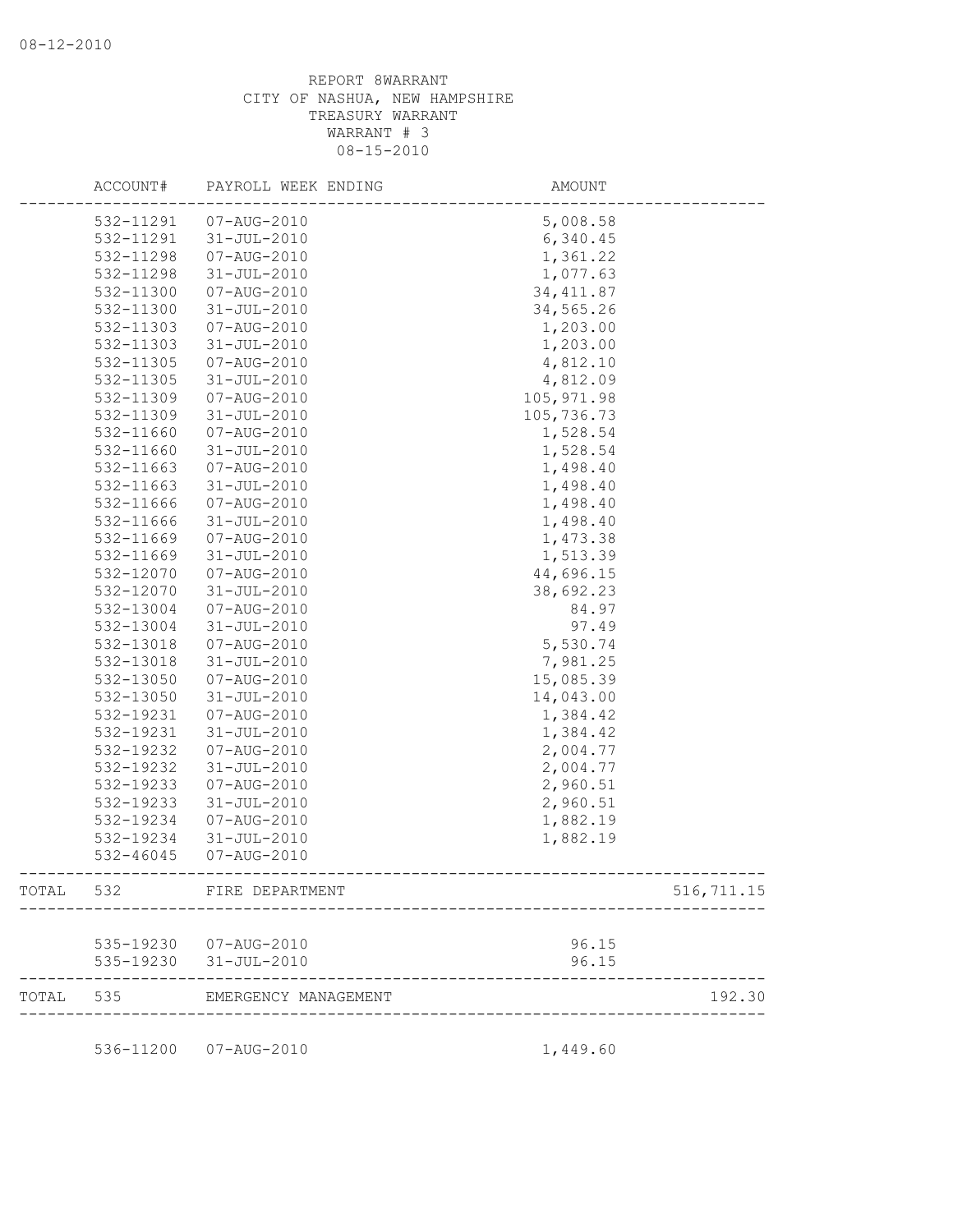08-12-2010

REPORT 8WARRANT
CITY OF NASHUA, NEW HAMPSHIRE
TREASURY WARRANT
WARRANT # 3
08-15-2010

| | ACCOUNT# | PAYROLL WEEK ENDING | AMOUNT | |
|---|---|---|---|---|
| | 532-11291 | 07-AUG-2010 | 5,008.58 | |
| | 532-11291 | 31-JUL-2010 | 6,340.45 | |
| | 532-11298 | 07-AUG-2010 | 1,361.22 | |
| | 532-11298 | 31-JUL-2010 | 1,077.63 | |
| | 532-11300 | 07-AUG-2010 | 34,411.87 | |
| | 532-11300 | 31-JUL-2010 | 34,565.26 | |
| | 532-11303 | 07-AUG-2010 | 1,203.00 | |
| | 532-11303 | 31-JUL-2010 | 1,203.00 | |
| | 532-11305 | 07-AUG-2010 | 4,812.10 | |
| | 532-11305 | 31-JUL-2010 | 4,812.09 | |
| | 532-11309 | 07-AUG-2010 | 105,971.98 | |
| | 532-11309 | 31-JUL-2010 | 105,736.73 | |
| | 532-11660 | 07-AUG-2010 | 1,528.54 | |
| | 532-11660 | 31-JUL-2010 | 1,528.54 | |
| | 532-11663 | 07-AUG-2010 | 1,498.40 | |
| | 532-11663 | 31-JUL-2010 | 1,498.40 | |
| | 532-11666 | 07-AUG-2010 | 1,498.40 | |
| | 532-11666 | 31-JUL-2010 | 1,498.40 | |
| | 532-11669 | 07-AUG-2010 | 1,473.38 | |
| | 532-11669 | 31-JUL-2010 | 1,513.39 | |
| | 532-12070 | 07-AUG-2010 | 44,696.15 | |
| | 532-12070 | 31-JUL-2010 | 38,692.23 | |
| | 532-13004 | 07-AUG-2010 | 84.97 | |
| | 532-13004 | 31-JUL-2010 | 97.49 | |
| | 532-13018 | 07-AUG-2010 | 5,530.74 | |
| | 532-13018 | 31-JUL-2010 | 7,981.25 | |
| | 532-13050 | 07-AUG-2010 | 15,085.39 | |
| | 532-13050 | 31-JUL-2010 | 14,043.00 | |
| | 532-19231 | 07-AUG-2010 | 1,384.42 | |
| | 532-19231 | 31-JUL-2010 | 1,384.42 | |
| | 532-19232 | 07-AUG-2010 | 2,004.77 | |
| | 532-19232 | 31-JUL-2010 | 2,004.77 | |
| | 532-19233 | 07-AUG-2010 | 2,960.51 | |
| | 532-19233 | 31-JUL-2010 | 2,960.51 | |
| | 532-19234 | 07-AUG-2010 | 1,882.19 | |
| | 532-19234 | 31-JUL-2010 | 1,882.19 | |
| | 532-46045 | 07-AUG-2010 | | |
| TOTAL | 532 | FIRE DEPARTMENT | | 516,711.15 |
| | 535-19230 | 07-AUG-2010 | 96.15 | |
| | 535-19230 | 31-JUL-2010 | 96.15 | |
| TOTAL | 535 | EMERGENCY MANAGEMENT | | 192.30 |
| | 536-11200 | 07-AUG-2010 | 1,449.60 | |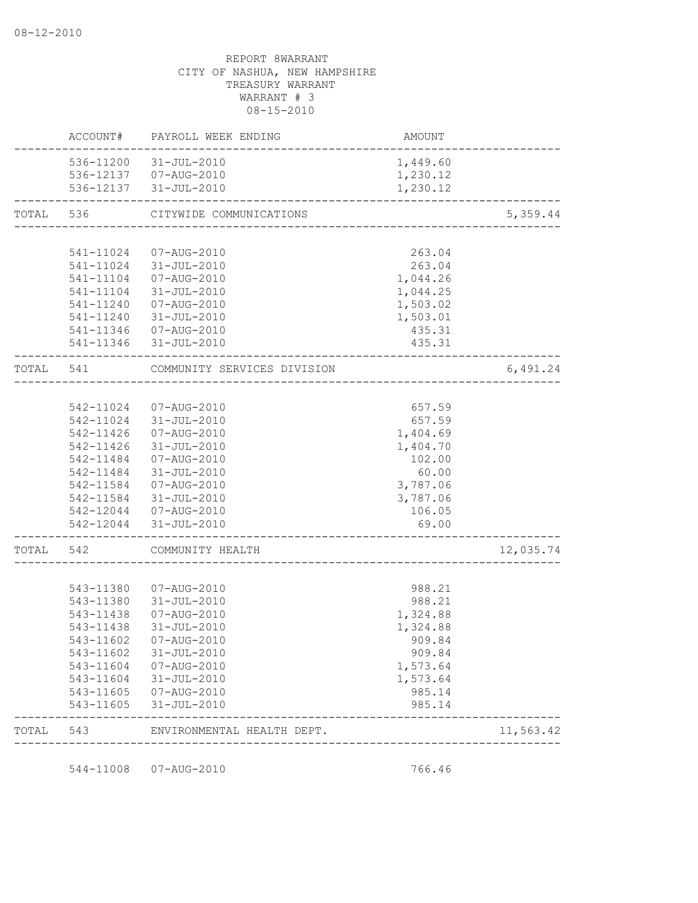08-12-2010

REPORT 8WARRANT
CITY OF NASHUA, NEW HAMPSHIRE
TREASURY WARRANT
WARRANT # 3
08-15-2010

| | ACCOUNT# | PAYROLL WEEK ENDING | AMOUNT | |
|---|---|---|---|---|
| | 536-11200 | 31-JUL-2010 | 1,449.60 | |
| | 536-12137 | 07-AUG-2010 | 1,230.12 | |
| | 536-12137 | 31-JUL-2010 | 1,230.12 | |
| TOTAL | 536 | CITYWIDE COMMUNICATIONS | | 5,359.44 |
| | 541-11024 | 07-AUG-2010 | 263.04 | |
| | 541-11024 | 31-JUL-2010 | 263.04 | |
| | 541-11104 | 07-AUG-2010 | 1,044.26 | |
| | 541-11104 | 31-JUL-2010 | 1,044.25 | |
| | 541-11240 | 07-AUG-2010 | 1,503.02 | |
| | 541-11240 | 31-JUL-2010 | 1,503.01 | |
| | 541-11346 | 07-AUG-2010 | 435.31 | |
| | 541-11346 | 31-JUL-2010 | 435.31 | |
| TOTAL | 541 | COMMUNITY SERVICES DIVISION | | 6,491.24 |
| | 542-11024 | 07-AUG-2010 | 657.59 | |
| | 542-11024 | 31-JUL-2010 | 657.59 | |
| | 542-11426 | 07-AUG-2010 | 1,404.69 | |
| | 542-11426 | 31-JUL-2010 | 1,404.70 | |
| | 542-11484 | 07-AUG-2010 | 102.00 | |
| | 542-11484 | 31-JUL-2010 | 60.00 | |
| | 542-11584 | 07-AUG-2010 | 3,787.06 | |
| | 542-11584 | 31-JUL-2010 | 3,787.06 | |
| | 542-12044 | 07-AUG-2010 | 106.05 | |
| | 542-12044 | 31-JUL-2010 | 69.00 | |
| TOTAL | 542 | COMMUNITY HEALTH | | 12,035.74 |
| | 543-11380 | 07-AUG-2010 | 988.21 | |
| | 543-11380 | 31-JUL-2010 | 988.21 | |
| | 543-11438 | 07-AUG-2010 | 1,324.88 | |
| | 543-11438 | 31-JUL-2010 | 1,324.88 | |
| | 543-11602 | 07-AUG-2010 | 909.84 | |
| | 543-11602 | 31-JUL-2010 | 909.84 | |
| | 543-11604 | 07-AUG-2010 | 1,573.64 | |
| | 543-11604 | 31-JUL-2010 | 1,573.64 | |
| | 543-11605 | 07-AUG-2010 | 985.14 | |
| | 543-11605 | 31-JUL-2010 | 985.14 | |
| TOTAL | 543 | ENVIRONMENTAL HEALTH DEPT. | | 11,563.42 |
| | 544-11008 | 07-AUG-2010 | 766.46 | |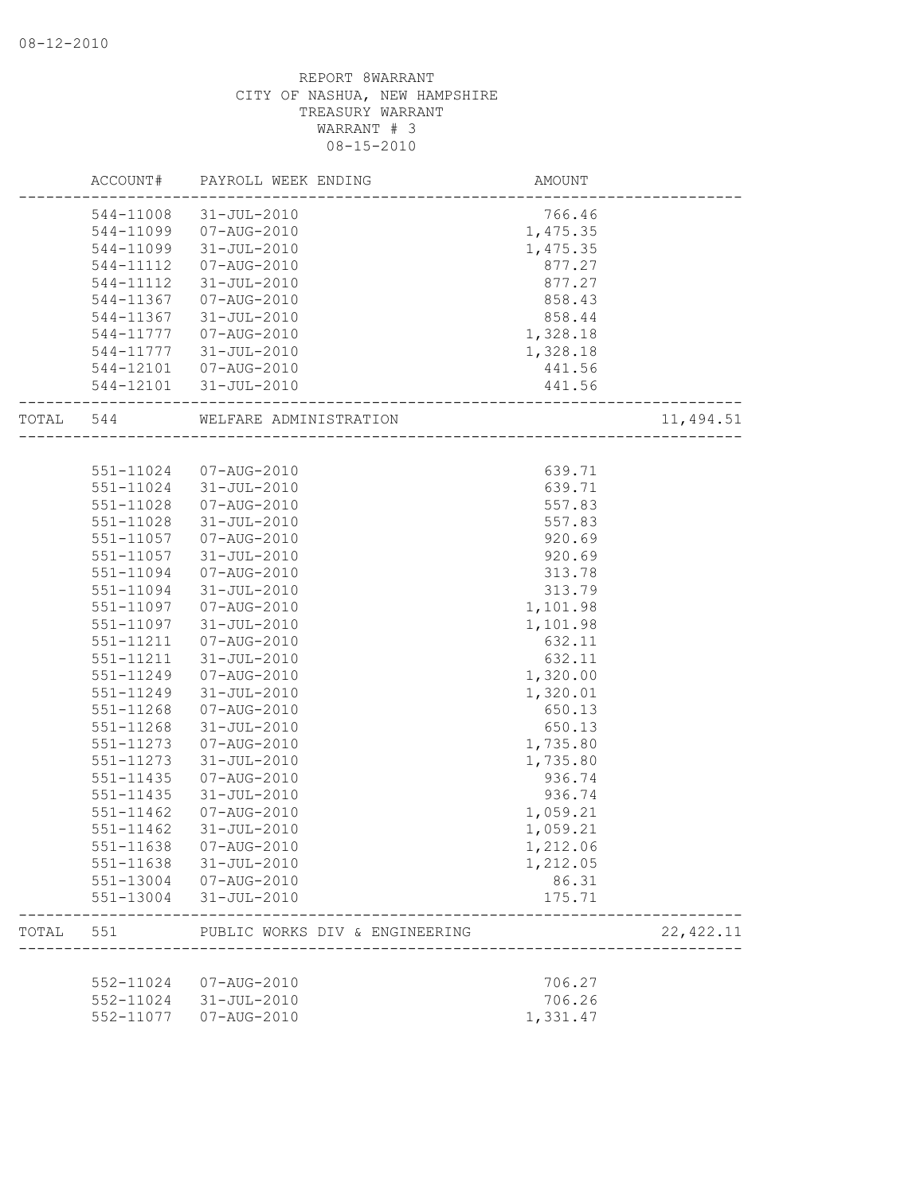08-12-2010

REPORT 8WARRANT
CITY OF NASHUA, NEW HAMPSHIRE
TREASURY WARRANT
WARRANT # 3
08-15-2010

| | ACCOUNT# | PAYROLL WEEK ENDING | AMOUNT | |
|---|---|---|---|---|
| | 544-11008 | 31-JUL-2010 | 766.46 | |
| | 544-11099 | 07-AUG-2010 | 1,475.35 | |
| | 544-11099 | 31-JUL-2010 | 1,475.35 | |
| | 544-11112 | 07-AUG-2010 | 877.27 | |
| | 544-11112 | 31-JUL-2010 | 877.27 | |
| | 544-11367 | 07-AUG-2010 | 858.43 | |
| | 544-11367 | 31-JUL-2010 | 858.44 | |
| | 544-11777 | 07-AUG-2010 | 1,328.18 | |
| | 544-11777 | 31-JUL-2010 | 1,328.18 | |
| | 544-12101 | 07-AUG-2010 | 441.56 | |
| | 544-12101 | 31-JUL-2010 | 441.56 | |
| TOTAL | 544 | WELFARE ADMINISTRATION | | 11,494.51 |
| | 551-11024 | 07-AUG-2010 | 639.71 | |
| | 551-11024 | 31-JUL-2010 | 639.71 | |
| | 551-11028 | 07-AUG-2010 | 557.83 | |
| | 551-11028 | 31-JUL-2010 | 557.83 | |
| | 551-11057 | 07-AUG-2010 | 920.69 | |
| | 551-11057 | 31-JUL-2010 | 920.69 | |
| | 551-11094 | 07-AUG-2010 | 313.78 | |
| | 551-11094 | 31-JUL-2010 | 313.79 | |
| | 551-11097 | 07-AUG-2010 | 1,101.98 | |
| | 551-11097 | 31-JUL-2010 | 1,101.98 | |
| | 551-11211 | 07-AUG-2010 | 632.11 | |
| | 551-11211 | 31-JUL-2010 | 632.11 | |
| | 551-11249 | 07-AUG-2010 | 1,320.00 | |
| | 551-11249 | 31-JUL-2010 | 1,320.01 | |
| | 551-11268 | 07-AUG-2010 | 650.13 | |
| | 551-11268 | 31-JUL-2010 | 650.13 | |
| | 551-11273 | 07-AUG-2010 | 1,735.80 | |
| | 551-11273 | 31-JUL-2010 | 1,735.80 | |
| | 551-11435 | 07-AUG-2010 | 936.74 | |
| | 551-11435 | 31-JUL-2010 | 936.74 | |
| | 551-11462 | 07-AUG-2010 | 1,059.21 | |
| | 551-11462 | 31-JUL-2010 | 1,059.21 | |
| | 551-11638 | 07-AUG-2010 | 1,212.06 | |
| | 551-11638 | 31-JUL-2010 | 1,212.05 | |
| | 551-13004 | 07-AUG-2010 | 86.31 | |
| | 551-13004 | 31-JUL-2010 | 175.71 | |
| TOTAL | 551 | PUBLIC WORKS DIV & ENGINEERING | | 22,422.11 |
| | 552-11024 | 07-AUG-2010 | 706.27 | |
| | 552-11024 | 31-JUL-2010 | 706.26 | |
| | 552-11077 | 07-AUG-2010 | 1,331.47 | |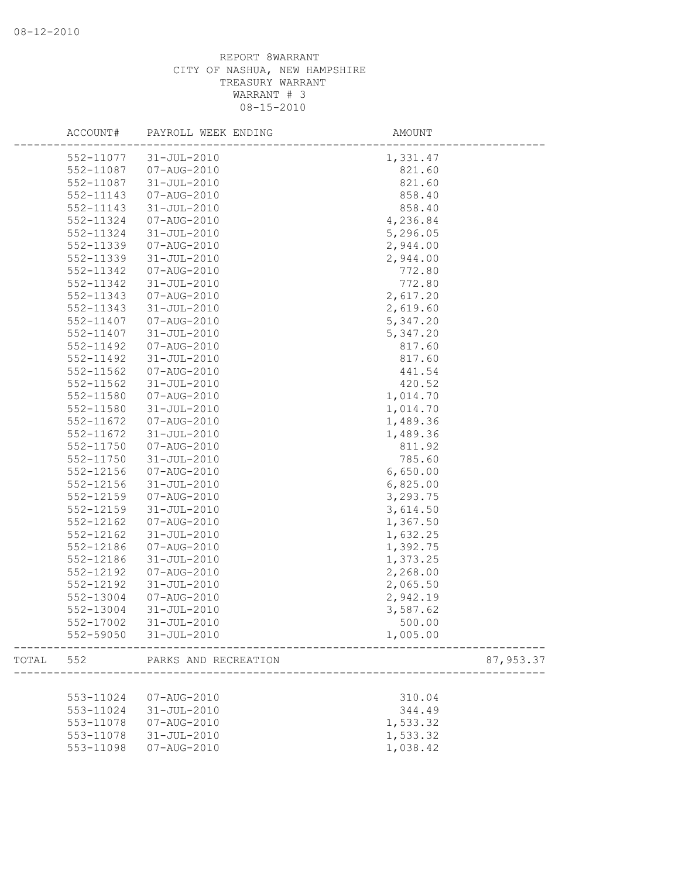08-12-2010

REPORT 8WARRANT
CITY OF NASHUA, NEW HAMPSHIRE
TREASURY WARRANT
WARRANT # 3
08-15-2010

| ACCOUNT# | PAYROLL WEEK ENDING | AMOUNT | |
|---|---|---|---|
| 552-11077 | 31-JUL-2010 | 1,331.47 | |
| 552-11087 | 07-AUG-2010 | 821.60 | |
| 552-11087 | 31-JUL-2010 | 821.60 | |
| 552-11143 | 07-AUG-2010 | 858.40 | |
| 552-11143 | 31-JUL-2010 | 858.40 | |
| 552-11324 | 07-AUG-2010 | 4,236.84 | |
| 552-11324 | 31-JUL-2010 | 5,296.05 | |
| 552-11339 | 07-AUG-2010 | 2,944.00 | |
| 552-11339 | 31-JUL-2010 | 2,944.00 | |
| 552-11342 | 07-AUG-2010 | 772.80 | |
| 552-11342 | 31-JUL-2010 | 772.80 | |
| 552-11343 | 07-AUG-2010 | 2,617.20 | |
| 552-11343 | 31-JUL-2010 | 2,619.60 | |
| 552-11407 | 07-AUG-2010 | 5,347.20 | |
| 552-11407 | 31-JUL-2010 | 5,347.20 | |
| 552-11492 | 07-AUG-2010 | 817.60 | |
| 552-11492 | 31-JUL-2010 | 817.60 | |
| 552-11562 | 07-AUG-2010 | 441.54 | |
| 552-11562 | 31-JUL-2010 | 420.52 | |
| 552-11580 | 07-AUG-2010 | 1,014.70 | |
| 552-11580 | 31-JUL-2010 | 1,014.70 | |
| 552-11672 | 07-AUG-2010 | 1,489.36 | |
| 552-11672 | 31-JUL-2010 | 1,489.36 | |
| 552-11750 | 07-AUG-2010 | 811.92 | |
| 552-11750 | 31-JUL-2010 | 785.60 | |
| 552-12156 | 07-AUG-2010 | 6,650.00 | |
| 552-12156 | 31-JUL-2010 | 6,825.00 | |
| 552-12159 | 07-AUG-2010 | 3,293.75 | |
| 552-12159 | 31-JUL-2010 | 3,614.50 | |
| 552-12162 | 07-AUG-2010 | 1,367.50 | |
| 552-12162 | 31-JUL-2010 | 1,632.25 | |
| 552-12186 | 07-AUG-2010 | 1,392.75 | |
| 552-12186 | 31-JUL-2010 | 1,373.25 | |
| 552-12192 | 07-AUG-2010 | 2,268.00 | |
| 552-12192 | 31-JUL-2010 | 2,065.50 | |
| 552-13004 | 07-AUG-2010 | 2,942.19 | |
| 552-13004 | 31-JUL-2010 | 3,587.62 | |
| 552-17002 | 31-JUL-2010 | 500.00 | |
| 552-59050 | 31-JUL-2010 | 1,005.00 | |
| TOTAL 552 | PARKS AND RECREATION | | 87,953.37 |
| 553-11024 | 07-AUG-2010 | 310.04 | |
| 553-11024 | 31-JUL-2010 | 344.49 | |
| 553-11078 | 07-AUG-2010 | 1,533.32 | |
| 553-11078 | 31-JUL-2010 | 1,533.32 | |
| 553-11098 | 07-AUG-2010 | 1,038.42 | |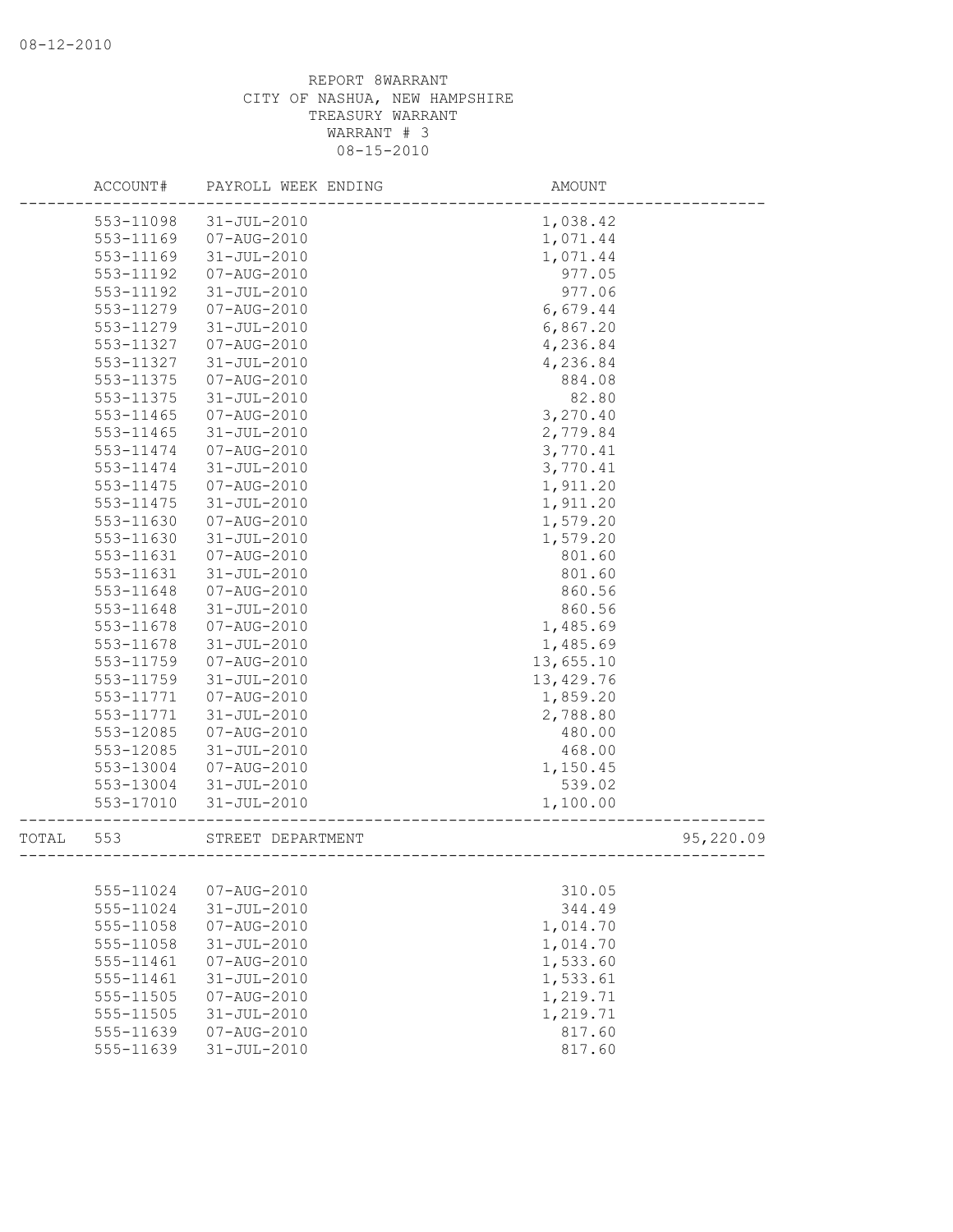REPORT 8WARRANT
CITY OF NASHUA, NEW HAMPSHIRE
TREASURY WARRANT
WARRANT # 3
08-15-2010

| | ACCOUNT# | PAYROLL WEEK ENDING | AMOUNT | |
|---|---|---|---|---|
| | 553-11098 | 31-JUL-2010 | 1,038.42 | |
| | 553-11169 | 07-AUG-2010 | 1,071.44 | |
| | 553-11169 | 31-JUL-2010 | 1,071.44 | |
| | 553-11192 | 07-AUG-2010 | 977.05 | |
| | 553-11192 | 31-JUL-2010 | 977.06 | |
| | 553-11279 | 07-AUG-2010 | 6,679.44 | |
| | 553-11279 | 31-JUL-2010 | 6,867.20 | |
| | 553-11327 | 07-AUG-2010 | 4,236.84 | |
| | 553-11327 | 31-JUL-2010 | 4,236.84 | |
| | 553-11375 | 07-AUG-2010 | 884.08 | |
| | 553-11375 | 31-JUL-2010 | 82.80 | |
| | 553-11465 | 07-AUG-2010 | 3,270.40 | |
| | 553-11465 | 31-JUL-2010 | 2,779.84 | |
| | 553-11474 | 07-AUG-2010 | 3,770.41 | |
| | 553-11474 | 31-JUL-2010 | 3,770.41 | |
| | 553-11475 | 07-AUG-2010 | 1,911.20 | |
| | 553-11475 | 31-JUL-2010 | 1,911.20 | |
| | 553-11630 | 07-AUG-2010 | 1,579.20 | |
| | 553-11630 | 31-JUL-2010 | 1,579.20 | |
| | 553-11631 | 07-AUG-2010 | 801.60 | |
| | 553-11631 | 31-JUL-2010 | 801.60 | |
| | 553-11648 | 07-AUG-2010 | 860.56 | |
| | 553-11648 | 31-JUL-2010 | 860.56 | |
| | 553-11678 | 07-AUG-2010 | 1,485.69 | |
| | 553-11678 | 31-JUL-2010 | 1,485.69 | |
| | 553-11759 | 07-AUG-2010 | 13,655.10 | |
| | 553-11759 | 31-JUL-2010 | 13,429.76 | |
| | 553-11771 | 07-AUG-2010 | 1,859.20 | |
| | 553-11771 | 31-JUL-2010 | 2,788.80 | |
| | 553-12085 | 07-AUG-2010 | 480.00 | |
| | 553-12085 | 31-JUL-2010 | 468.00 | |
| | 553-13004 | 07-AUG-2010 | 1,150.45 | |
| | 553-13004 | 31-JUL-2010 | 539.02 | |
| | 553-17010 | 31-JUL-2010 | 1,100.00 | |
| TOTAL | 553 | STREET DEPARTMENT | | 95,220.09 |
| | 555-11024 | 07-AUG-2010 | 310.05 | |
| | 555-11024 | 31-JUL-2010 | 344.49 | |
| | 555-11058 | 07-AUG-2010 | 1,014.70 | |
| | 555-11058 | 31-JUL-2010 | 1,014.70 | |
| | 555-11461 | 07-AUG-2010 | 1,533.60 | |
| | 555-11461 | 31-JUL-2010 | 1,533.61 | |
| | 555-11505 | 07-AUG-2010 | 1,219.71 | |
| | 555-11505 | 31-JUL-2010 | 1,219.71 | |
| | 555-11639 | 07-AUG-2010 | 817.60 | |
| | 555-11639 | 31-JUL-2010 | 817.60 | |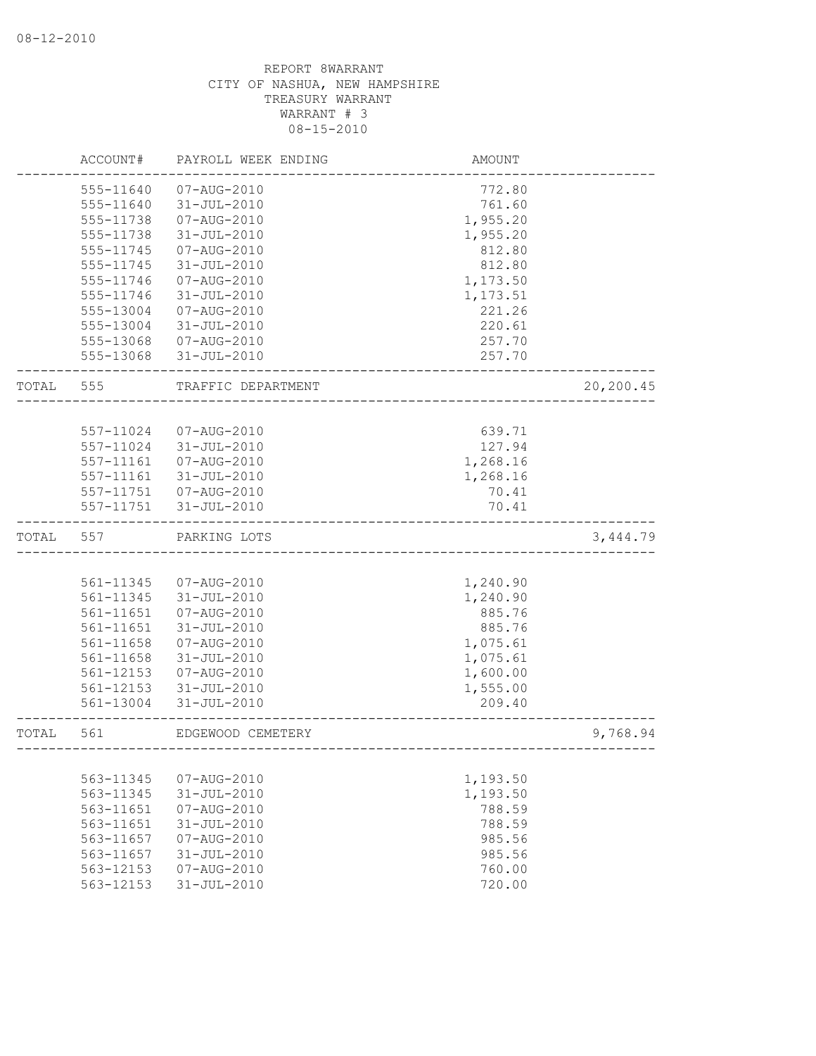REPORT 8WARRANT
CITY OF NASHUA, NEW HAMPSHIRE
TREASURY WARRANT
WARRANT # 3
08-15-2010

| ACCOUNT# | PAYROLL WEEK ENDING | AMOUNT | |
|---|---|---|---|
| 555-11640 | 07-AUG-2010 | 772.80 | |
| 555-11640 | 31-JUL-2010 | 761.60 | |
| 555-11738 | 07-AUG-2010 | 1,955.20 | |
| 555-11738 | 31-JUL-2010 | 1,955.20 | |
| 555-11745 | 07-AUG-2010 | 812.80 | |
| 555-11745 | 31-JUL-2010 | 812.80 | |
| 555-11746 | 07-AUG-2010 | 1,173.50 | |
| 555-11746 | 31-JUL-2010 | 1,173.51 | |
| 555-13004 | 07-AUG-2010 | 221.26 | |
| 555-13004 | 31-JUL-2010 | 220.61 | |
| 555-13068 | 07-AUG-2010 | 257.70 | |
| 555-13068 | 31-JUL-2010 | 257.70 | |
| TOTAL 555 | TRAFFIC DEPARTMENT | | 20,200.45 |
| 557-11024 | 07-AUG-2010 | 639.71 | |
| 557-11024 | 31-JUL-2010 | 127.94 | |
| 557-11161 | 07-AUG-2010 | 1,268.16 | |
| 557-11161 | 31-JUL-2010 | 1,268.16 | |
| 557-11751 | 07-AUG-2010 | 70.41 | |
| 557-11751 | 31-JUL-2010 | 70.41 | |
| TOTAL 557 | PARKING LOTS | | 3,444.79 |
| 561-11345 | 07-AUG-2010 | 1,240.90 | |
| 561-11345 | 31-JUL-2010 | 1,240.90 | |
| 561-11651 | 07-AUG-2010 | 885.76 | |
| 561-11651 | 31-JUL-2010 | 885.76 | |
| 561-11658 | 07-AUG-2010 | 1,075.61 | |
| 561-11658 | 31-JUL-2010 | 1,075.61 | |
| 561-12153 | 07-AUG-2010 | 1,600.00 | |
| 561-12153 | 31-JUL-2010 | 1,555.00 | |
| 561-13004 | 31-JUL-2010 | 209.40 | |
| TOTAL 561 | EDGEWOOD CEMETERY | | 9,768.94 |
| 563-11345 | 07-AUG-2010 | 1,193.50 | |
| 563-11345 | 31-JUL-2010 | 1,193.50 | |
| 563-11651 | 07-AUG-2010 | 788.59 | |
| 563-11651 | 31-JUL-2010 | 788.59 | |
| 563-11657 | 07-AUG-2010 | 985.56 | |
| 563-11657 | 31-JUL-2010 | 985.56 | |
| 563-12153 | 07-AUG-2010 | 760.00 | |
| 563-12153 | 31-JUL-2010 | 720.00 | |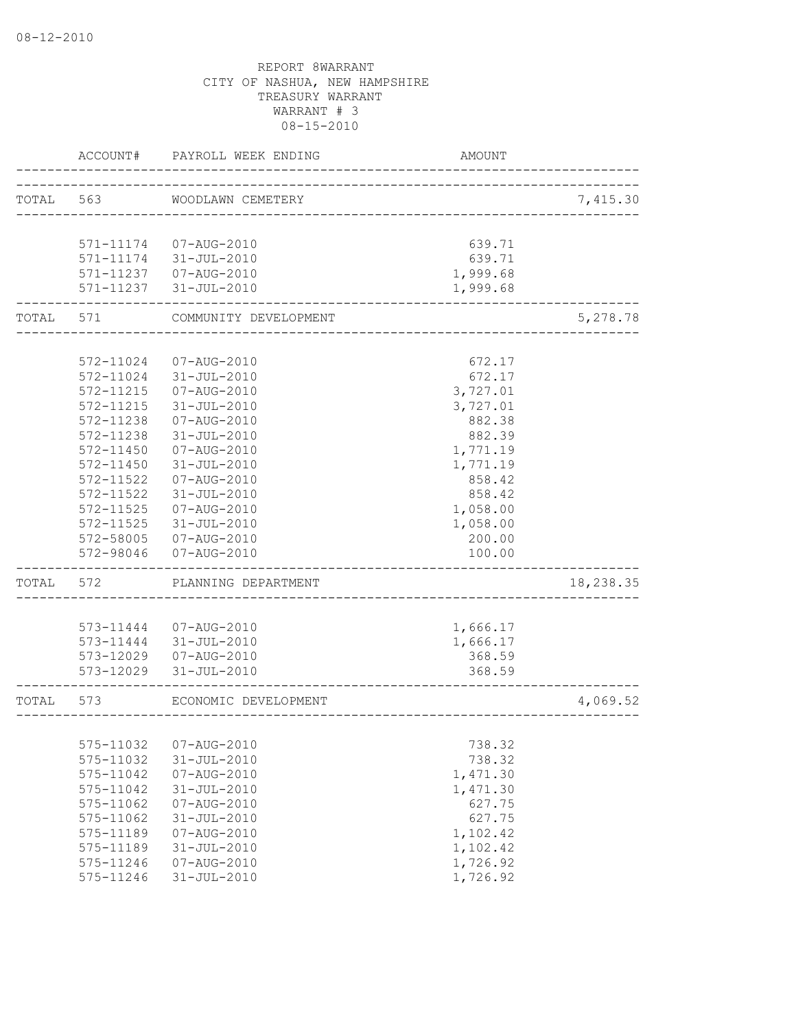08-12-2010

REPORT 8WARRANT
CITY OF NASHUA, NEW HAMPSHIRE
TREASURY WARRANT
WARRANT # 3
08-15-2010

| | ACCOUNT# | PAYROLL WEEK ENDING | AMOUNT | |
|---|---|---|---|---|
| TOTAL | 563 | WOODLAWN CEMETERY | | 7,415.30 |
| | 571-11174 | 07-AUG-2010 | 639.71 | |
| | 571-11174 | 31-JUL-2010 | 639.71 | |
| | 571-11237 | 07-AUG-2010 | 1,999.68 | |
| | 571-11237 | 31-JUL-2010 | 1,999.68 | |
| TOTAL | 571 | COMMUNITY DEVELOPMENT | | 5,278.78 |
| | 572-11024 | 07-AUG-2010 | 672.17 | |
| | 572-11024 | 31-JUL-2010 | 672.17 | |
| | 572-11215 | 07-AUG-2010 | 3,727.01 | |
| | 572-11215 | 31-JUL-2010 | 3,727.01 | |
| | 572-11238 | 07-AUG-2010 | 882.38 | |
| | 572-11238 | 31-JUL-2010 | 882.39 | |
| | 572-11450 | 07-AUG-2010 | 1,771.19 | |
| | 572-11450 | 31-JUL-2010 | 1,771.19 | |
| | 572-11522 | 07-AUG-2010 | 858.42 | |
| | 572-11522 | 31-JUL-2010 | 858.42 | |
| | 572-11525 | 07-AUG-2010 | 1,058.00 | |
| | 572-11525 | 31-JUL-2010 | 1,058.00 | |
| | 572-58005 | 07-AUG-2010 | 200.00 | |
| | 572-98046 | 07-AUG-2010 | 100.00 | |
| TOTAL | 572 | PLANNING DEPARTMENT | | 18,238.35 |
| | 573-11444 | 07-AUG-2010 | 1,666.17 | |
| | 573-11444 | 31-JUL-2010 | 1,666.17 | |
| | 573-12029 | 07-AUG-2010 | 368.59 | |
| | 573-12029 | 31-JUL-2010 | 368.59 | |
| TOTAL | 573 | ECONOMIC DEVELOPMENT | | 4,069.52 |
| | 575-11032 | 07-AUG-2010 | 738.32 | |
| | 575-11032 | 31-JUL-2010 | 738.32 | |
| | 575-11042 | 07-AUG-2010 | 1,471.30 | |
| | 575-11042 | 31-JUL-2010 | 1,471.30 | |
| | 575-11062 | 07-AUG-2010 | 627.75 | |
| | 575-11062 | 31-JUL-2010 | 627.75 | |
| | 575-11189 | 07-AUG-2010 | 1,102.42 | |
| | 575-11189 | 31-JUL-2010 | 1,102.42 | |
| | 575-11246 | 07-AUG-2010 | 1,726.92 | |
| | 575-11246 | 31-JUL-2010 | 1,726.92 | |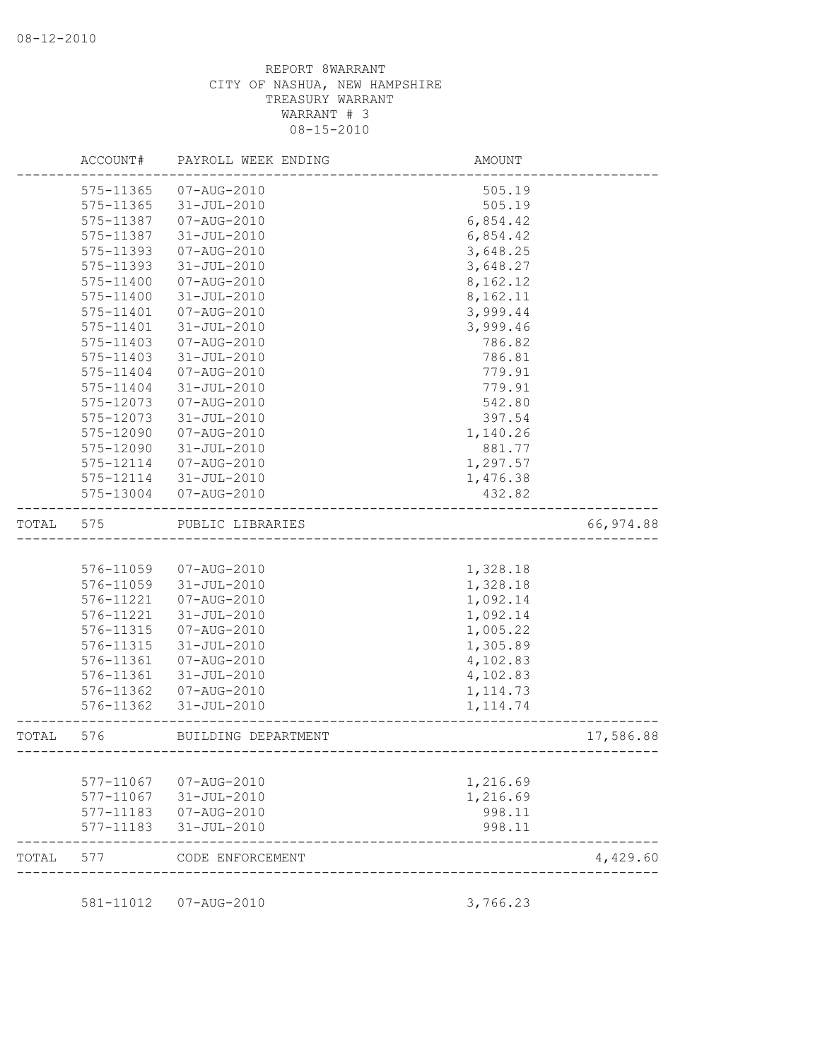08-12-2010

REPORT 8WARRANT
CITY OF NASHUA, NEW HAMPSHIRE
TREASURY WARRANT
WARRANT # 3
08-15-2010

| | ACCOUNT# | PAYROLL WEEK ENDING | AMOUNT | |
|---|---|---|---|---|
| | 575-11365 | 07-AUG-2010 | 505.19 | |
| | 575-11365 | 31-JUL-2010 | 505.19 | |
| | 575-11387 | 07-AUG-2010 | 6,854.42 | |
| | 575-11387 | 31-JUL-2010 | 6,854.42 | |
| | 575-11393 | 07-AUG-2010 | 3,648.25 | |
| | 575-11393 | 31-JUL-2010 | 3,648.27 | |
| | 575-11400 | 07-AUG-2010 | 8,162.12 | |
| | 575-11400 | 31-JUL-2010 | 8,162.11 | |
| | 575-11401 | 07-AUG-2010 | 3,999.44 | |
| | 575-11401 | 31-JUL-2010 | 3,999.46 | |
| | 575-11403 | 07-AUG-2010 | 786.82 | |
| | 575-11403 | 31-JUL-2010 | 786.81 | |
| | 575-11404 | 07-AUG-2010 | 779.91 | |
| | 575-11404 | 31-JUL-2010 | 779.91 | |
| | 575-12073 | 07-AUG-2010 | 542.80 | |
| | 575-12073 | 31-JUL-2010 | 397.54 | |
| | 575-12090 | 07-AUG-2010 | 1,140.26 | |
| | 575-12090 | 31-JUL-2010 | 881.77 | |
| | 575-12114 | 07-AUG-2010 | 1,297.57 | |
| | 575-12114 | 31-JUL-2010 | 1,476.38 | |
| | 575-13004 | 07-AUG-2010 | 432.82 | |
| TOTAL | 575 | PUBLIC LIBRARIES | | 66,974.88 |
| | 576-11059 | 07-AUG-2010 | 1,328.18 | |
| | 576-11059 | 31-JUL-2010 | 1,328.18 | |
| | 576-11221 | 07-AUG-2010 | 1,092.14 | |
| | 576-11221 | 31-JUL-2010 | 1,092.14 | |
| | 576-11315 | 07-AUG-2010 | 1,005.22 | |
| | 576-11315 | 31-JUL-2010 | 1,305.89 | |
| | 576-11361 | 07-AUG-2010 | 4,102.83 | |
| | 576-11361 | 31-JUL-2010 | 4,102.83 | |
| | 576-11362 | 07-AUG-2010 | 1,114.73 | |
| | 576-11362 | 31-JUL-2010 | 1,114.74 | |
| TOTAL | 576 | BUILDING DEPARTMENT | | 17,586.88 |
| | 577-11067 | 07-AUG-2010 | 1,216.69 | |
| | 577-11067 | 31-JUL-2010 | 1,216.69 | |
| | 577-11183 | 07-AUG-2010 | 998.11 | |
| | 577-11183 | 31-JUL-2010 | 998.11 | |
| TOTAL | 577 | CODE ENFORCEMENT | | 4,429.60 |
| | 581-11012 | 07-AUG-2010 | 3,766.23 | |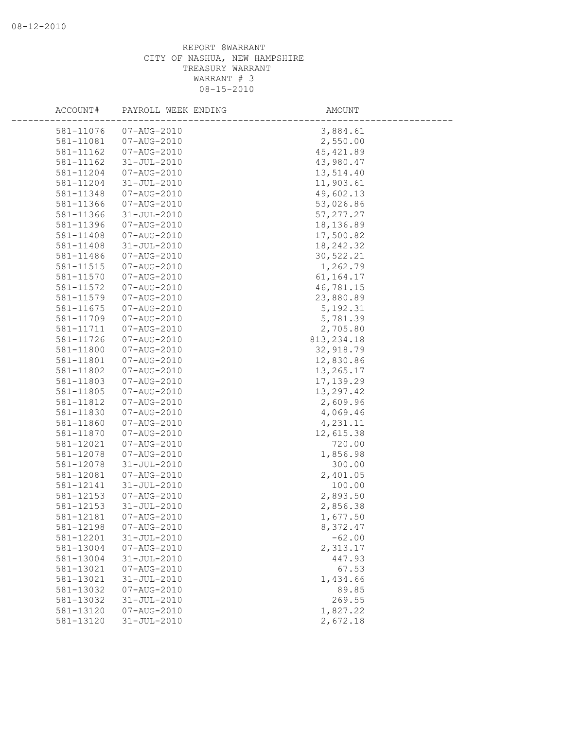REPORT 8WARRANT
CITY OF NASHUA, NEW HAMPSHIRE
TREASURY WARRANT
WARRANT # 3
08-15-2010

| ACCOUNT# | PAYROLL WEEK ENDING | AMOUNT |
|---|---|---|
| 581-11076 | 07-AUG-2010 | 3,884.61 |
| 581-11081 | 07-AUG-2010 | 2,550.00 |
| 581-11162 | 07-AUG-2010 | 45,421.89 |
| 581-11162 | 31-JUL-2010 | 43,980.47 |
| 581-11204 | 07-AUG-2010 | 13,514.40 |
| 581-11204 | 31-JUL-2010 | 11,903.61 |
| 581-11348 | 07-AUG-2010 | 49,602.13 |
| 581-11366 | 07-AUG-2010 | 53,026.86 |
| 581-11366 | 31-JUL-2010 | 57,277.27 |
| 581-11396 | 07-AUG-2010 | 18,136.89 |
| 581-11408 | 07-AUG-2010 | 17,500.82 |
| 581-11408 | 31-JUL-2010 | 18,242.32 |
| 581-11486 | 07-AUG-2010 | 30,522.21 |
| 581-11515 | 07-AUG-2010 | 1,262.79 |
| 581-11570 | 07-AUG-2010 | 61,164.17 |
| 581-11572 | 07-AUG-2010 | 46,781.15 |
| 581-11579 | 07-AUG-2010 | 23,880.89 |
| 581-11675 | 07-AUG-2010 | 5,192.31 |
| 581-11709 | 07-AUG-2010 | 5,781.39 |
| 581-11711 | 07-AUG-2010 | 2,705.80 |
| 581-11726 | 07-AUG-2010 | 813,234.18 |
| 581-11800 | 07-AUG-2010 | 32,918.79 |
| 581-11801 | 07-AUG-2010 | 12,830.86 |
| 581-11802 | 07-AUG-2010 | 13,265.17 |
| 581-11803 | 07-AUG-2010 | 17,139.29 |
| 581-11805 | 07-AUG-2010 | 13,297.42 |
| 581-11812 | 07-AUG-2010 | 2,609.96 |
| 581-11830 | 07-AUG-2010 | 4,069.46 |
| 581-11860 | 07-AUG-2010 | 4,231.11 |
| 581-11870 | 07-AUG-2010 | 12,615.38 |
| 581-12021 | 07-AUG-2010 | 720.00 |
| 581-12078 | 07-AUG-2010 | 1,856.98 |
| 581-12078 | 31-JUL-2010 | 300.00 |
| 581-12081 | 07-AUG-2010 | 2,401.05 |
| 581-12141 | 31-JUL-2010 | 100.00 |
| 581-12153 | 07-AUG-2010 | 2,893.50 |
| 581-12153 | 31-JUL-2010 | 2,856.38 |
| 581-12181 | 07-AUG-2010 | 1,677.50 |
| 581-12198 | 07-AUG-2010 | 8,372.47 |
| 581-12201 | 31-JUL-2010 | -62.00 |
| 581-13004 | 07-AUG-2010 | 2,313.17 |
| 581-13004 | 31-JUL-2010 | 447.93 |
| 581-13021 | 07-AUG-2010 | 67.53 |
| 581-13021 | 31-JUL-2010 | 1,434.66 |
| 581-13032 | 07-AUG-2010 | 89.85 |
| 581-13032 | 31-JUL-2010 | 269.55 |
| 581-13120 | 07-AUG-2010 | 1,827.22 |
| 581-13120 | 31-JUL-2010 | 2,672.18 |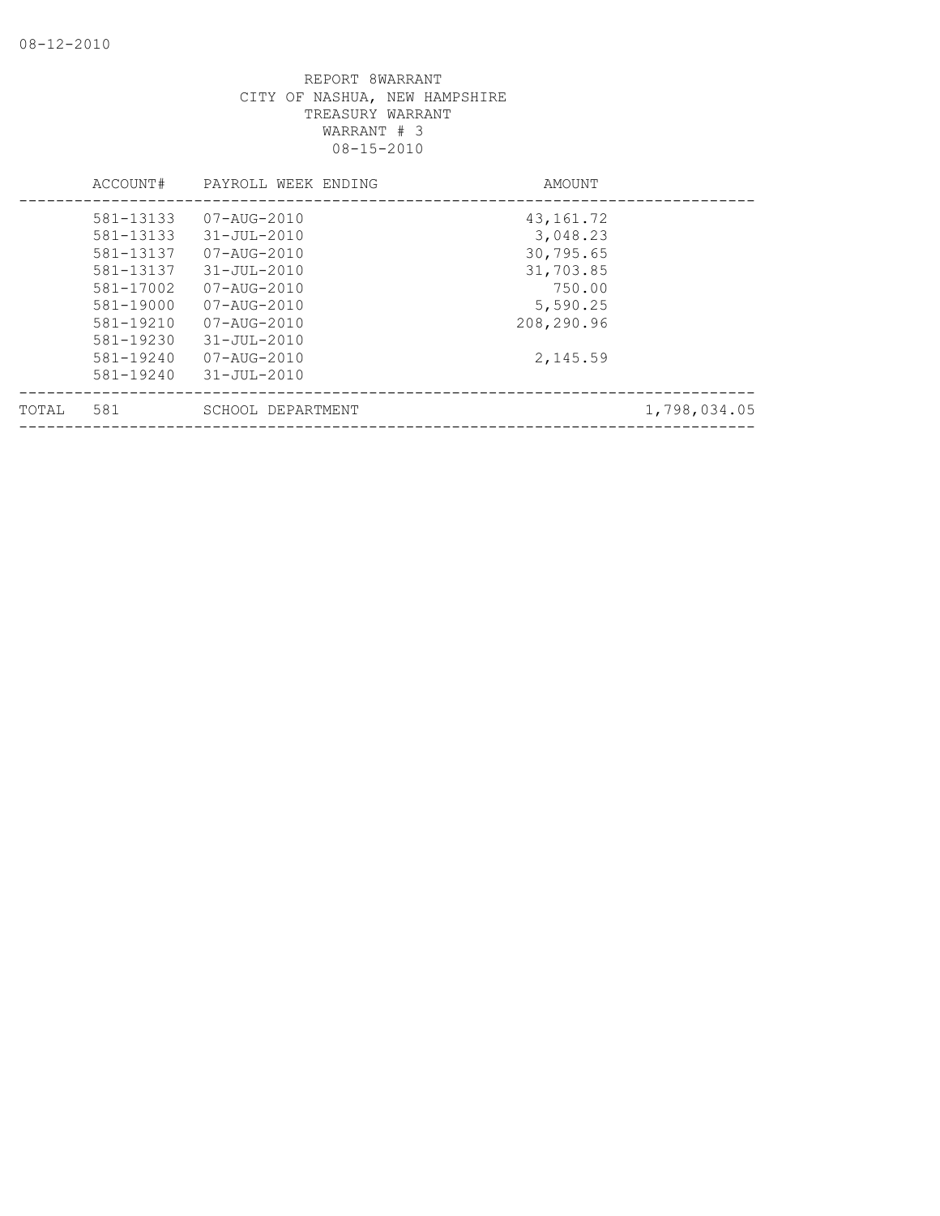REPORT 8WARRANT
CITY OF NASHUA, NEW HAMPSHIRE
TREASURY WARRANT
WARRANT # 3
08-15-2010

| | ACCOUNT# | PAYROLL WEEK ENDING | AMOUNT | |
|---|---|---|---|---|
| | 581-13133 | 07-AUG-2010 | 43,161.72 | |
| | 581-13133 | 31-JUL-2010 | 3,048.23 | |
| | 581-13137 | 07-AUG-2010 | 30,795.65 | |
| | 581-13137 | 31-JUL-2010 | 31,703.85 | |
| | 581-17002 | 07-AUG-2010 | 750.00 | |
| | 581-19000 | 07-AUG-2010 | 5,590.25 | |
| | 581-19210 | 07-AUG-2010 | 208,290.96 | |
| | 581-19230 | 31-JUL-2010 | | |
| | 581-19240 | 07-AUG-2010 | 2,145.59 | |
| | 581-19240 | 31-JUL-2010 | | |
| TOTAL | 581 | SCHOOL DEPARTMENT | | 1,798,034.05 |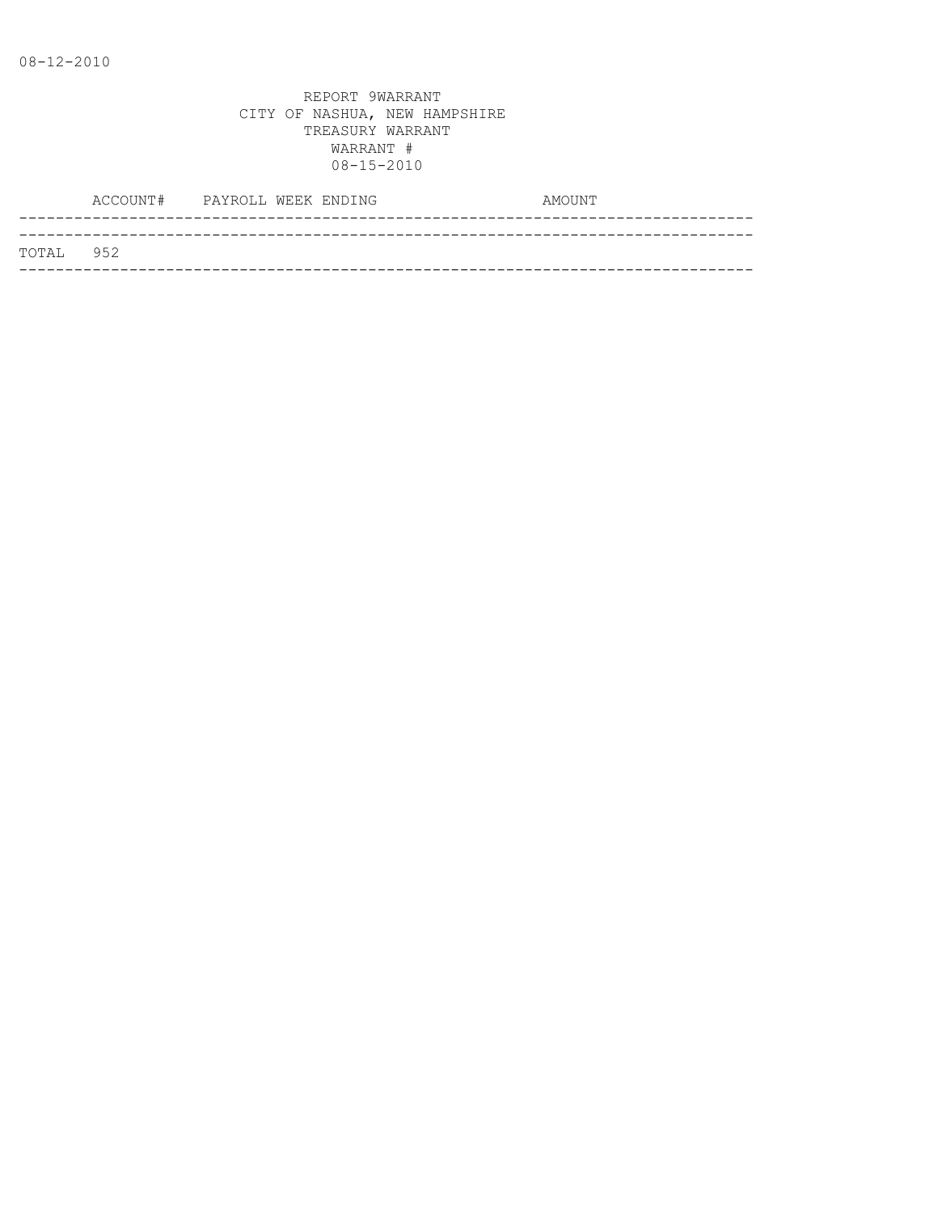08-12-2010

REPORT 9WARRANT
CITY OF NASHUA, NEW HAMPSHIRE
TREASURY WARRANT
WARRANT #
08-15-2010

| | ACCOUNT# | PAYROLL WEEK ENDING | AMOUNT |
|---|---|---|---|
| TOTAL | 952 | | |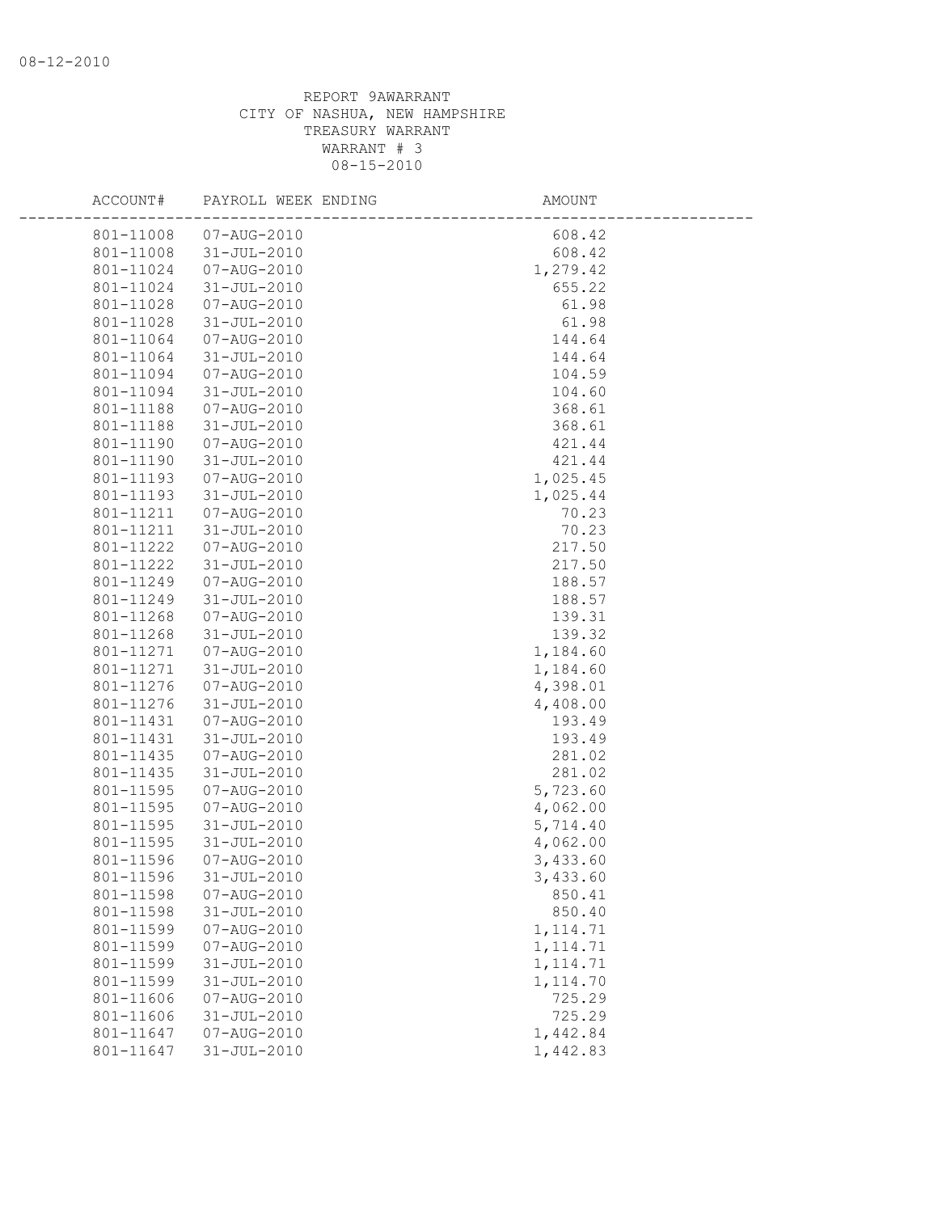REPORT 9AWARRANT
CITY OF NASHUA, NEW HAMPSHIRE
TREASURY WARRANT
WARRANT # 3
08-15-2010

| ACCOUNT# | PAYROLL WEEK ENDING | AMOUNT |
|---|---|---|
| 801-11008 | 07-AUG-2010 | 608.42 |
| 801-11008 | 31-JUL-2010 | 608.42 |
| 801-11024 | 07-AUG-2010 | 1,279.42 |
| 801-11024 | 31-JUL-2010 | 655.22 |
| 801-11028 | 07-AUG-2010 | 61.98 |
| 801-11028 | 31-JUL-2010 | 61.98 |
| 801-11064 | 07-AUG-2010 | 144.64 |
| 801-11064 | 31-JUL-2010 | 144.64 |
| 801-11094 | 07-AUG-2010 | 104.59 |
| 801-11094 | 31-JUL-2010 | 104.60 |
| 801-11188 | 07-AUG-2010 | 368.61 |
| 801-11188 | 31-JUL-2010 | 368.61 |
| 801-11190 | 07-AUG-2010 | 421.44 |
| 801-11190 | 31-JUL-2010 | 421.44 |
| 801-11193 | 07-AUG-2010 | 1,025.45 |
| 801-11193 | 31-JUL-2010 | 1,025.44 |
| 801-11211 | 07-AUG-2010 | 70.23 |
| 801-11211 | 31-JUL-2010 | 70.23 |
| 801-11222 | 07-AUG-2010 | 217.50 |
| 801-11222 | 31-JUL-2010 | 217.50 |
| 801-11249 | 07-AUG-2010 | 188.57 |
| 801-11249 | 31-JUL-2010 | 188.57 |
| 801-11268 | 07-AUG-2010 | 139.31 |
| 801-11268 | 31-JUL-2010 | 139.32 |
| 801-11271 | 07-AUG-2010 | 1,184.60 |
| 801-11271 | 31-JUL-2010 | 1,184.60 |
| 801-11276 | 07-AUG-2010 | 4,398.01 |
| 801-11276 | 31-JUL-2010 | 4,408.00 |
| 801-11431 | 07-AUG-2010 | 193.49 |
| 801-11431 | 31-JUL-2010 | 193.49 |
| 801-11435 | 07-AUG-2010 | 281.02 |
| 801-11435 | 31-JUL-2010 | 281.02 |
| 801-11595 | 07-AUG-2010 | 5,723.60 |
| 801-11595 | 07-AUG-2010 | 4,062.00 |
| 801-11595 | 31-JUL-2010 | 5,714.40 |
| 801-11595 | 31-JUL-2010 | 4,062.00 |
| 801-11596 | 07-AUG-2010 | 3,433.60 |
| 801-11596 | 31-JUL-2010 | 3,433.60 |
| 801-11598 | 07-AUG-2010 | 850.41 |
| 801-11598 | 31-JUL-2010 | 850.40 |
| 801-11599 | 07-AUG-2010 | 1,114.71 |
| 801-11599 | 07-AUG-2010 | 1,114.71 |
| 801-11599 | 31-JUL-2010 | 1,114.71 |
| 801-11599 | 31-JUL-2010 | 1,114.70 |
| 801-11606 | 07-AUG-2010 | 725.29 |
| 801-11606 | 31-JUL-2010 | 725.29 |
| 801-11647 | 07-AUG-2010 | 1,442.84 |
| 801-11647 | 31-JUL-2010 | 1,442.83 |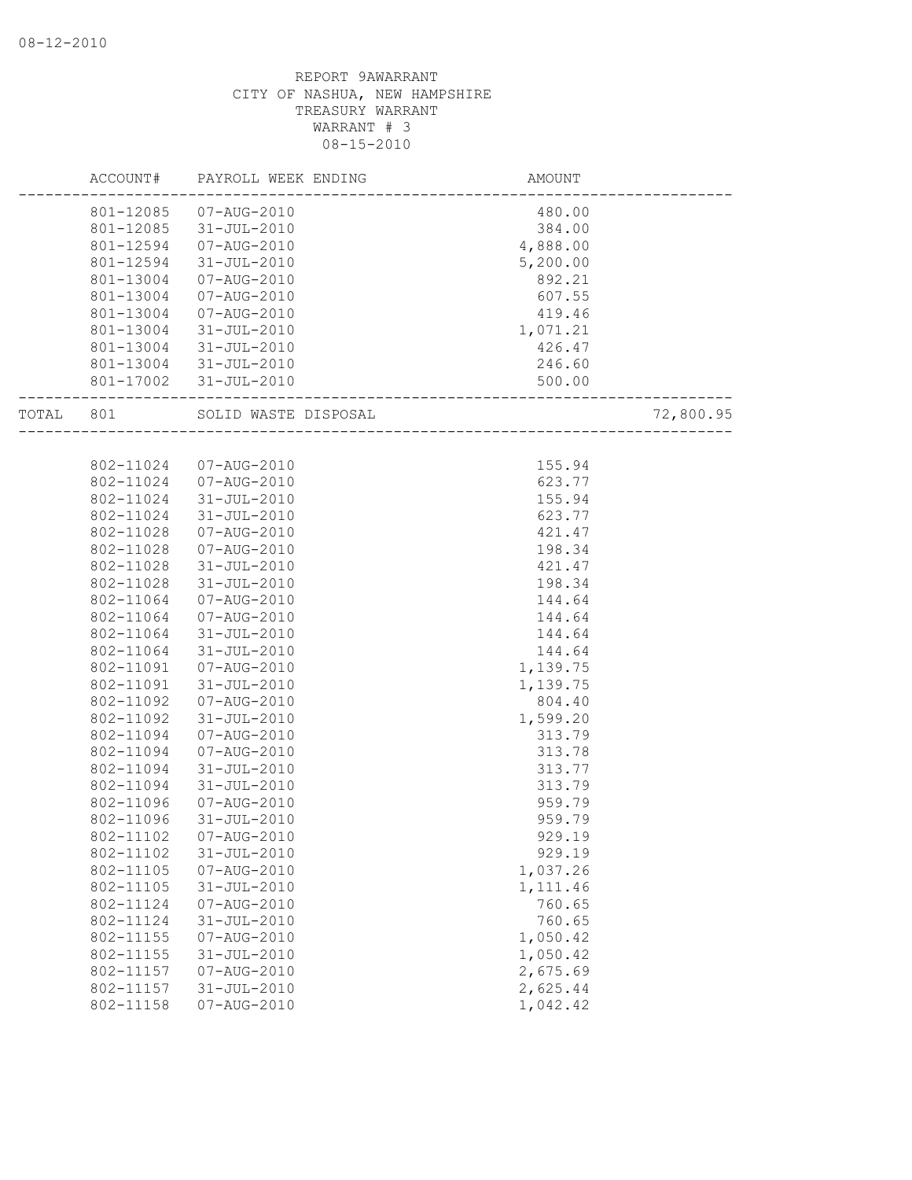REPORT 9AWARRANT
CITY OF NASHUA, NEW HAMPSHIRE
TREASURY WARRANT
WARRANT # 3
08-15-2010

| ACCOUNT# | PAYROLL WEEK ENDING | AMOUNT | |
|---|---|---|---|
| 801-12085 | 07-AUG-2010 | 480.00 | |
| 801-12085 | 31-JUL-2010 | 384.00 | |
| 801-12594 | 07-AUG-2010 | 4,888.00 | |
| 801-12594 | 31-JUL-2010 | 5,200.00 | |
| 801-13004 | 07-AUG-2010 | 892.21 | |
| 801-13004 | 07-AUG-2010 | 607.55 | |
| 801-13004 | 07-AUG-2010 | 419.46 | |
| 801-13004 | 31-JUL-2010 | 1,071.21 | |
| 801-13004 | 31-JUL-2010 | 426.47 | |
| 801-13004 | 31-JUL-2010 | 246.60 | |
| 801-17002 | 31-JUL-2010 | 500.00 | |
| TOTAL 801 | SOLID WASTE DISPOSAL | | 72,800.95 |
| 802-11024 | 07-AUG-2010 | 155.94 | |
| 802-11024 | 07-AUG-2010 | 623.77 | |
| 802-11024 | 31-JUL-2010 | 155.94 | |
| 802-11024 | 31-JUL-2010 | 623.77 | |
| 802-11028 | 07-AUG-2010 | 421.47 | |
| 802-11028 | 07-AUG-2010 | 198.34 | |
| 802-11028 | 31-JUL-2010 | 421.47 | |
| 802-11028 | 31-JUL-2010 | 198.34 | |
| 802-11064 | 07-AUG-2010 | 144.64 | |
| 802-11064 | 07-AUG-2010 | 144.64 | |
| 802-11064 | 31-JUL-2010 | 144.64 | |
| 802-11064 | 31-JUL-2010 | 144.64 | |
| 802-11091 | 07-AUG-2010 | 1,139.75 | |
| 802-11091 | 31-JUL-2010 | 1,139.75 | |
| 802-11092 | 07-AUG-2010 | 804.40 | |
| 802-11092 | 31-JUL-2010 | 1,599.20 | |
| 802-11094 | 07-AUG-2010 | 313.79 | |
| 802-11094 | 07-AUG-2010 | 313.78 | |
| 802-11094 | 31-JUL-2010 | 313.77 | |
| 802-11094 | 31-JUL-2010 | 313.79 | |
| 802-11096 | 07-AUG-2010 | 959.79 | |
| 802-11096 | 31-JUL-2010 | 959.79 | |
| 802-11102 | 07-AUG-2010 | 929.19 | |
| 802-11102 | 31-JUL-2010 | 929.19 | |
| 802-11105 | 07-AUG-2010 | 1,037.26 | |
| 802-11105 | 31-JUL-2010 | 1,111.46 | |
| 802-11124 | 07-AUG-2010 | 760.65 | |
| 802-11124 | 31-JUL-2010 | 760.65 | |
| 802-11155 | 07-AUG-2010 | 1,050.42 | |
| 802-11155 | 31-JUL-2010 | 1,050.42 | |
| 802-11157 | 07-AUG-2010 | 2,675.69 | |
| 802-11157 | 31-JUL-2010 | 2,625.44 | |
| 802-11158 | 07-AUG-2010 | 1,042.42 | |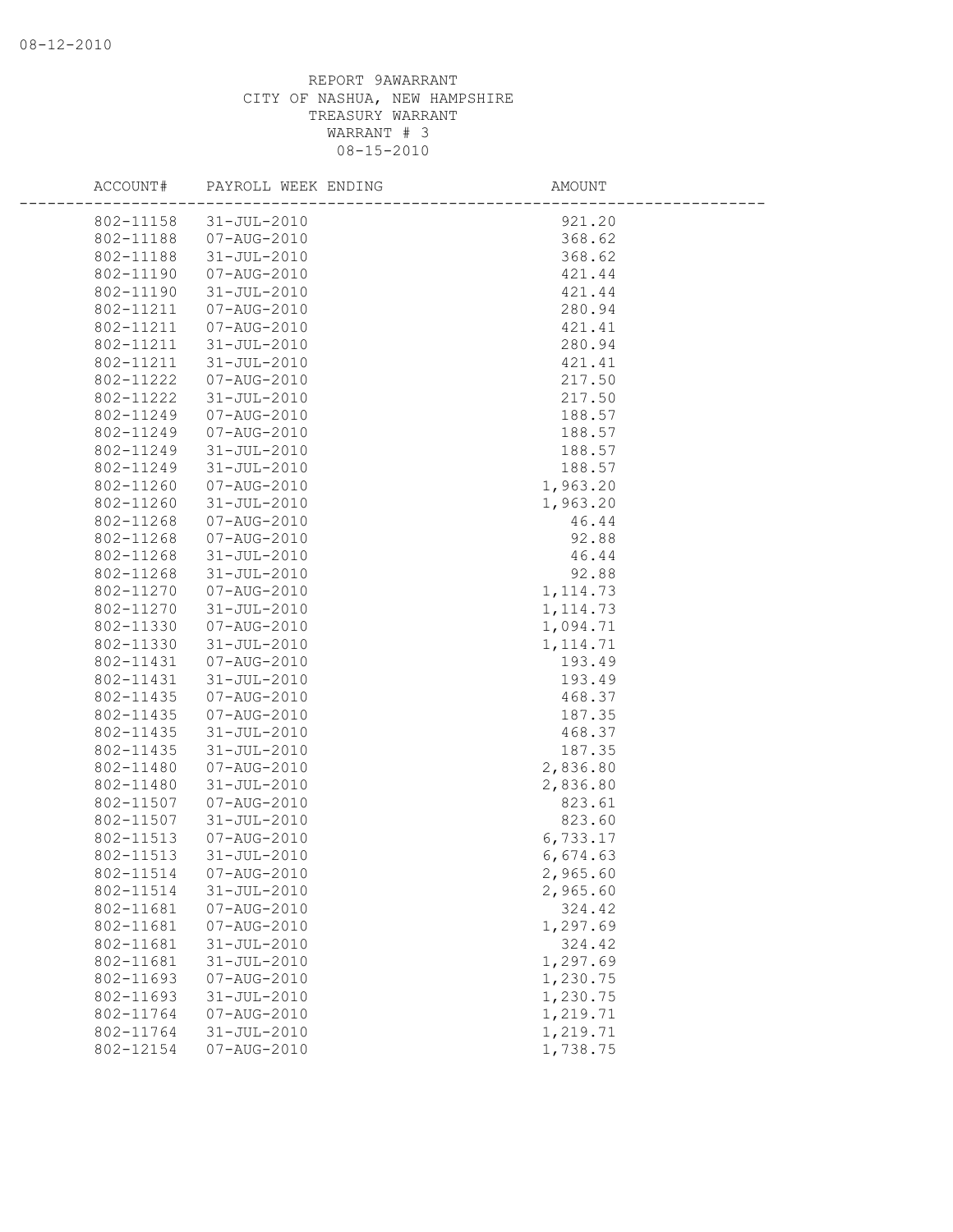08-12-2010

REPORT 9AWARRANT
CITY OF NASHUA, NEW HAMPSHIRE
TREASURY WARRANT
WARRANT # 3
08-15-2010

| ACCOUNT# | PAYROLL WEEK ENDING | AMOUNT |
|---|---|---|
| 802-11158 | 31-JUL-2010 | 921.20 |
| 802-11188 | 07-AUG-2010 | 368.62 |
| 802-11188 | 31-JUL-2010 | 368.62 |
| 802-11190 | 07-AUG-2010 | 421.44 |
| 802-11190 | 31-JUL-2010 | 421.44 |
| 802-11211 | 07-AUG-2010 | 280.94 |
| 802-11211 | 07-AUG-2010 | 421.41 |
| 802-11211 | 31-JUL-2010 | 280.94 |
| 802-11211 | 31-JUL-2010 | 421.41 |
| 802-11222 | 07-AUG-2010 | 217.50 |
| 802-11222 | 31-JUL-2010 | 217.50 |
| 802-11249 | 07-AUG-2010 | 188.57 |
| 802-11249 | 07-AUG-2010 | 188.57 |
| 802-11249 | 31-JUL-2010 | 188.57 |
| 802-11249 | 31-JUL-2010 | 188.57 |
| 802-11260 | 07-AUG-2010 | 1,963.20 |
| 802-11260 | 31-JUL-2010 | 1,963.20 |
| 802-11268 | 07-AUG-2010 | 46.44 |
| 802-11268 | 07-AUG-2010 | 92.88 |
| 802-11268 | 31-JUL-2010 | 46.44 |
| 802-11268 | 31-JUL-2010 | 92.88 |
| 802-11270 | 07-AUG-2010 | 1,114.73 |
| 802-11270 | 31-JUL-2010 | 1,114.73 |
| 802-11330 | 07-AUG-2010 | 1,094.71 |
| 802-11330 | 31-JUL-2010 | 1,114.71 |
| 802-11431 | 07-AUG-2010 | 193.49 |
| 802-11431 | 31-JUL-2010 | 193.49 |
| 802-11435 | 07-AUG-2010 | 468.37 |
| 802-11435 | 07-AUG-2010 | 187.35 |
| 802-11435 | 31-JUL-2010 | 468.37 |
| 802-11435 | 31-JUL-2010 | 187.35 |
| 802-11480 | 07-AUG-2010 | 2,836.80 |
| 802-11480 | 31-JUL-2010 | 2,836.80 |
| 802-11507 | 07-AUG-2010 | 823.61 |
| 802-11507 | 31-JUL-2010 | 823.60 |
| 802-11513 | 07-AUG-2010 | 6,733.17 |
| 802-11513 | 31-JUL-2010 | 6,674.63 |
| 802-11514 | 07-AUG-2010 | 2,965.60 |
| 802-11514 | 31-JUL-2010 | 2,965.60 |
| 802-11681 | 07-AUG-2010 | 324.42 |
| 802-11681 | 07-AUG-2010 | 1,297.69 |
| 802-11681 | 31-JUL-2010 | 324.42 |
| 802-11681 | 31-JUL-2010 | 1,297.69 |
| 802-11693 | 07-AUG-2010 | 1,230.75 |
| 802-11693 | 31-JUL-2010 | 1,230.75 |
| 802-11764 | 07-AUG-2010 | 1,219.71 |
| 802-11764 | 31-JUL-2010 | 1,219.71 |
| 802-12154 | 07-AUG-2010 | 1,738.75 |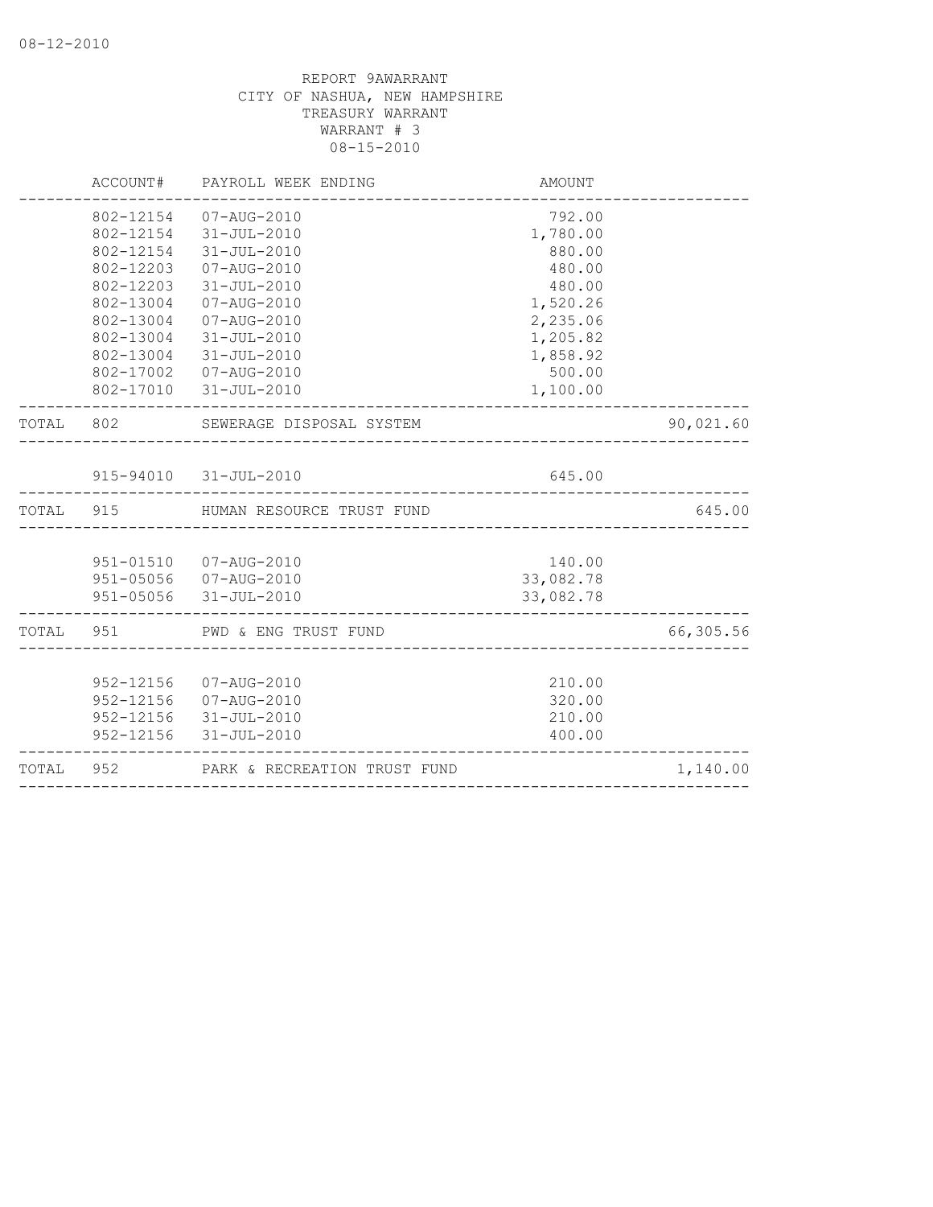08-12-2010

REPORT 9AWARRANT
CITY OF NASHUA, NEW HAMPSHIRE
TREASURY WARRANT
WARRANT # 3
08-15-2010

| | ACCOUNT# | PAYROLL WEEK ENDING | AMOUNT | |
|---|---|---|---|---|
| | 802-12154 | 07-AUG-2010 | 792.00 | |
| | 802-12154 | 31-JUL-2010 | 1,780.00 | |
| | 802-12154 | 31-JUL-2010 | 880.00 | |
| | 802-12203 | 07-AUG-2010 | 480.00 | |
| | 802-12203 | 31-JUL-2010 | 480.00 | |
| | 802-13004 | 07-AUG-2010 | 1,520.26 | |
| | 802-13004 | 07-AUG-2010 | 2,235.06 | |
| | 802-13004 | 31-JUL-2010 | 1,205.82 | |
| | 802-13004 | 31-JUL-2010 | 1,858.92 | |
| | 802-17002 | 07-AUG-2010 | 500.00 | |
| | 802-17010 | 31-JUL-2010 | 1,100.00 | |
| TOTAL | 802 | SEWERAGE DISPOSAL SYSTEM | | 90,021.60 |
| | 915-94010 | 31-JUL-2010 | 645.00 | |
| TOTAL | 915 | HUMAN RESOURCE TRUST FUND | | 645.00 |
| | 951-01510 | 07-AUG-2010 | 140.00 | |
| | 951-05056 | 07-AUG-2010 | 33,082.78 | |
| | 951-05056 | 31-JUL-2010 | 33,082.78 | |
| TOTAL | 951 | PWD & ENG TRUST FUND | | 66,305.56 |
| | 952-12156 | 07-AUG-2010 | 210.00 | |
| | 952-12156 | 07-AUG-2010 | 320.00 | |
| | 952-12156 | 31-JUL-2010 | 210.00 | |
| | 952-12156 | 31-JUL-2010 | 400.00 | |
| TOTAL | 952 | PARK & RECREATION TRUST FUND | | 1,140.00 |